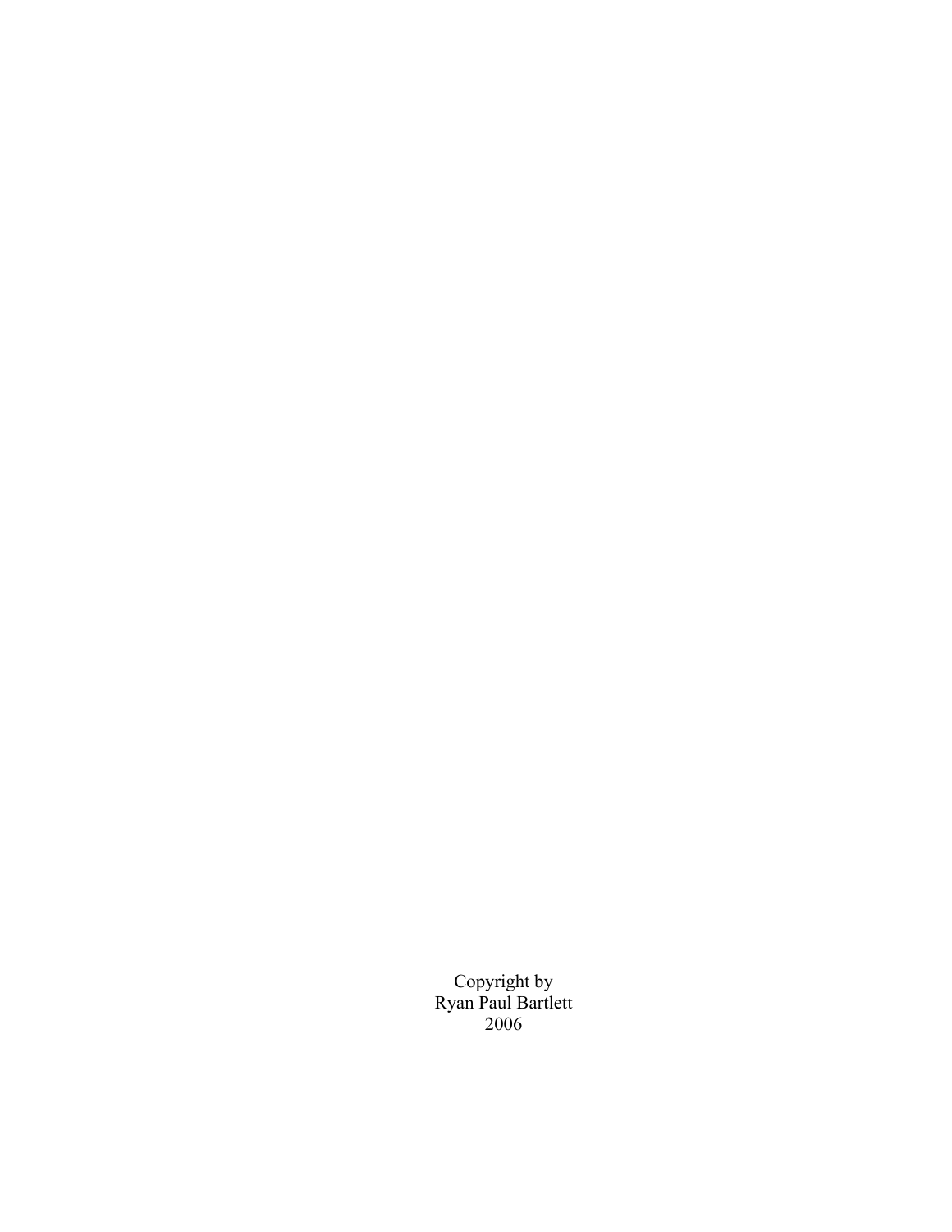Copyright by
Ryan Paul Bartlett
2006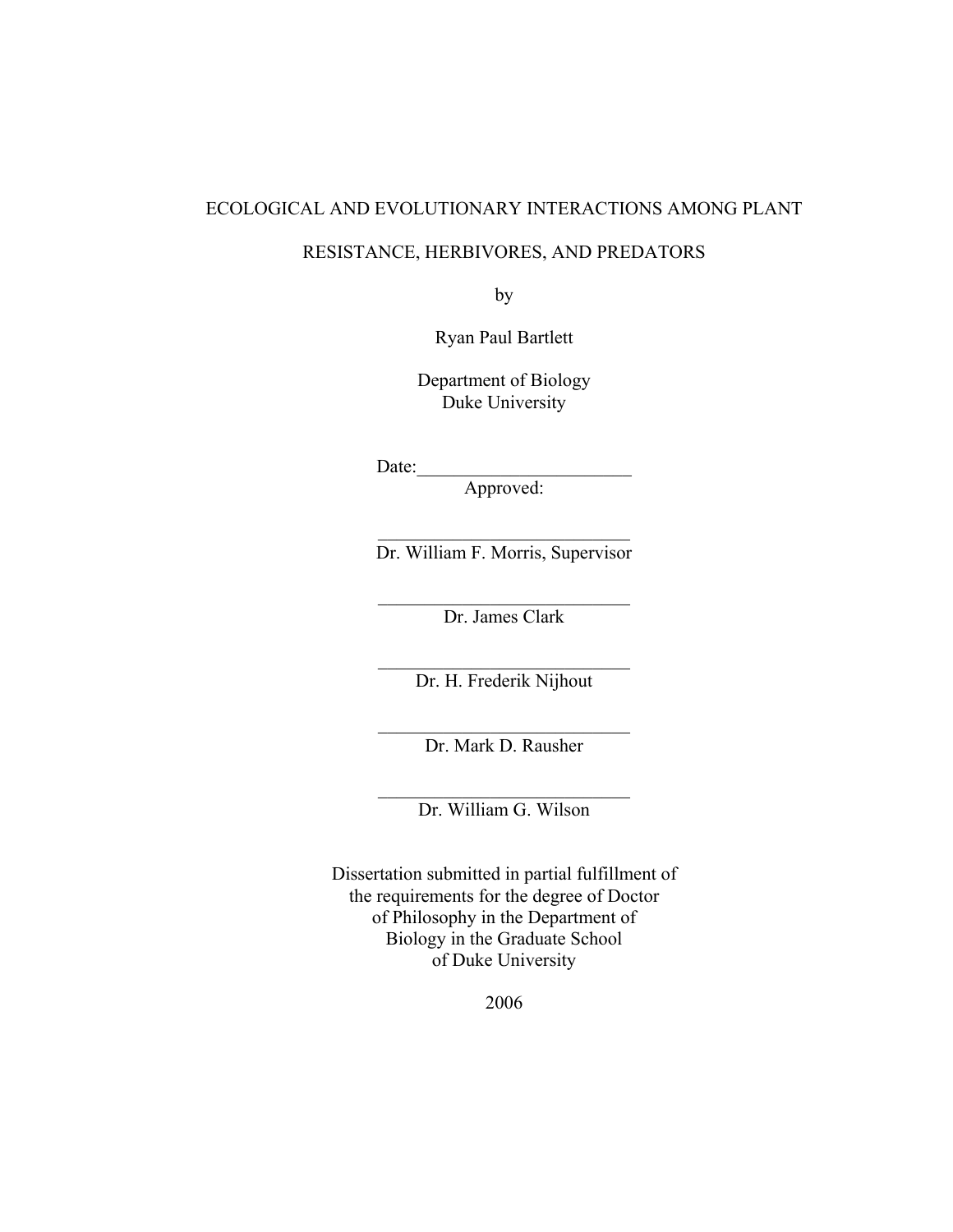ECOLOGICAL AND EVOLUTIONARY INTERACTIONS AMONG PLANT RESISTANCE, HERBIVORES, AND PREDATORS

by

Ryan Paul Bartlett

Department of Biology
Duke University

Date:_______________________
Approved:

___________________________
Dr. William F. Morris, Supervisor

___________________________
Dr. James Clark

___________________________
Dr. H. Frederik Nijhout

___________________________
Dr. Mark D. Rausher

___________________________
Dr. William G. Wilson

Dissertation submitted in partial fulfillment of the requirements for the degree of Doctor of Philosophy in the Department of Biology in the Graduate School of Duke University

2006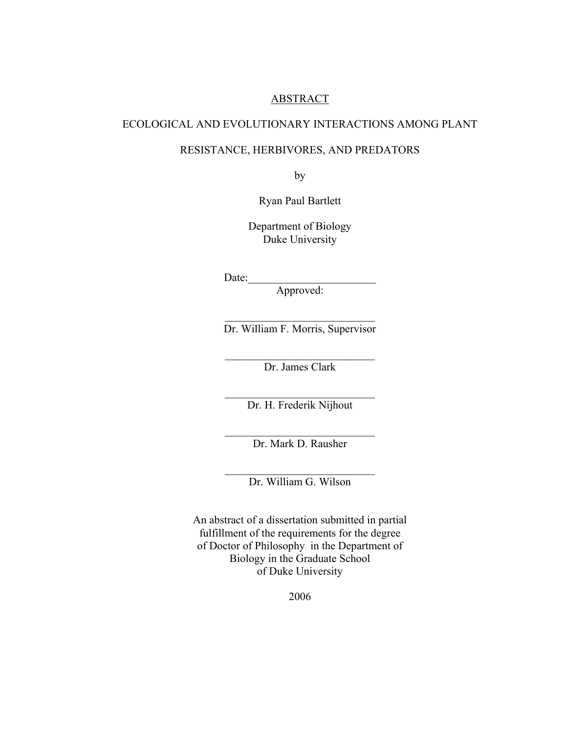ABSTRACT

ECOLOGICAL AND EVOLUTIONARY INTERACTIONS AMONG PLANT RESISTANCE, HERBIVORES, AND PREDATORS

by

Ryan Paul Bartlett

Department of Biology
Duke University

Date:_______________________

Approved:

___________________________
Dr. William F. Morris, Supervisor

___________________________
Dr. James Clark

___________________________
Dr. H. Frederik Nijhout

___________________________
Dr. Mark D. Rausher

___________________________
Dr. William G. Wilson

An abstract of a dissertation submitted in partial fulfillment of the requirements for the degree of Doctor of Philosophy in the Department of Biology in the Graduate School of Duke University

2006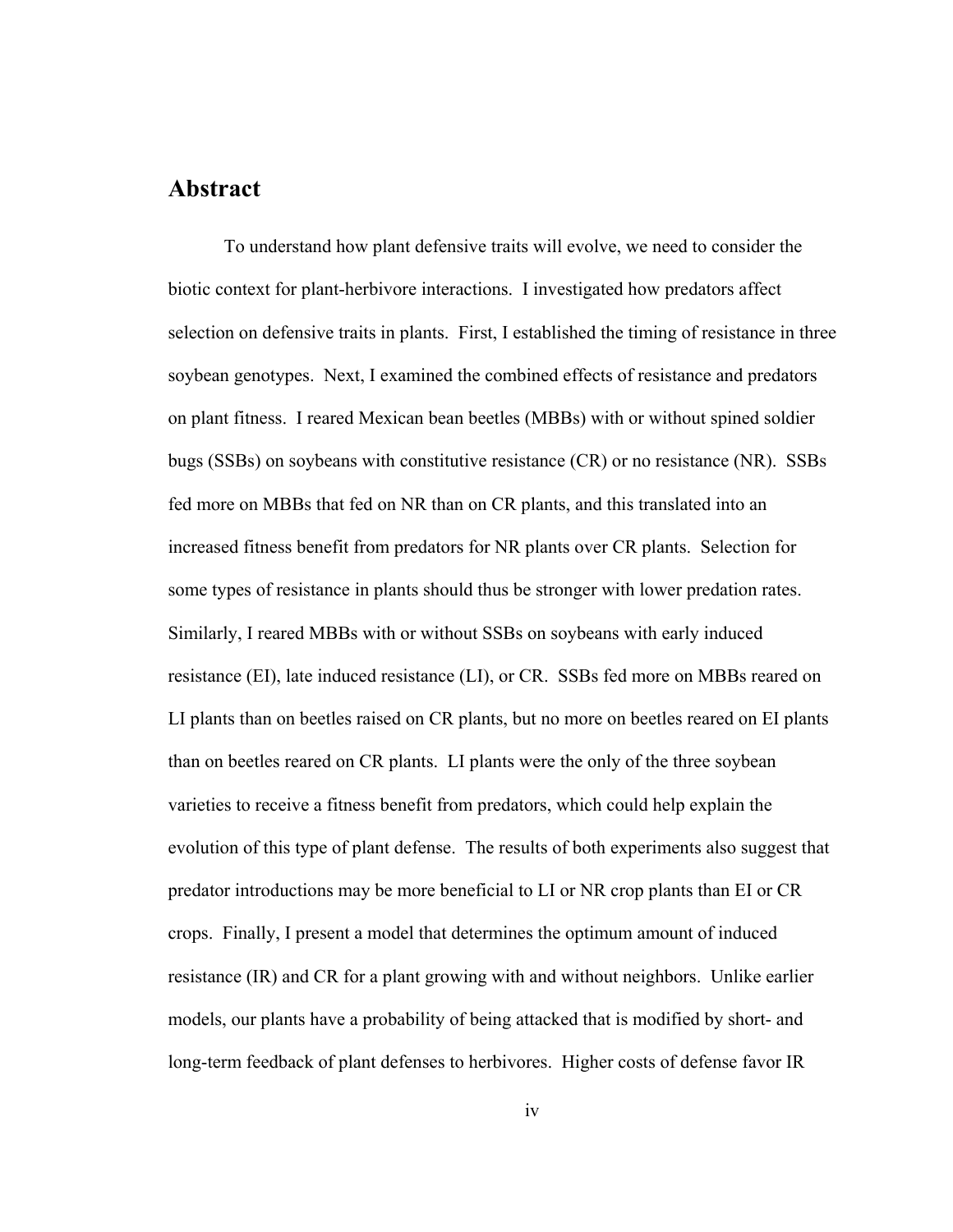## Abstract

To understand how plant defensive traits will evolve, we need to consider the biotic context for plant-herbivore interactions. I investigated how predators affect selection on defensive traits in plants. First, I established the timing of resistance in three soybean genotypes. Next, I examined the combined effects of resistance and predators on plant fitness. I reared Mexican bean beetles (MBBs) with or without spined soldier bugs (SSBs) on soybeans with constitutive resistance (CR) or no resistance (NR). SSBs fed more on MBBs that fed on NR than on CR plants, and this translated into an increased fitness benefit from predators for NR plants over CR plants. Selection for some types of resistance in plants should thus be stronger with lower predation rates. Similarly, I reared MBBs with or without SSBs on soybeans with early induced resistance (EI), late induced resistance (LI), or CR. SSBs fed more on MBBs reared on LI plants than on beetles raised on CR plants, but no more on beetles reared on EI plants than on beetles reared on CR plants. LI plants were the only of the three soybean varieties to receive a fitness benefit from predators, which could help explain the evolution of this type of plant defense. The results of both experiments also suggest that predator introductions may be more beneficial to LI or NR crop plants than EI or CR crops. Finally, I present a model that determines the optimum amount of induced resistance (IR) and CR for a plant growing with and without neighbors. Unlike earlier models, our plants have a probability of being attacked that is modified by short- and long-term feedback of plant defenses to herbivores. Higher costs of defense favor IR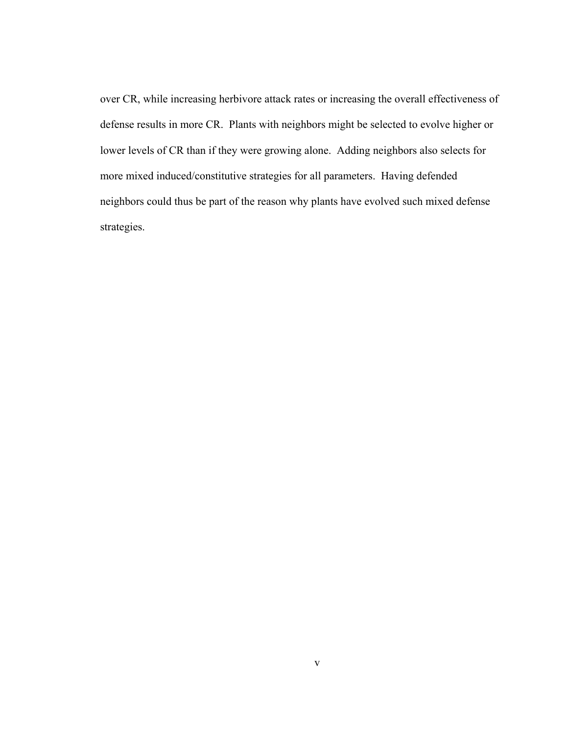over CR, while increasing herbivore attack rates or increasing the overall effectiveness of defense results in more CR. Plants with neighbors might be selected to evolve higher or lower levels of CR than if they were growing alone. Adding neighbors also selects for more mixed induced/constitutive strategies for all parameters. Having defended neighbors could thus be part of the reason why plants have evolved such mixed defense strategies.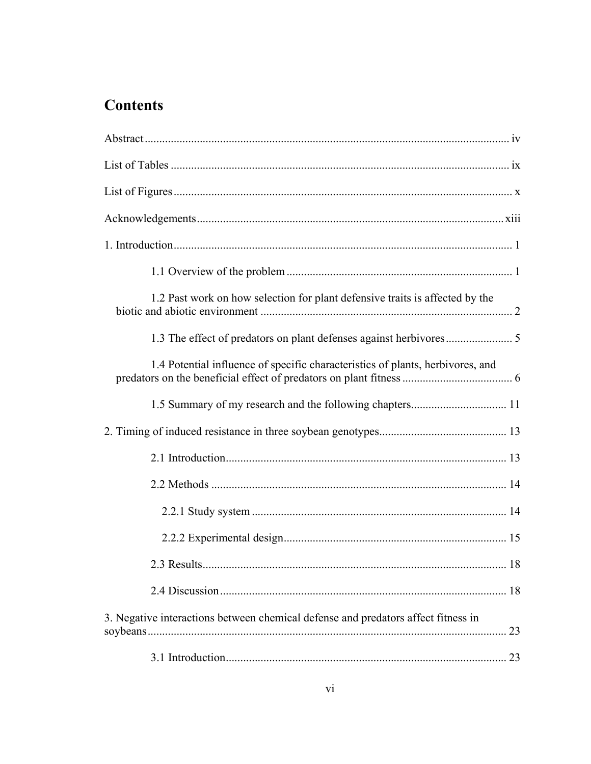# Contents

Abstract ..... iv

List of Tables ..... ix

List of Figures ..... x

Acknowledgements ..... xiii

1. Introduction ..... 1

    1.1 Overview of the problem ..... 1

    1.2 Past work on how selection for plant defensive traits is affected by the biotic and abiotic environment ..... 2

    1.3 The effect of predators on plant defenses against herbivores ..... 5

    1.4 Potential influence of specific characteristics of plants, herbivores, and predators on the beneficial effect of predators on plant fitness ..... 6

    1.5 Summary of my research and the following chapters ..... 11

2. Timing of induced resistance in three soybean genotypes ..... 13

    2.1 Introduction ..... 13

    2.2 Methods ..... 14

        2.2.1 Study system ..... 14

        2.2.2 Experimental design ..... 15

    2.3 Results ..... 18

    2.4 Discussion ..... 18

3. Negative interactions between chemical defense and predators affect fitness in soybeans ..... 23

    3.1 Introduction ..... 23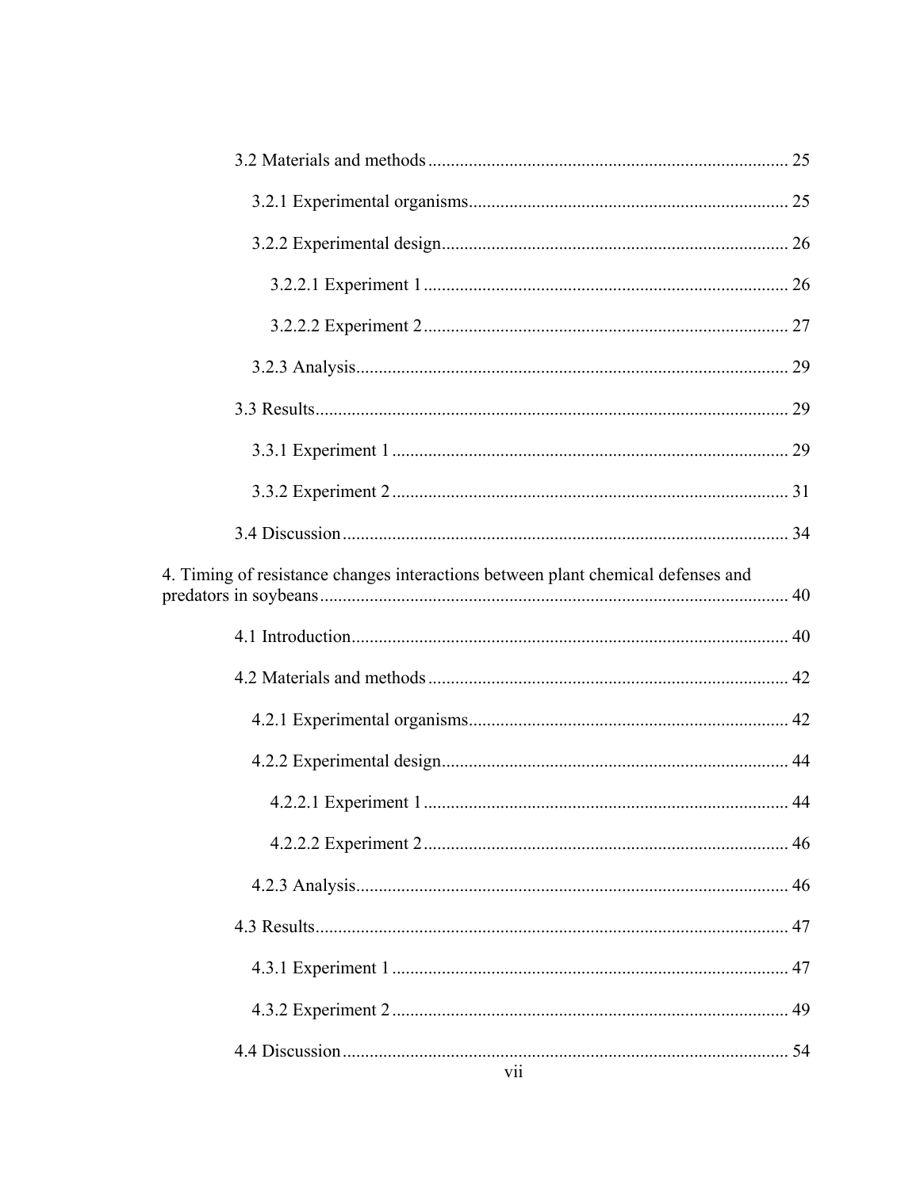3.2 Materials and methods ................................................................................ 25

3.2.1 Experimental organisms...................................................................... 25

3.2.2 Experimental design............................................................................ 26

3.2.2.1 Experiment 1 ................................................................................ 26

3.2.2.2 Experiment 2 ................................................................................ 27

3.2.3 Analysis............................................................................................... 29

3.3 Results........................................................................................................ 29

3.3.1 Experiment 1 ....................................................................................... 29

3.3.2 Experiment 2 ....................................................................................... 31

3.4 Discussion .................................................................................................. 34

4. Timing of resistance changes interactions between plant chemical defenses and predators in soybeans ........................................................................................................ 40

4.1 Introduction................................................................................................ 40

4.2 Materials and methods ................................................................................ 42

4.2.1 Experimental organisms...................................................................... 42

4.2.2 Experimental design............................................................................ 44

4.2.2.1 Experiment 1 ................................................................................ 44

4.2.2.2 Experiment 2 ................................................................................ 46

4.2.3 Analysis............................................................................................... 46

4.3 Results........................................................................................................ 47

4.3.1 Experiment 1 ....................................................................................... 47

4.3.2 Experiment 2 ....................................................................................... 49

4.4 Discussion .................................................................................................. 54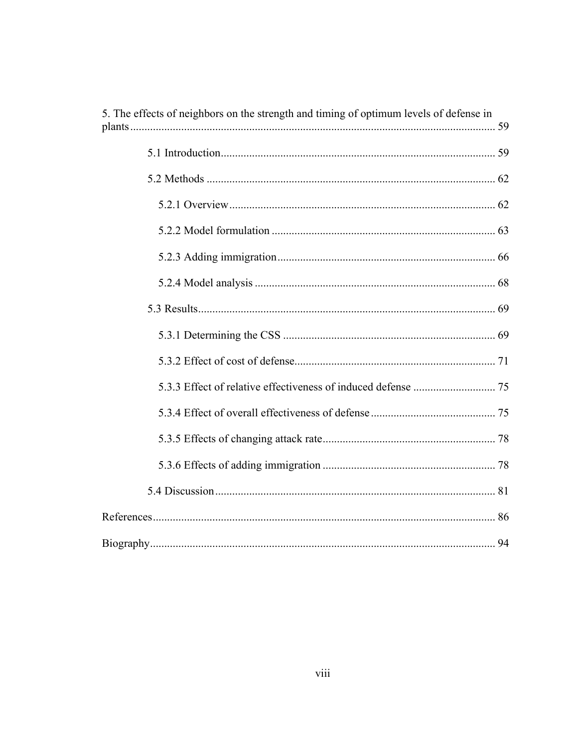5. The effects of neighbors on the strength and timing of optimum levels of defense in plants ........................................................................................................................ 59

  5.1 Introduction........................................................................................ 59

  5.2 Methods ............................................................................................. 62

    5.2.1 Overview..................................................................................... 62

    5.2.2 Model formulation ...................................................................... 63

    5.2.3 Adding immigration.................................................................... 66

    5.2.4 Model analysis ............................................................................ 68

  5.3 Results................................................................................................ 69

    5.3.1 Determining the CSS .................................................................. 69

    5.3.2 Effect of cost of defense.............................................................. 71

    5.3.3 Effect of relative effectiveness of induced defense .................... 75

    5.3.4 Effect of overall effectiveness of defense ................................... 75

    5.3.5 Effects of changing attack rate.................................................... 78

    5.3.6 Effects of adding immigration .................................................... 78

  5.4 Discussion.......................................................................................... 81

References................................................................................................... 86

Biography.................................................................................................... 94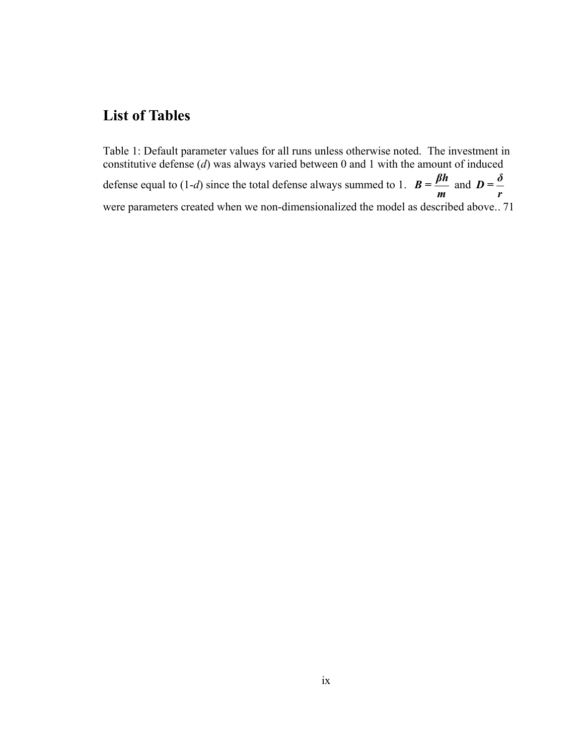# List of Tables

Table 1: Default parameter values for all runs unless otherwise noted. The investment in constitutive defense (*d*) was always varied between 0 and 1 with the amount of induced defense equal to (1-*d*) since the total defense always summed to 1. $\boldsymbol{B = \frac{\beta h}{m}}$ and $\boldsymbol{D = \frac{\delta}{r}}$ were parameters created when we non-dimensionalized the model as described above.. 71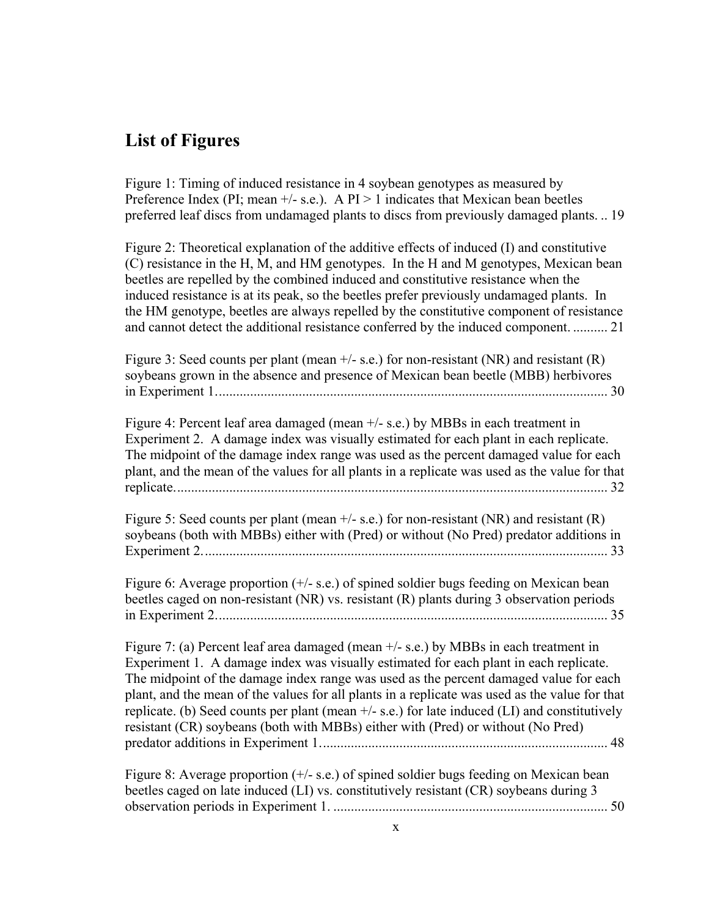# List of Figures

Figure 1: Timing of induced resistance in 4 soybean genotypes as measured by Preference Index (PI; mean +/- s.e.). A PI > 1 indicates that Mexican bean beetles preferred leaf discs from undamaged plants to discs from previously damaged plants. .. 19

Figure 2: Theoretical explanation of the additive effects of induced (I) and constitutive (C) resistance in the H, M, and HM genotypes. In the H and M genotypes, Mexican bean beetles are repelled by the combined induced and constitutive resistance when the induced resistance is at its peak, so the beetles prefer previously undamaged plants. In the HM genotype, beetles are always repelled by the constitutive component of resistance and cannot detect the additional resistance conferred by the induced component. .......... 21

Figure 3: Seed counts per plant (mean +/- s.e.) for non-resistant (NR) and resistant (R) soybeans grown in the absence and presence of Mexican bean beetle (MBB) herbivores in Experiment 1................................................................................................................ 30

Figure 4: Percent leaf area damaged (mean +/- s.e.) by MBBs in each treatment in Experiment 2. A damage index was visually estimated for each plant in each replicate. The midpoint of the damage index range was used as the percent damaged value for each plant, and the mean of the values for all plants in a replicate was used as the value for that replicate........................................................................................................................... 32

Figure 5: Seed counts per plant (mean +/- s.e.) for non-resistant (NR) and resistant (R) soybeans (both with MBBs) either with (Pred) or without (No Pred) predator additions in Experiment 2.................................................................................................................... 33

Figure 6: Average proportion (+/- s.e.) of spined soldier bugs feeding on Mexican bean beetles caged on non-resistant (NR) vs. resistant (R) plants during 3 observation periods in Experiment 2................................................................................................................ 35

Figure 7: (a) Percent leaf area damaged (mean +/- s.e.) by MBBs in each treatment in Experiment 1. A damage index was visually estimated for each plant in each replicate. The midpoint of the damage index range was used as the percent damaged value for each plant, and the mean of the values for all plants in a replicate was used as the value for that replicate. (b) Seed counts per plant (mean +/- s.e.) for late induced (LI) and constitutively resistant (CR) soybeans (both with MBBs) either with (Pred) or without (No Pred) predator additions in Experiment 1.................................................................................. 48

Figure 8: Average proportion (+/- s.e.) of spined soldier bugs feeding on Mexican bean beetles caged on late induced (LI) vs. constitutively resistant (CR) soybeans during 3 observation periods in Experiment 1. .............................................................................. 50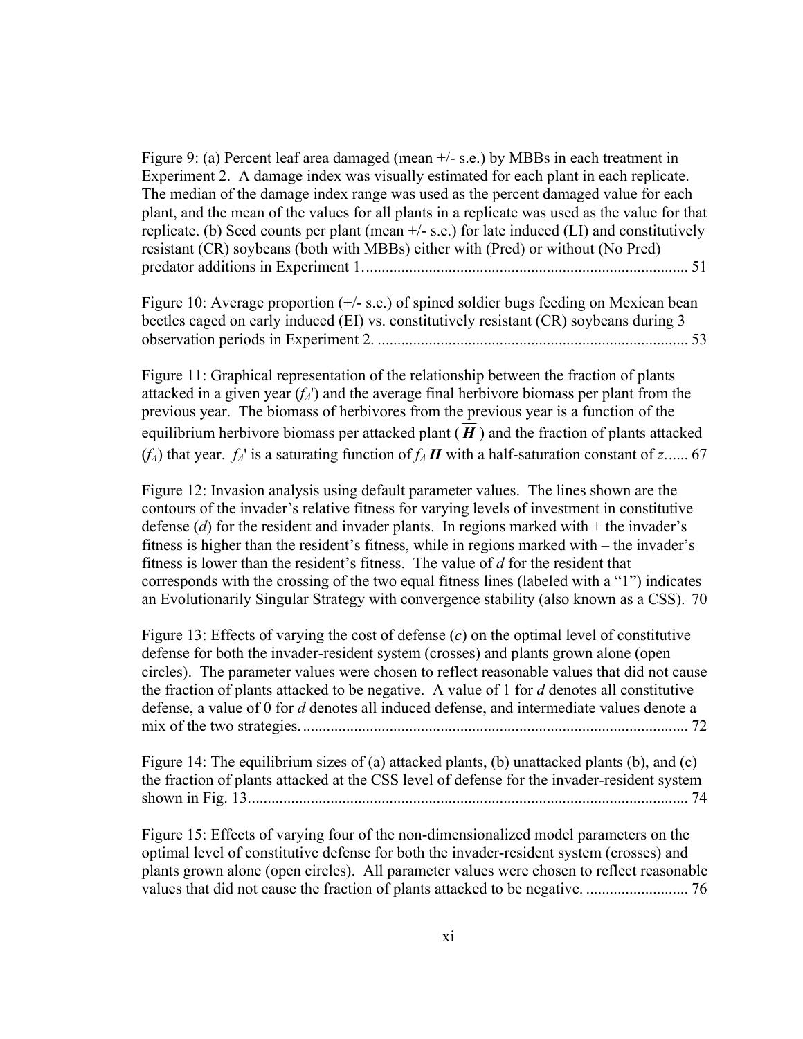Figure 9: (a) Percent leaf area damaged (mean +/- s.e.) by MBBs in each treatment in Experiment 2. A damage index was visually estimated for each plant in each replicate. The median of the damage index range was used as the percent damaged value for each plant, and the mean of the values for all plants in a replicate was used as the value for that replicate. (b) Seed counts per plant (mean +/- s.e.) for late induced (LI) and constitutively resistant (CR) soybeans (both with MBBs) either with (Pred) or without (No Pred) predator additions in Experiment 1. .................................................................................. 51

Figure 10: Average proportion (+/- s.e.) of spined soldier bugs feeding on Mexican bean beetles caged on early induced (EI) vs. constitutively resistant (CR) soybeans during 3 observation periods in Experiment 2. .............................................................................. 53

Figure 11: Graphical representation of the relationship between the fraction of plants attacked in a given year ($f_A'$) and the average final herbivore biomass per plant from the previous year. The biomass of herbivores from the previous year is a function of the equilibrium herbivore biomass per attacked plant ($\overline{\boldsymbol{H}}$) and the fraction of plants attacked ($f_A$) that year. $f_A'$ is a saturating function of $f_A \overline{\boldsymbol{H}}$ with a half-saturation constant of $z$...... 67

Figure 12: Invasion analysis using default parameter values. The lines shown are the contours of the invader's relative fitness for varying levels of investment in constitutive defense ($d$) for the resident and invader plants. In regions marked with + the invader's fitness is higher than the resident's fitness, while in regions marked with – the invader's fitness is lower than the resident's fitness. The value of $d$ for the resident that corresponds with the crossing of the two equal fitness lines (labeled with a "1") indicates an Evolutionarily Singular Strategy with convergence stability (also known as a CSS). 70

Figure 13: Effects of varying the cost of defense ($c$) on the optimal level of constitutive defense for both the invader-resident system (crosses) and plants grown alone (open circles). The parameter values were chosen to reflect reasonable values that did not cause the fraction of plants attacked to be negative. A value of 1 for $d$ denotes all constitutive defense, a value of 0 for $d$ denotes all induced defense, and intermediate values denote a mix of the two strategies. ................................................................................................ 72

Figure 14: The equilibrium sizes of (a) attacked plants, (b) unattacked plants (b), and (c) the fraction of plants attacked at the CSS level of defense for the invader-resident system shown in Fig. 13................................................................................................................ 74

Figure 15: Effects of varying four of the non-dimensionalized model parameters on the optimal level of constitutive defense for both the invader-resident system (crosses) and plants grown alone (open circles). All parameter values were chosen to reflect reasonable values that did not cause the fraction of plants attacked to be negative. .......................... 76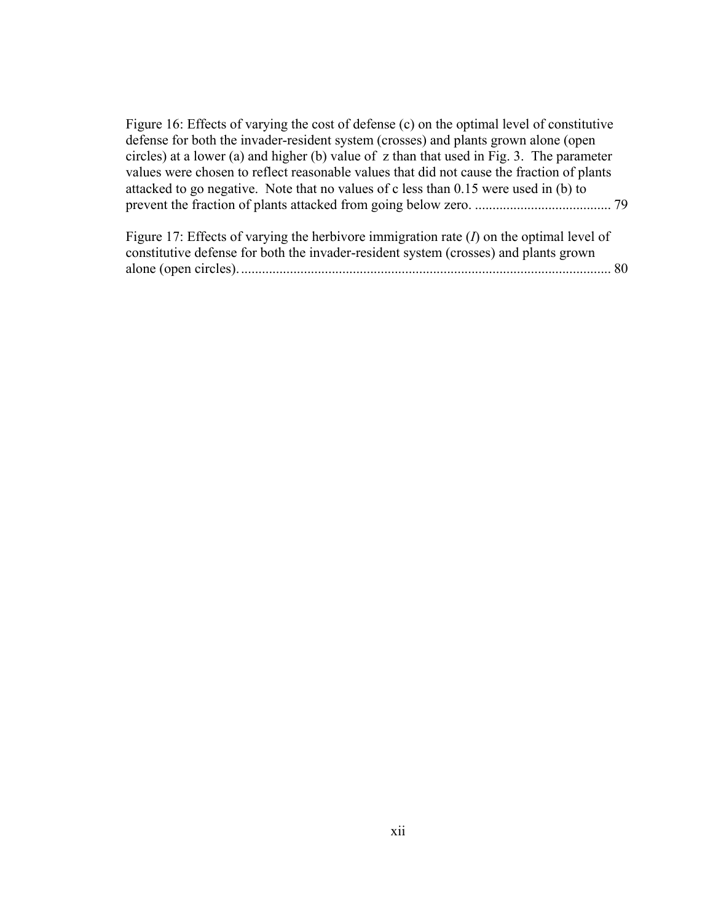Figure 16: Effects of varying the cost of defense (c) on the optimal level of constitutive defense for both the invader-resident system (crosses) and plants grown alone (open circles) at a lower (a) and higher (b) value of z than that used in Fig. 3. The parameter values were chosen to reflect reasonable values that did not cause the fraction of plants attacked to go negative. Note that no values of c less than 0.15 were used in (b) to prevent the fraction of plants attacked from going below zero. ....................................... 79

Figure 17: Effects of varying the herbivore immigration rate (*I*) on the optimal level of constitutive defense for both the invader-resident system (crosses) and plants grown alone (open circles). ......................................................................................................... 80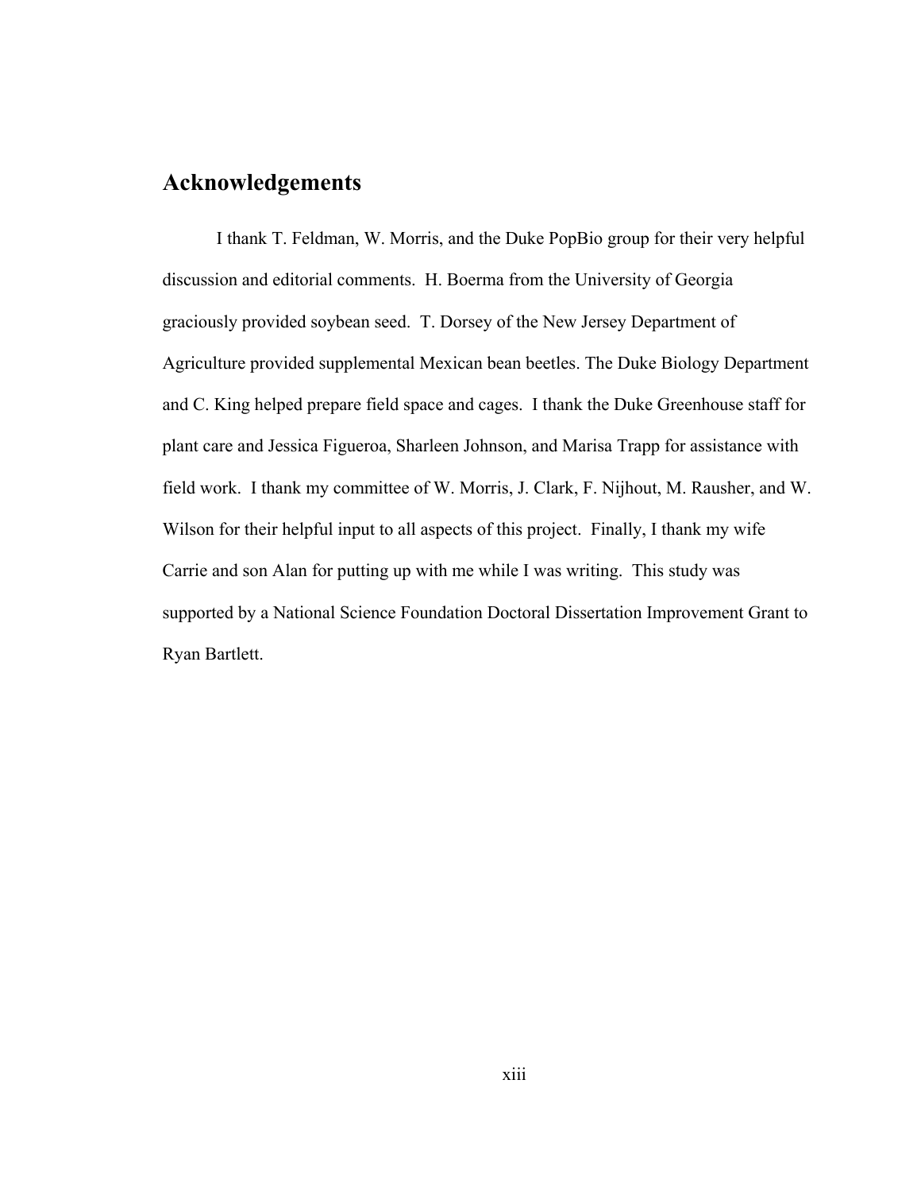## Acknowledgements

I thank T. Feldman, W. Morris, and the Duke PopBio group for their very helpful discussion and editorial comments. H. Boerma from the University of Georgia graciously provided soybean seed. T. Dorsey of the New Jersey Department of Agriculture provided supplemental Mexican bean beetles. The Duke Biology Department and C. King helped prepare field space and cages. I thank the Duke Greenhouse staff for plant care and Jessica Figueroa, Sharleen Johnson, and Marisa Trapp for assistance with field work. I thank my committee of W. Morris, J. Clark, F. Nijhout, M. Rausher, and W. Wilson for their helpful input to all aspects of this project. Finally, I thank my wife Carrie and son Alan for putting up with me while I was writing. This study was supported by a National Science Foundation Doctoral Dissertation Improvement Grant to Ryan Bartlett.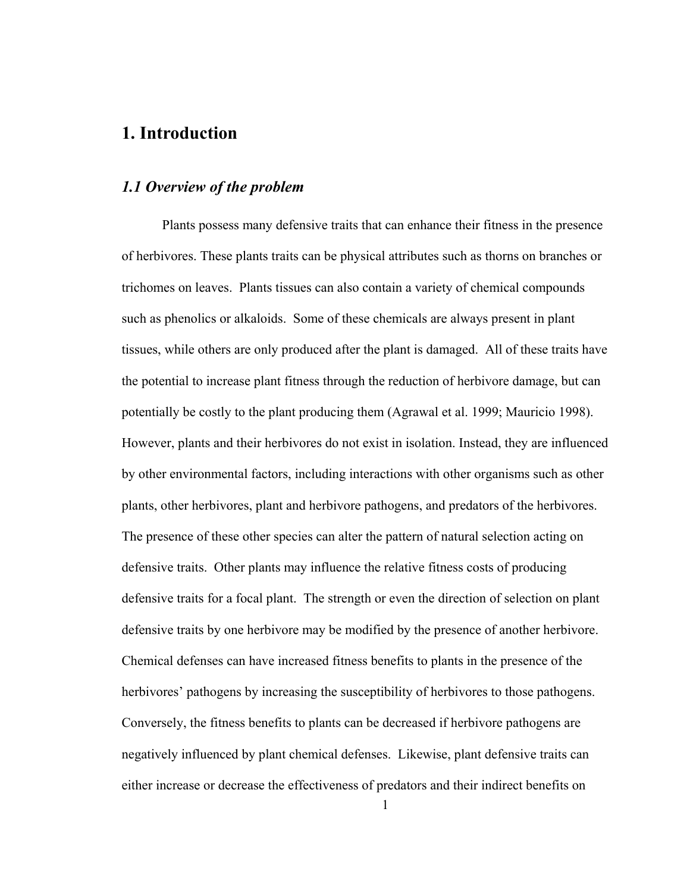# 1. Introduction

## *1.1 Overview of the problem*

Plants possess many defensive traits that can enhance their fitness in the presence of herbivores. These plants traits can be physical attributes such as thorns on branches or trichomes on leaves. Plants tissues can also contain a variety of chemical compounds such as phenolics or alkaloids. Some of these chemicals are always present in plant tissues, while others are only produced after the plant is damaged. All of these traits have the potential to increase plant fitness through the reduction of herbivore damage, but can potentially be costly to the plant producing them (Agrawal et al. 1999; Mauricio 1998). However, plants and their herbivores do not exist in isolation. Instead, they are influenced by other environmental factors, including interactions with other organisms such as other plants, other herbivores, plant and herbivore pathogens, and predators of the herbivores. The presence of these other species can alter the pattern of natural selection acting on defensive traits. Other plants may influence the relative fitness costs of producing defensive traits for a focal plant. The strength or even the direction of selection on plant defensive traits by one herbivore may be modified by the presence of another herbivore. Chemical defenses can have increased fitness benefits to plants in the presence of the herbivores' pathogens by increasing the susceptibility of herbivores to those pathogens. Conversely, the fitness benefits to plants can be decreased if herbivore pathogens are negatively influenced by plant chemical defenses. Likewise, plant defensive traits can either increase or decrease the effectiveness of predators and their indirect benefits on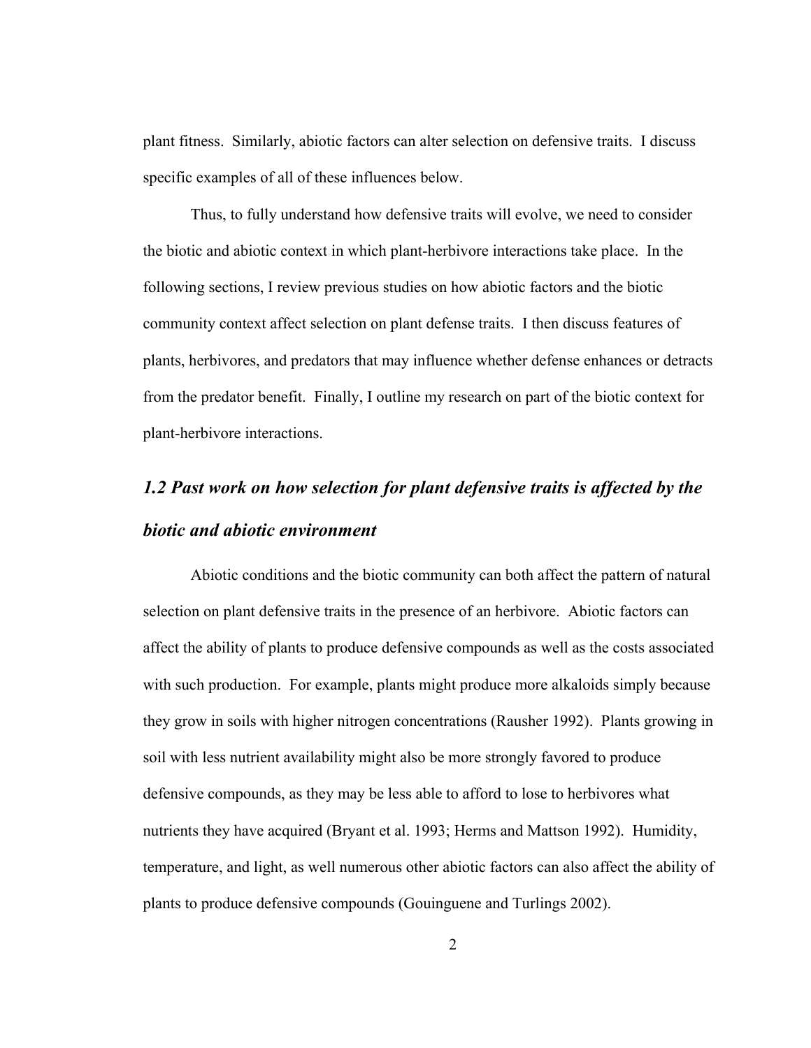plant fitness. Similarly, abiotic factors can alter selection on defensive traits. I discuss specific examples of all of these influences below.

Thus, to fully understand how defensive traits will evolve, we need to consider the biotic and abiotic context in which plant-herbivore interactions take place. In the following sections, I review previous studies on how abiotic factors and the biotic community context affect selection on plant defense traits. I then discuss features of plants, herbivores, and predators that may influence whether defense enhances or detracts from the predator benefit. Finally, I outline my research on part of the biotic context for plant-herbivore interactions.

## *1.2 Past work on how selection for plant defensive traits is affected by the biotic and abiotic environment*

Abiotic conditions and the biotic community can both affect the pattern of natural selection on plant defensive traits in the presence of an herbivore. Abiotic factors can affect the ability of plants to produce defensive compounds as well as the costs associated with such production. For example, plants might produce more alkaloids simply because they grow in soils with higher nitrogen concentrations (Rausher 1992). Plants growing in soil with less nutrient availability might also be more strongly favored to produce defensive compounds, as they may be less able to afford to lose to herbivores what nutrients they have acquired (Bryant et al. 1993; Herms and Mattson 1992). Humidity, temperature, and light, as well numerous other abiotic factors can also affect the ability of plants to produce defensive compounds (Gouinguene and Turlings 2002).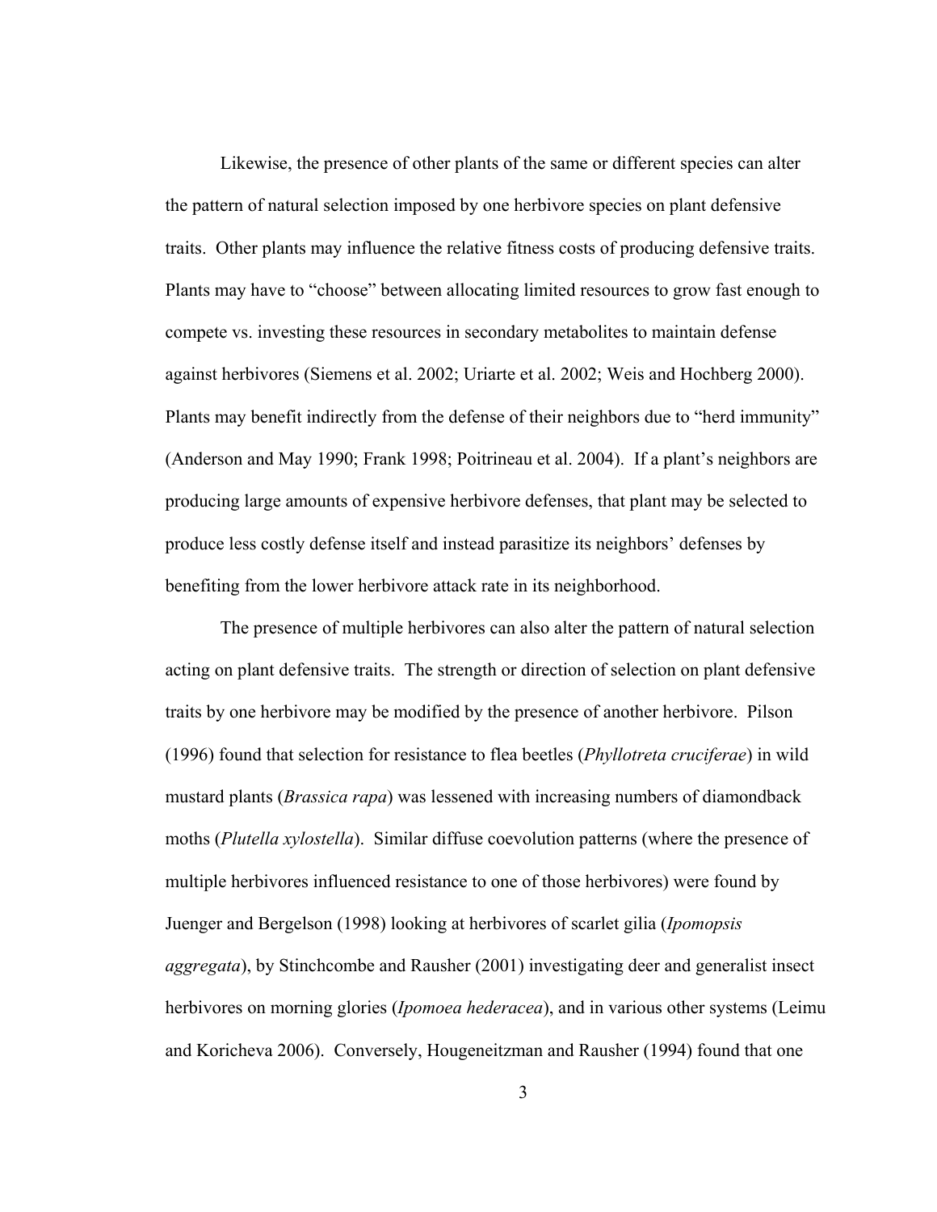Likewise, the presence of other plants of the same or different species can alter the pattern of natural selection imposed by one herbivore species on plant defensive traits. Other plants may influence the relative fitness costs of producing defensive traits. Plants may have to "choose" between allocating limited resources to grow fast enough to compete vs. investing these resources in secondary metabolites to maintain defense against herbivores (Siemens et al. 2002; Uriarte et al. 2002; Weis and Hochberg 2000). Plants may benefit indirectly from the defense of their neighbors due to "herd immunity" (Anderson and May 1990; Frank 1998; Poitrineau et al. 2004). If a plant's neighbors are producing large amounts of expensive herbivore defenses, that plant may be selected to produce less costly defense itself and instead parasitize its neighbors' defenses by benefiting from the lower herbivore attack rate in its neighborhood.

The presence of multiple herbivores can also alter the pattern of natural selection acting on plant defensive traits. The strength or direction of selection on plant defensive traits by one herbivore may be modified by the presence of another herbivore. Pilson (1996) found that selection for resistance to flea beetles (*Phyllotreta cruciferae*) in wild mustard plants (*Brassica rapa*) was lessened with increasing numbers of diamondback moths (*Plutella xylostella*). Similar diffuse coevolution patterns (where the presence of multiple herbivores influenced resistance to one of those herbivores) were found by Juenger and Bergelson (1998) looking at herbivores of scarlet gilia (*Ipomopsis aggregata*), by Stinchcombe and Rausher (2001) investigating deer and generalist insect herbivores on morning glories (*Ipomoea hederacea*), and in various other systems (Leimu and Koricheva 2006). Conversely, Hougeneitzman and Rausher (1994) found that one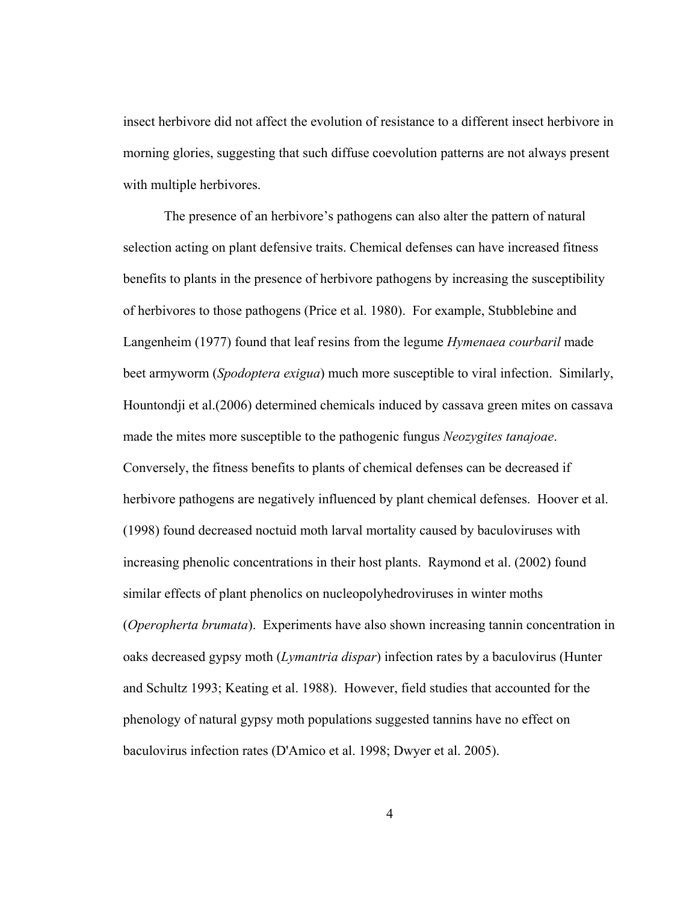insect herbivore did not affect the evolution of resistance to a different insect herbivore in morning glories, suggesting that such diffuse coevolution patterns are not always present with multiple herbivores.

The presence of an herbivore's pathogens can also alter the pattern of natural selection acting on plant defensive traits. Chemical defenses can have increased fitness benefits to plants in the presence of herbivore pathogens by increasing the susceptibility of herbivores to those pathogens (Price et al. 1980). For example, Stubblebine and Langenheim (1977) found that leaf resins from the legume *Hymenaea courbaril* made beet armyworm (*Spodoptera exigua*) much more susceptible to viral infection. Similarly, Hountondji et al.(2006) determined chemicals induced by cassava green mites on cassava made the mites more susceptible to the pathogenic fungus *Neozygites tanajoae*. Conversely, the fitness benefits to plants of chemical defenses can be decreased if herbivore pathogens are negatively influenced by plant chemical defenses. Hoover et al. (1998) found decreased noctuid moth larval mortality caused by baculoviruses with increasing phenolic concentrations in their host plants. Raymond et al. (2002) found similar effects of plant phenolics on nucleopolyhedroviruses in winter moths (*Operopherta brumata*). Experiments have also shown increasing tannin concentration in oaks decreased gypsy moth (*Lymantria dispar*) infection rates by a baculovirus (Hunter and Schultz 1993; Keating et al. 1988). However, field studies that accounted for the phenology of natural gypsy moth populations suggested tannins have no effect on baculovirus infection rates (D'Amico et al. 1998; Dwyer et al. 2005).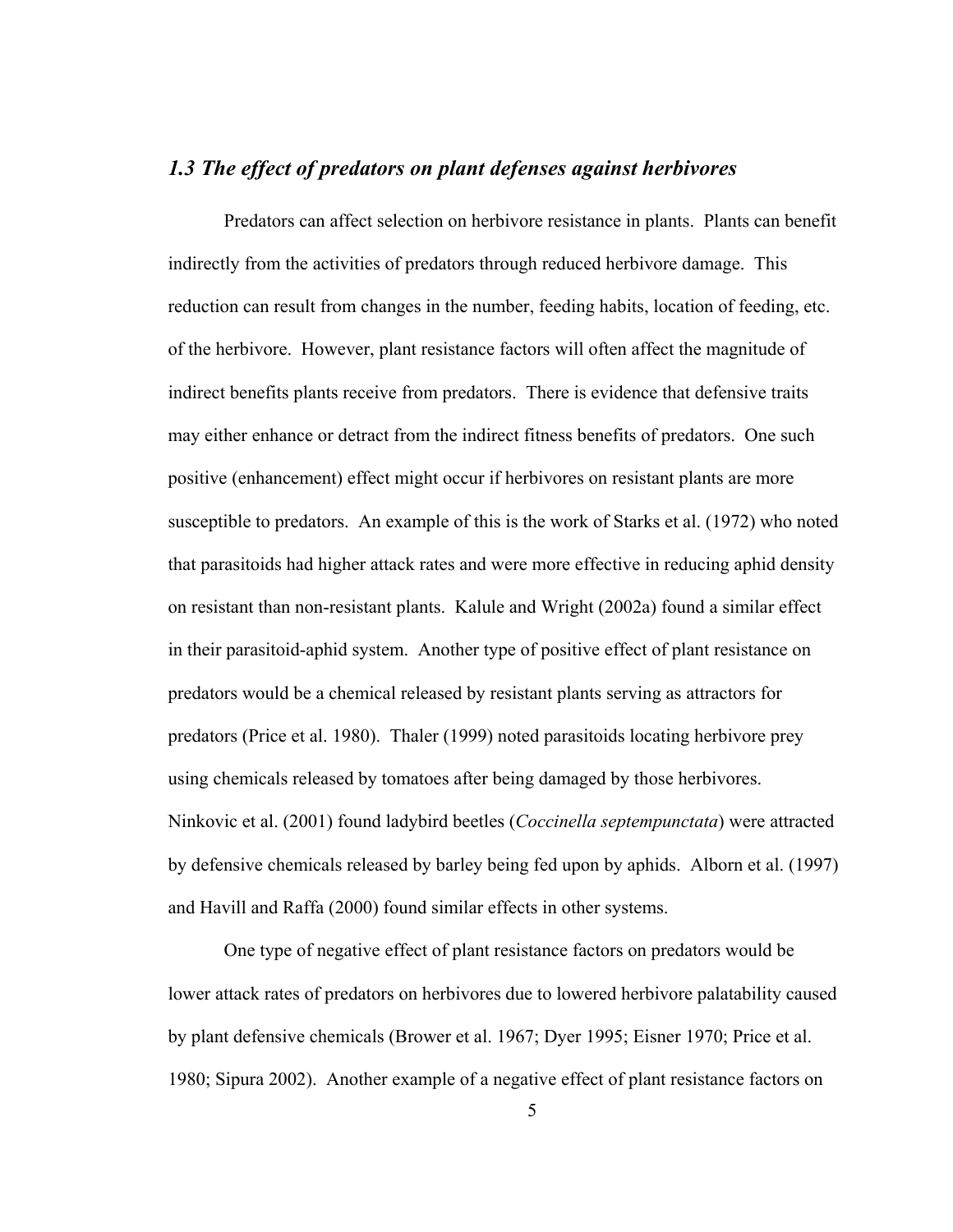### *1.3 The effect of predators on plant defenses against herbivores*

Predators can affect selection on herbivore resistance in plants. Plants can benefit indirectly from the activities of predators through reduced herbivore damage. This reduction can result from changes in the number, feeding habits, location of feeding, etc. of the herbivore. However, plant resistance factors will often affect the magnitude of indirect benefits plants receive from predators. There is evidence that defensive traits may either enhance or detract from the indirect fitness benefits of predators. One such positive (enhancement) effect might occur if herbivores on resistant plants are more susceptible to predators. An example of this is the work of Starks et al. (1972) who noted that parasitoids had higher attack rates and were more effective in reducing aphid density on resistant than non-resistant plants. Kalule and Wright (2002a) found a similar effect in their parasitoid-aphid system. Another type of positive effect of plant resistance on predators would be a chemical released by resistant plants serving as attractors for predators (Price et al. 1980). Thaler (1999) noted parasitoids locating herbivore prey using chemicals released by tomatoes after being damaged by those herbivores. Ninkovic et al. (2001) found ladybird beetles (*Coccinella septempunctata*) were attracted by defensive chemicals released by barley being fed upon by aphids. Alborn et al. (1997) and Havill and Raffa (2000) found similar effects in other systems.

One type of negative effect of plant resistance factors on predators would be lower attack rates of predators on herbivores due to lowered herbivore palatability caused by plant defensive chemicals (Brower et al. 1967; Dyer 1995; Eisner 1970; Price et al. 1980; Sipura 2002). Another example of a negative effect of plant resistance factors on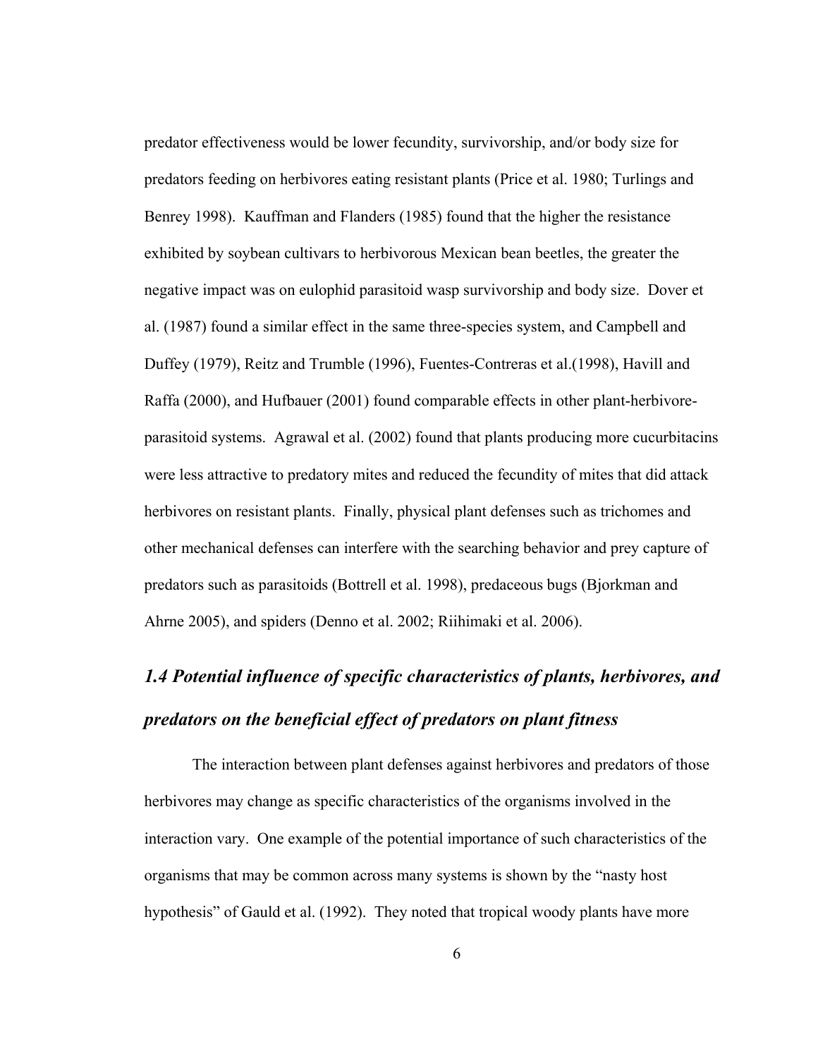predator effectiveness would be lower fecundity, survivorship, and/or body size for predators feeding on herbivores eating resistant plants (Price et al. 1980; Turlings and Benrey 1998). Kauffman and Flanders (1985) found that the higher the resistance exhibited by soybean cultivars to herbivorous Mexican bean beetles, the greater the negative impact was on eulophid parasitoid wasp survivorship and body size. Dover et al. (1987) found a similar effect in the same three-species system, and Campbell and Duffey (1979), Reitz and Trumble (1996), Fuentes-Contreras et al.(1998), Havill and Raffa (2000), and Hufbauer (2001) found comparable effects in other plant-herbivore-parasitoid systems. Agrawal et al. (2002) found that plants producing more cucurbitacins were less attractive to predatory mites and reduced the fecundity of mites that did attack herbivores on resistant plants. Finally, physical plant defenses such as trichomes and other mechanical defenses can interfere with the searching behavior and prey capture of predators such as parasitoids (Bottrell et al. 1998), predaceous bugs (Bjorkman and Ahrne 2005), and spiders (Denno et al. 2002; Riihimaki et al. 2006).

## *1.4 Potential influence of specific characteristics of plants, herbivores, and predators on the beneficial effect of predators on plant fitness*

The interaction between plant defenses against herbivores and predators of those herbivores may change as specific characteristics of the organisms involved in the interaction vary. One example of the potential importance of such characteristics of the organisms that may be common across many systems is shown by the "nasty host hypothesis" of Gauld et al. (1992). They noted that tropical woody plants have more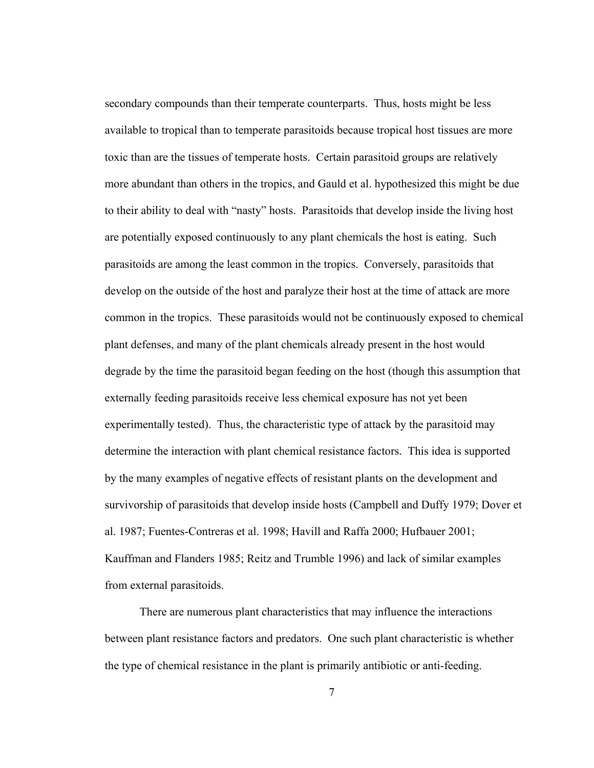secondary compounds than their temperate counterparts. Thus, hosts might be less available to tropical than to temperate parasitoids because tropical host tissues are more toxic than are the tissues of temperate hosts. Certain parasitoid groups are relatively more abundant than others in the tropics, and Gauld et al. hypothesized this might be due to their ability to deal with "nasty" hosts. Parasitoids that develop inside the living host are potentially exposed continuously to any plant chemicals the host is eating. Such parasitoids are among the least common in the tropics. Conversely, parasitoids that develop on the outside of the host and paralyze their host at the time of attack are more common in the tropics. These parasitoids would not be continuously exposed to chemical plant defenses, and many of the plant chemicals already present in the host would degrade by the time the parasitoid began feeding on the host (though this assumption that externally feeding parasitoids receive less chemical exposure has not yet been experimentally tested). Thus, the characteristic type of attack by the parasitoid may determine the interaction with plant chemical resistance factors. This idea is supported by the many examples of negative effects of resistant plants on the development and survivorship of parasitoids that develop inside hosts (Campbell and Duffy 1979; Dover et al. 1987; Fuentes-Contreras et al. 1998; Havill and Raffa 2000; Hufbauer 2001; Kauffman and Flanders 1985; Reitz and Trumble 1996) and lack of similar examples from external parasitoids.

There are numerous plant characteristics that may influence the interactions between plant resistance factors and predators. One such plant characteristic is whether the type of chemical resistance in the plant is primarily antibiotic or anti-feeding.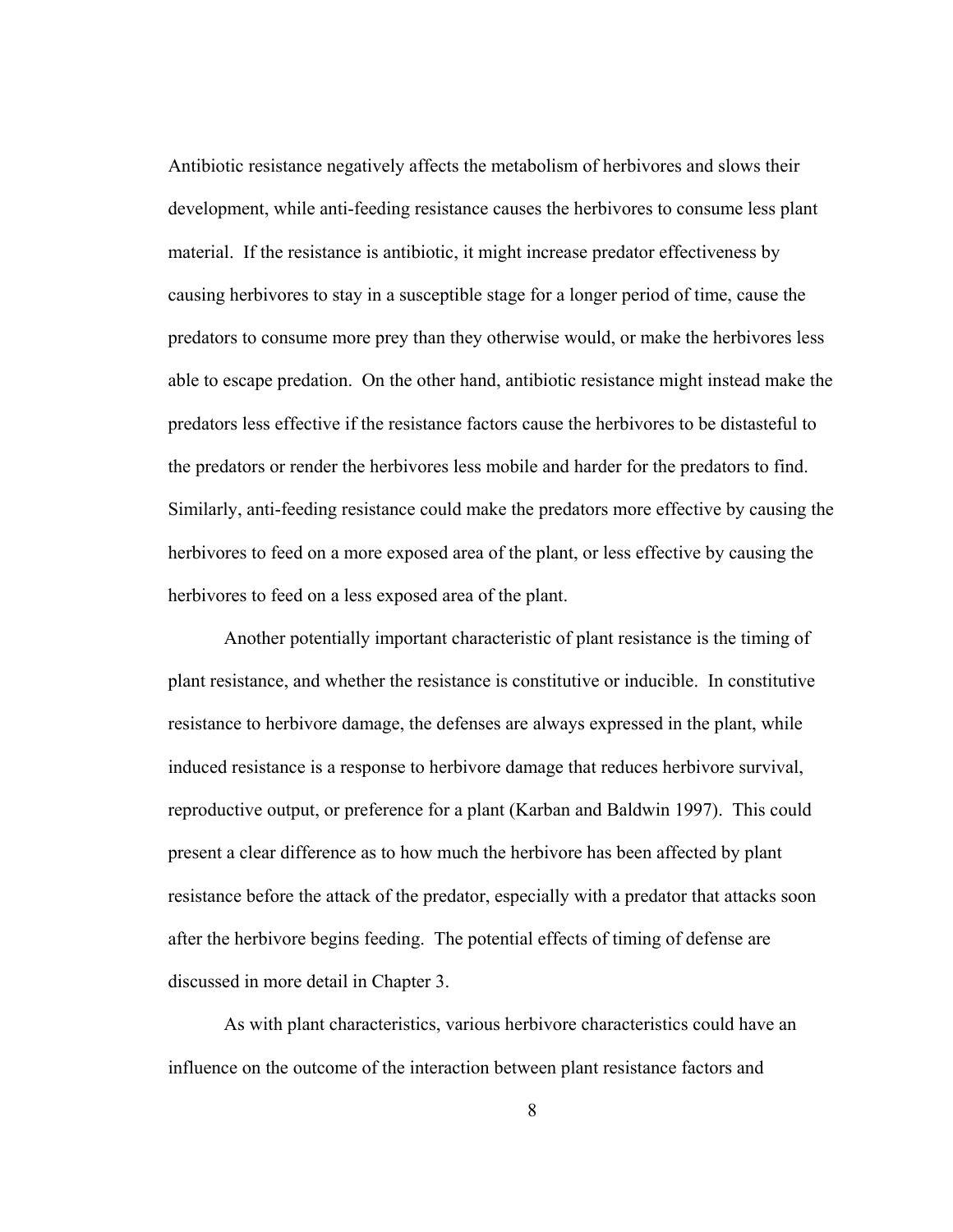Antibiotic resistance negatively affects the metabolism of herbivores and slows their development, while anti-feeding resistance causes the herbivores to consume less plant material. If the resistance is antibiotic, it might increase predator effectiveness by causing herbivores to stay in a susceptible stage for a longer period of time, cause the predators to consume more prey than they otherwise would, or make the herbivores less able to escape predation. On the other hand, antibiotic resistance might instead make the predators less effective if the resistance factors cause the herbivores to be distasteful to the predators or render the herbivores less mobile and harder for the predators to find. Similarly, anti-feeding resistance could make the predators more effective by causing the herbivores to feed on a more exposed area of the plant, or less effective by causing the herbivores to feed on a less exposed area of the plant.

Another potentially important characteristic of plant resistance is the timing of plant resistance, and whether the resistance is constitutive or inducible. In constitutive resistance to herbivore damage, the defenses are always expressed in the plant, while induced resistance is a response to herbivore damage that reduces herbivore survival, reproductive output, or preference for a plant (Karban and Baldwin 1997). This could present a clear difference as to how much the herbivore has been affected by plant resistance before the attack of the predator, especially with a predator that attacks soon after the herbivore begins feeding. The potential effects of timing of defense are discussed in more detail in Chapter 3.

As with plant characteristics, various herbivore characteristics could have an influence on the outcome of the interaction between plant resistance factors and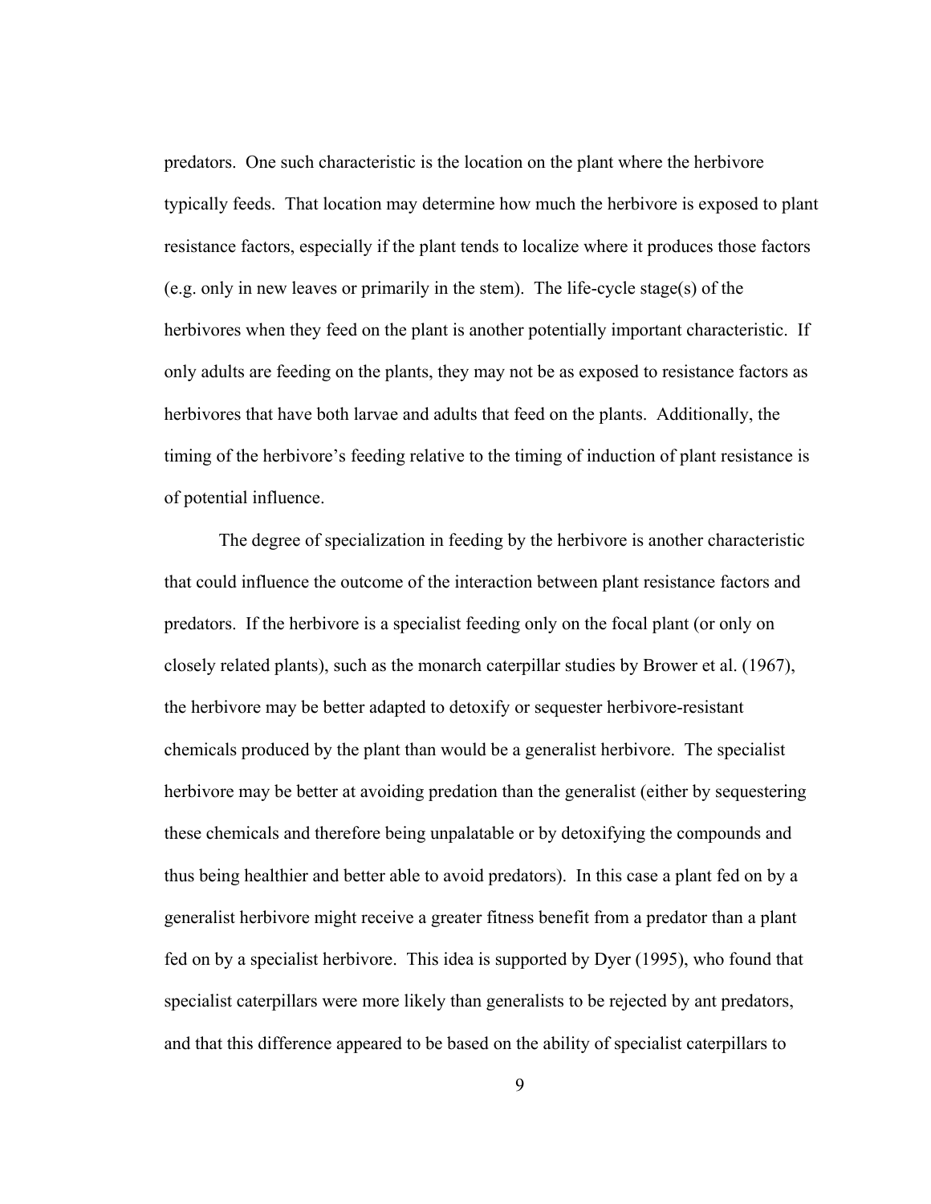predators. One such characteristic is the location on the plant where the herbivore typically feeds. That location may determine how much the herbivore is exposed to plant resistance factors, especially if the plant tends to localize where it produces those factors (e.g. only in new leaves or primarily in the stem). The life-cycle stage(s) of the herbivores when they feed on the plant is another potentially important characteristic. If only adults are feeding on the plants, they may not be as exposed to resistance factors as herbivores that have both larvae and adults that feed on the plants. Additionally, the timing of the herbivore's feeding relative to the timing of induction of plant resistance is of potential influence.

The degree of specialization in feeding by the herbivore is another characteristic that could influence the outcome of the interaction between plant resistance factors and predators. If the herbivore is a specialist feeding only on the focal plant (or only on closely related plants), such as the monarch caterpillar studies by Brower et al. (1967), the herbivore may be better adapted to detoxify or sequester herbivore-resistant chemicals produced by the plant than would be a generalist herbivore. The specialist herbivore may be better at avoiding predation than the generalist (either by sequestering these chemicals and therefore being unpalatable or by detoxifying the compounds and thus being healthier and better able to avoid predators). In this case a plant fed on by a generalist herbivore might receive a greater fitness benefit from a predator than a plant fed on by a specialist herbivore. This idea is supported by Dyer (1995), who found that specialist caterpillars were more likely than generalists to be rejected by ant predators, and that this difference appeared to be based on the ability of specialist caterpillars to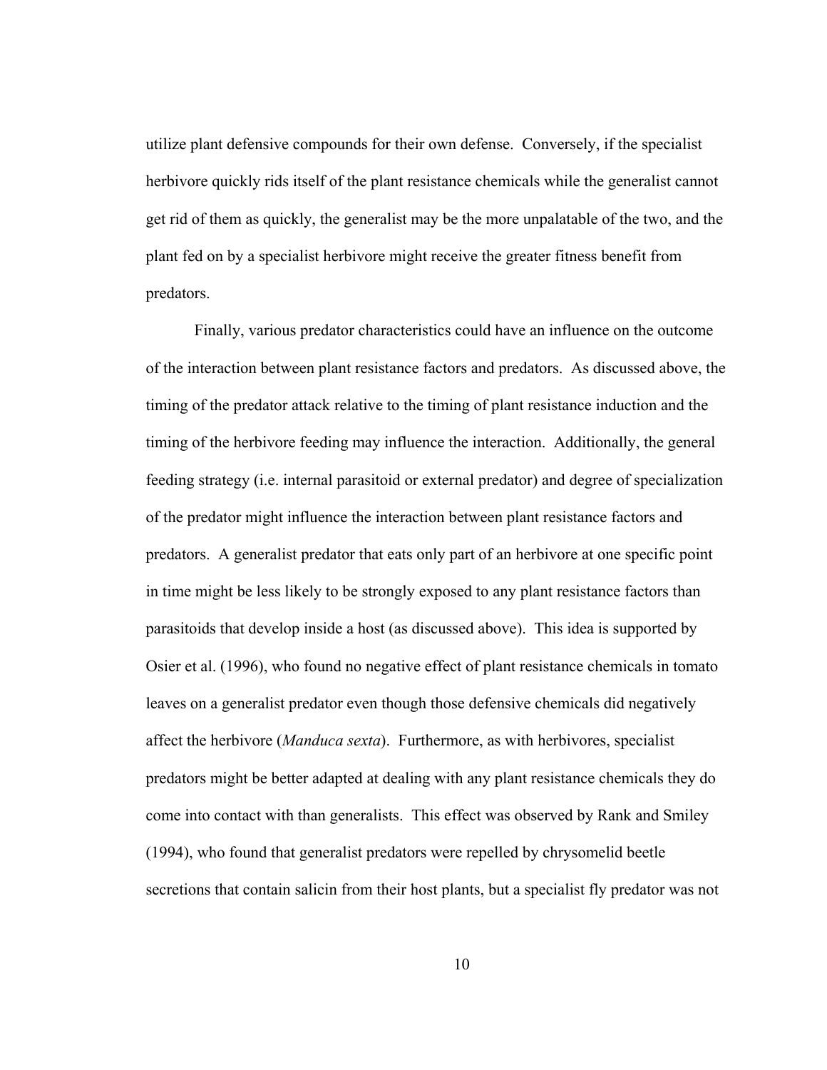utilize plant defensive compounds for their own defense. Conversely, if the specialist herbivore quickly rids itself of the plant resistance chemicals while the generalist cannot get rid of them as quickly, the generalist may be the more unpalatable of the two, and the plant fed on by a specialist herbivore might receive the greater fitness benefit from predators.

Finally, various predator characteristics could have an influence on the outcome of the interaction between plant resistance factors and predators. As discussed above, the timing of the predator attack relative to the timing of plant resistance induction and the timing of the herbivore feeding may influence the interaction. Additionally, the general feeding strategy (i.e. internal parasitoid or external predator) and degree of specialization of the predator might influence the interaction between plant resistance factors and predators. A generalist predator that eats only part of an herbivore at one specific point in time might be less likely to be strongly exposed to any plant resistance factors than parasitoids that develop inside a host (as discussed above). This idea is supported by Osier et al. (1996), who found no negative effect of plant resistance chemicals in tomato leaves on a generalist predator even though those defensive chemicals did negatively affect the herbivore (*Manduca sexta*). Furthermore, as with herbivores, specialist predators might be better adapted at dealing with any plant resistance chemicals they do come into contact with than generalists. This effect was observed by Rank and Smiley (1994), who found that generalist predators were repelled by chrysomelid beetle secretions that contain salicin from their host plants, but a specialist fly predator was not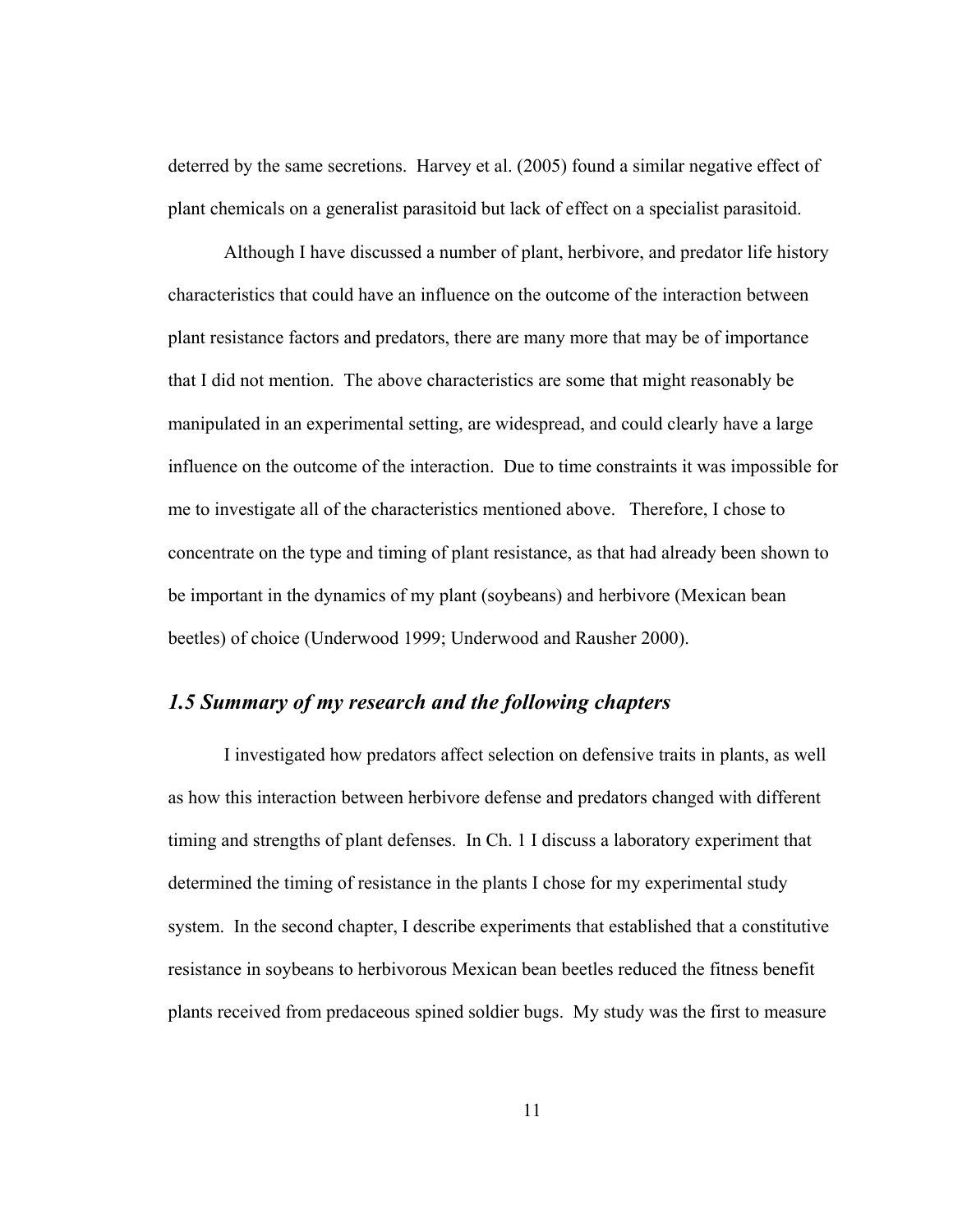deterred by the same secretions. Harvey et al. (2005) found a similar negative effect of plant chemicals on a generalist parasitoid but lack of effect on a specialist parasitoid.

Although I have discussed a number of plant, herbivore, and predator life history characteristics that could have an influence on the outcome of the interaction between plant resistance factors and predators, there are many more that may be of importance that I did not mention. The above characteristics are some that might reasonably be manipulated in an experimental setting, are widespread, and could clearly have a large influence on the outcome of the interaction. Due to time constraints it was impossible for me to investigate all of the characteristics mentioned above. Therefore, I chose to concentrate on the type and timing of plant resistance, as that had already been shown to be important in the dynamics of my plant (soybeans) and herbivore (Mexican bean beetles) of choice (Underwood 1999; Underwood and Rausher 2000).

## *1.5 Summary of my research and the following chapters*

I investigated how predators affect selection on defensive traits in plants, as well as how this interaction between herbivore defense and predators changed with different timing and strengths of plant defenses. In Ch. 1 I discuss a laboratory experiment that determined the timing of resistance in the plants I chose for my experimental study system. In the second chapter, I describe experiments that established that a constitutive resistance in soybeans to herbivorous Mexican bean beetles reduced the fitness benefit plants received from predaceous spined soldier bugs. My study was the first to measure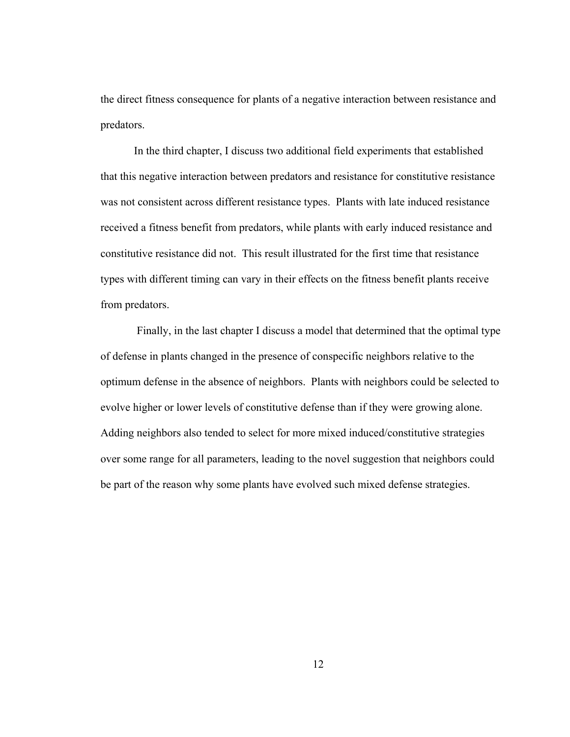the direct fitness consequence for plants of a negative interaction between resistance and predators.

In the third chapter, I discuss two additional field experiments that established that this negative interaction between predators and resistance for constitutive resistance was not consistent across different resistance types. Plants with late induced resistance received a fitness benefit from predators, while plants with early induced resistance and constitutive resistance did not. This result illustrated for the first time that resistance types with different timing can vary in their effects on the fitness benefit plants receive from predators.

Finally, in the last chapter I discuss a model that determined that the optimal type of defense in plants changed in the presence of conspecific neighbors relative to the optimum defense in the absence of neighbors. Plants with neighbors could be selected to evolve higher or lower levels of constitutive defense than if they were growing alone. Adding neighbors also tended to select for more mixed induced/constitutive strategies over some range for all parameters, leading to the novel suggestion that neighbors could be part of the reason why some plants have evolved such mixed defense strategies.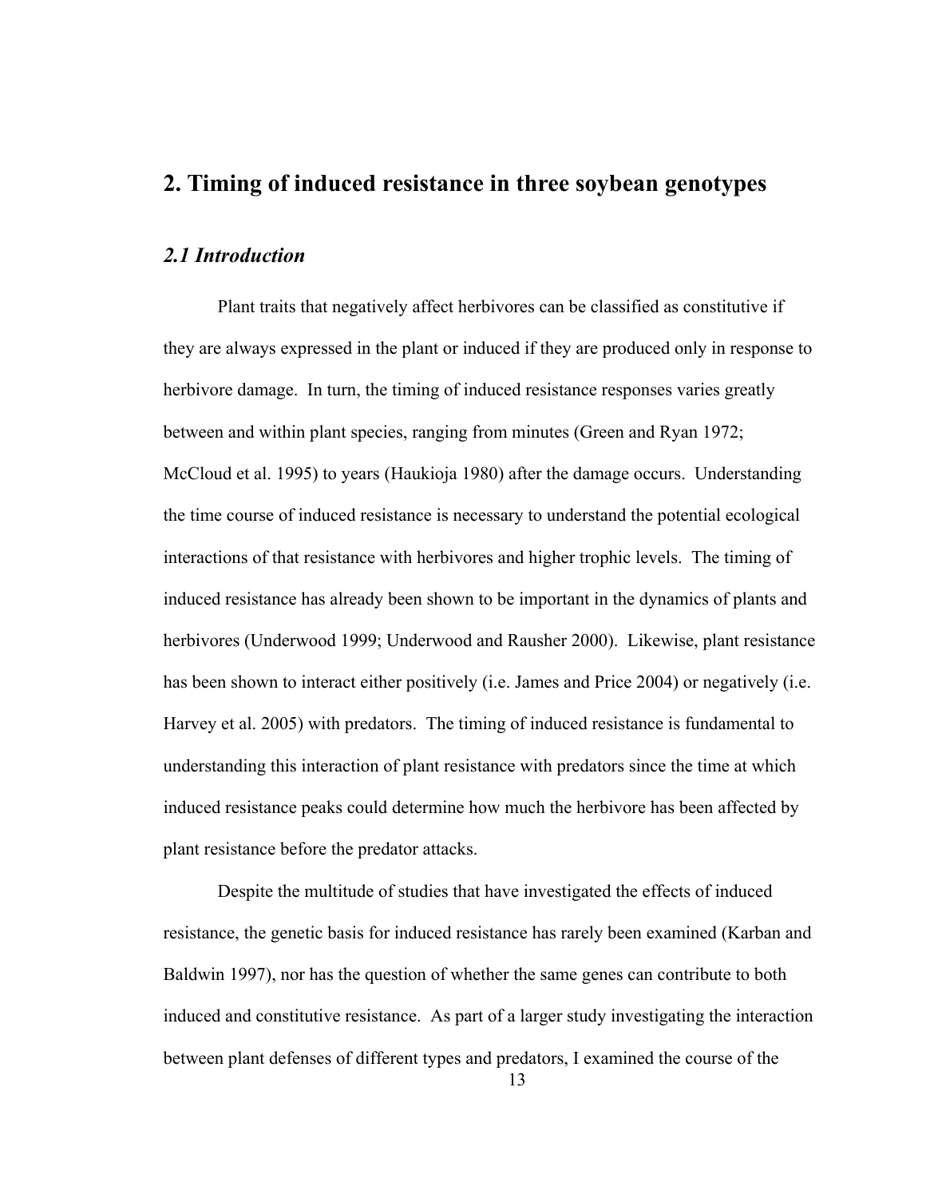# 2. Timing of induced resistance in three soybean genotypes

## *2.1 Introduction*

Plant traits that negatively affect herbivores can be classified as constitutive if they are always expressed in the plant or induced if they are produced only in response to herbivore damage. In turn, the timing of induced resistance responses varies greatly between and within plant species, ranging from minutes (Green and Ryan 1972; McCloud et al. 1995) to years (Haukioja 1980) after the damage occurs. Understanding the time course of induced resistance is necessary to understand the potential ecological interactions of that resistance with herbivores and higher trophic levels. The timing of induced resistance has already been shown to be important in the dynamics of plants and herbivores (Underwood 1999; Underwood and Rausher 2000). Likewise, plant resistance has been shown to interact either positively (i.e. James and Price 2004) or negatively (i.e. Harvey et al. 2005) with predators. The timing of induced resistance is fundamental to understanding this interaction of plant resistance with predators since the time at which induced resistance peaks could determine how much the herbivore has been affected by plant resistance before the predator attacks.

Despite the multitude of studies that have investigated the effects of induced resistance, the genetic basis for induced resistance has rarely been examined (Karban and Baldwin 1997), nor has the question of whether the same genes can contribute to both induced and constitutive resistance. As part of a larger study investigating the interaction between plant defenses of different types and predators, I examined the course of the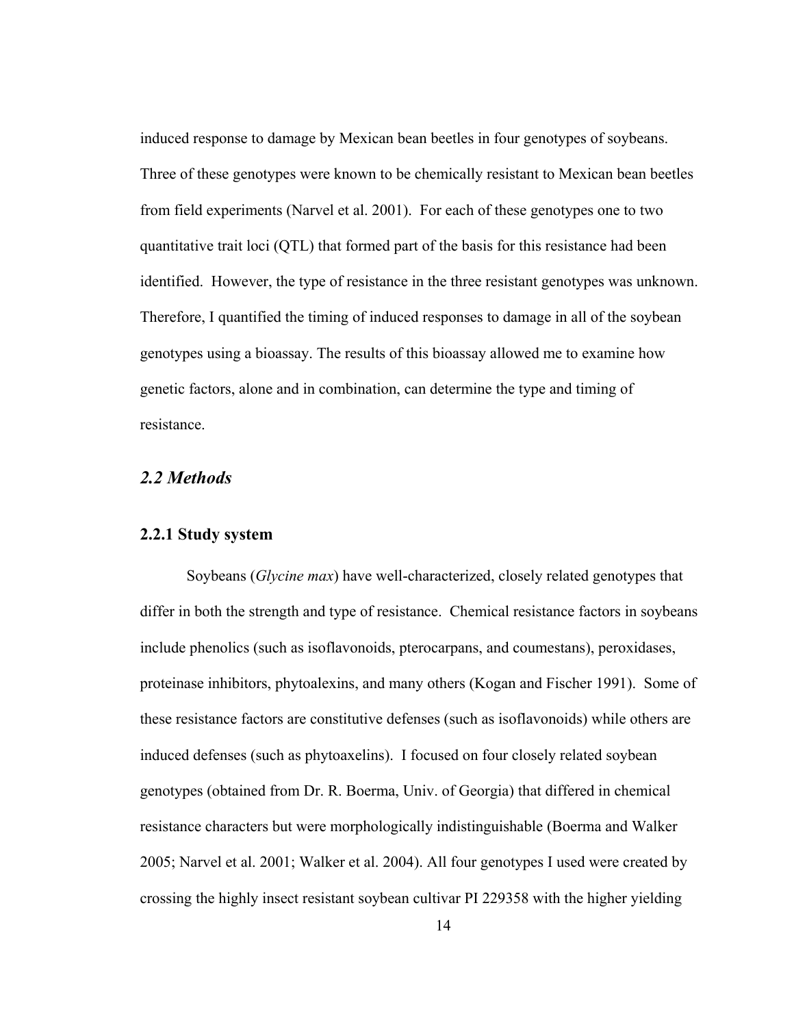induced response to damage by Mexican bean beetles in four genotypes of soybeans. Three of these genotypes were known to be chemically resistant to Mexican bean beetles from field experiments (Narvel et al. 2001). For each of these genotypes one to two quantitative trait loci (QTL) that formed part of the basis for this resistance had been identified. However, the type of resistance in the three resistant genotypes was unknown. Therefore, I quantified the timing of induced responses to damage in all of the soybean genotypes using a bioassay. The results of this bioassay allowed me to examine how genetic factors, alone and in combination, can determine the type and timing of resistance.

## *2.2 Methods*

### 2.2.1 Study system

Soybeans (*Glycine max*) have well-characterized, closely related genotypes that differ in both the strength and type of resistance. Chemical resistance factors in soybeans include phenolics (such as isoflavonoids, pterocarpans, and coumestans), peroxidases, proteinase inhibitors, phytoalexins, and many others (Kogan and Fischer 1991). Some of these resistance factors are constitutive defenses (such as isoflavonoids) while others are induced defenses (such as phytoaxelins). I focused on four closely related soybean genotypes (obtained from Dr. R. Boerma, Univ. of Georgia) that differed in chemical resistance characters but were morphologically indistinguishable (Boerma and Walker 2005; Narvel et al. 2001; Walker et al. 2004). All four genotypes I used were created by crossing the highly insect resistant soybean cultivar PI 229358 with the higher yielding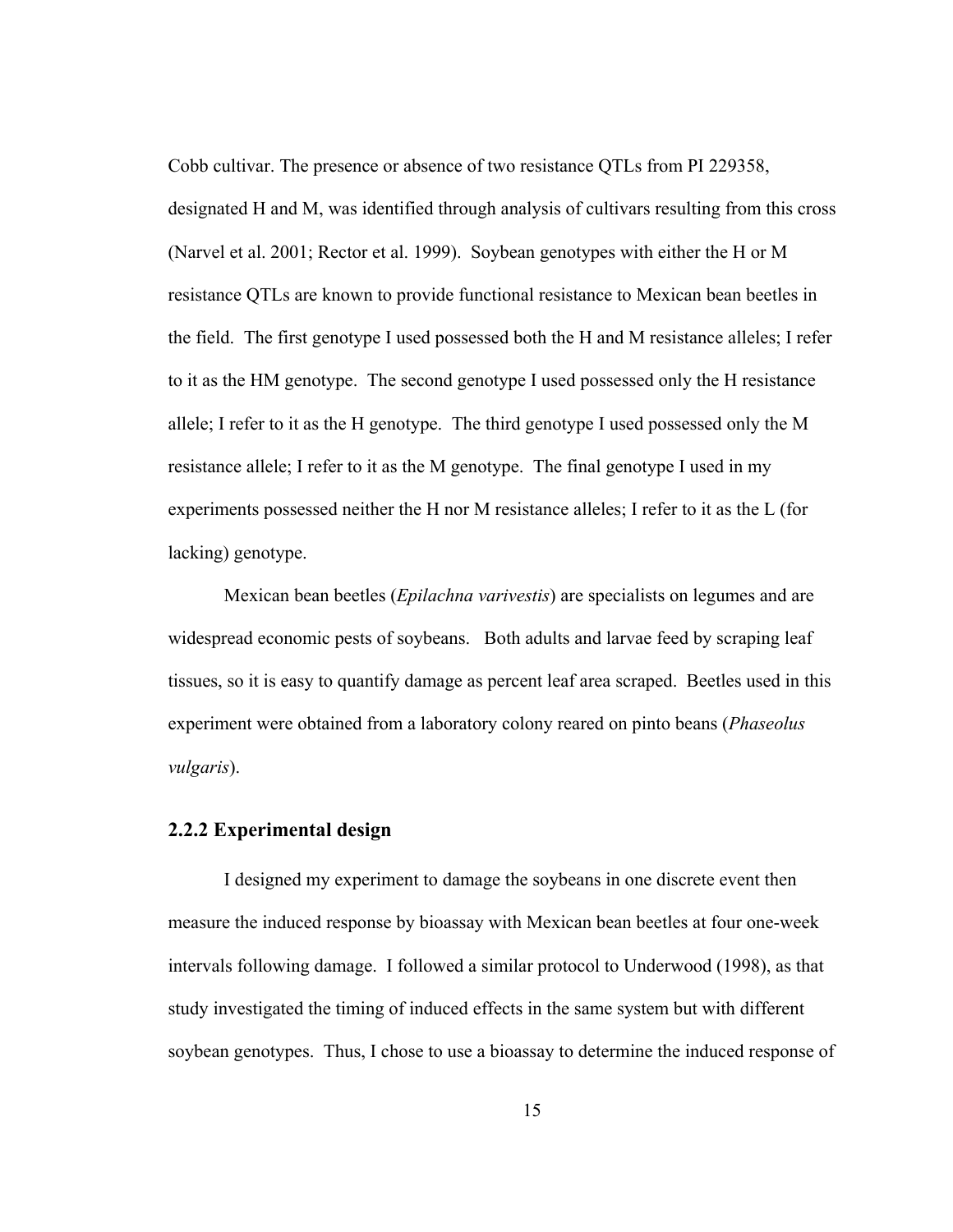Cobb cultivar. The presence or absence of two resistance QTLs from PI 229358, designated H and M, was identified through analysis of cultivars resulting from this cross (Narvel et al. 2001; Rector et al. 1999). Soybean genotypes with either the H or M resistance QTLs are known to provide functional resistance to Mexican bean beetles in the field. The first genotype I used possessed both the H and M resistance alleles; I refer to it as the HM genotype. The second genotype I used possessed only the H resistance allele; I refer to it as the H genotype. The third genotype I used possessed only the M resistance allele; I refer to it as the M genotype. The final genotype I used in my experiments possessed neither the H nor M resistance alleles; I refer to it as the L (for lacking) genotype.

Mexican bean beetles (*Epilachna varivestis*) are specialists on legumes and are widespread economic pests of soybeans. Both adults and larvae feed by scraping leaf tissues, so it is easy to quantify damage as percent leaf area scraped. Beetles used in this experiment were obtained from a laboratory colony reared on pinto beans (*Phaseolus vulgaris*).

### 2.2.2 Experimental design

I designed my experiment to damage the soybeans in one discrete event then measure the induced response by bioassay with Mexican bean beetles at four one-week intervals following damage. I followed a similar protocol to Underwood (1998), as that study investigated the timing of induced effects in the same system but with different soybean genotypes. Thus, I chose to use a bioassay to determine the induced response of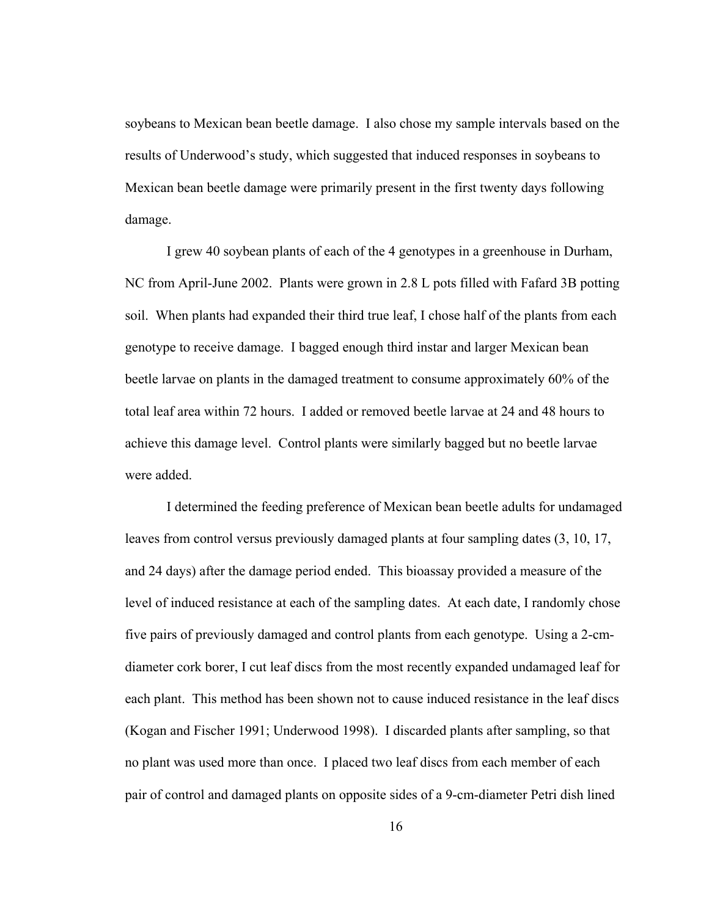soybeans to Mexican bean beetle damage. I also chose my sample intervals based on the results of Underwood's study, which suggested that induced responses in soybeans to Mexican bean beetle damage were primarily present in the first twenty days following damage.

I grew 40 soybean plants of each of the 4 genotypes in a greenhouse in Durham, NC from April-June 2002. Plants were grown in 2.8 L pots filled with Fafard 3B potting soil. When plants had expanded their third true leaf, I chose half of the plants from each genotype to receive damage. I bagged enough third instar and larger Mexican bean beetle larvae on plants in the damaged treatment to consume approximately 60% of the total leaf area within 72 hours. I added or removed beetle larvae at 24 and 48 hours to achieve this damage level. Control plants were similarly bagged but no beetle larvae were added.

I determined the feeding preference of Mexican bean beetle adults for undamaged leaves from control versus previously damaged plants at four sampling dates (3, 10, 17, and 24 days) after the damage period ended. This bioassay provided a measure of the level of induced resistance at each of the sampling dates. At each date, I randomly chose five pairs of previously damaged and control plants from each genotype. Using a 2-cm-diameter cork borer, I cut leaf discs from the most recently expanded undamaged leaf for each plant. This method has been shown not to cause induced resistance in the leaf discs (Kogan and Fischer 1991; Underwood 1998). I discarded plants after sampling, so that no plant was used more than once. I placed two leaf discs from each member of each pair of control and damaged plants on opposite sides of a 9-cm-diameter Petri dish lined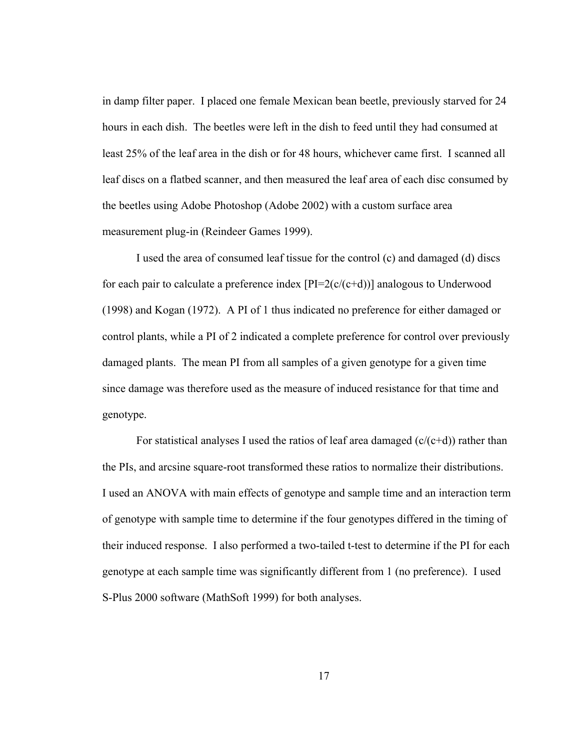in damp filter paper. I placed one female Mexican bean beetle, previously starved for 24 hours in each dish. The beetles were left in the dish to feed until they had consumed at least 25% of the leaf area in the dish or for 48 hours, whichever came first. I scanned all leaf discs on a flatbed scanner, and then measured the leaf area of each disc consumed by the beetles using Adobe Photoshop (Adobe 2002) with a custom surface area measurement plug-in (Reindeer Games 1999).

I used the area of consumed leaf tissue for the control (c) and damaged (d) discs for each pair to calculate a preference index [$PI=2(c/(c+d))$] analogous to Underwood (1998) and Kogan (1972). A PI of 1 thus indicated no preference for either damaged or control plants, while a PI of 2 indicated a complete preference for control over previously damaged plants. The mean PI from all samples of a given genotype for a given time since damage was therefore used as the measure of induced resistance for that time and genotype.

For statistical analyses I used the ratios of leaf area damaged ($c/(c+d)$) rather than the PIs, and arcsine square-root transformed these ratios to normalize their distributions. I used an ANOVA with main effects of genotype and sample time and an interaction term of genotype with sample time to determine if the four genotypes differed in the timing of their induced response. I also performed a two-tailed t-test to determine if the PI for each genotype at each sample time was significantly different from 1 (no preference). I used S-Plus 2000 software (MathSoft 1999) for both analyses.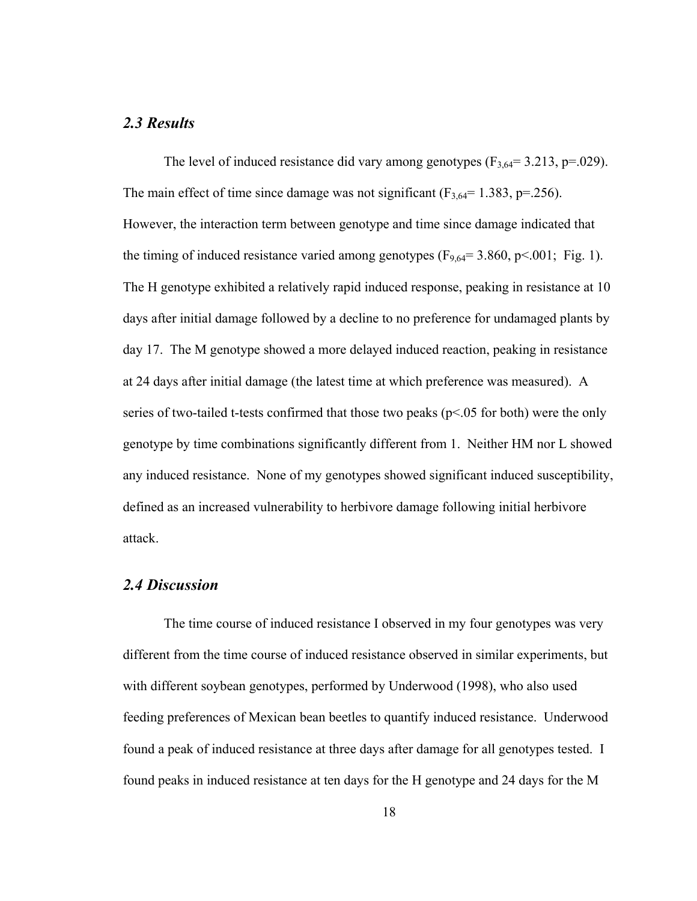### *2.3 Results*

The level of induced resistance did vary among genotypes ($F_{3,64}$= 3.213, p=.029). The main effect of time since damage was not significant ($F_{3,64}$= 1.383, p=.256). However, the interaction term between genotype and time since damage indicated that the timing of induced resistance varied among genotypes ($F_{9,64}$= 3.860, p<.001; Fig. 1). The H genotype exhibited a relatively rapid induced response, peaking in resistance at 10 days after initial damage followed by a decline to no preference for undamaged plants by day 17. The M genotype showed a more delayed induced reaction, peaking in resistance at 24 days after initial damage (the latest time at which preference was measured). A series of two-tailed t-tests confirmed that those two peaks (p<.05 for both) were the only genotype by time combinations significantly different from 1. Neither HM nor L showed any induced resistance. None of my genotypes showed significant induced susceptibility, defined as an increased vulnerability to herbivore damage following initial herbivore attack.

### *2.4 Discussion*

The time course of induced resistance I observed in my four genotypes was very different from the time course of induced resistance observed in similar experiments, but with different soybean genotypes, performed by Underwood (1998), who also used feeding preferences of Mexican bean beetles to quantify induced resistance. Underwood found a peak of induced resistance at three days after damage for all genotypes tested. I found peaks in induced resistance at ten days for the H genotype and 24 days for the M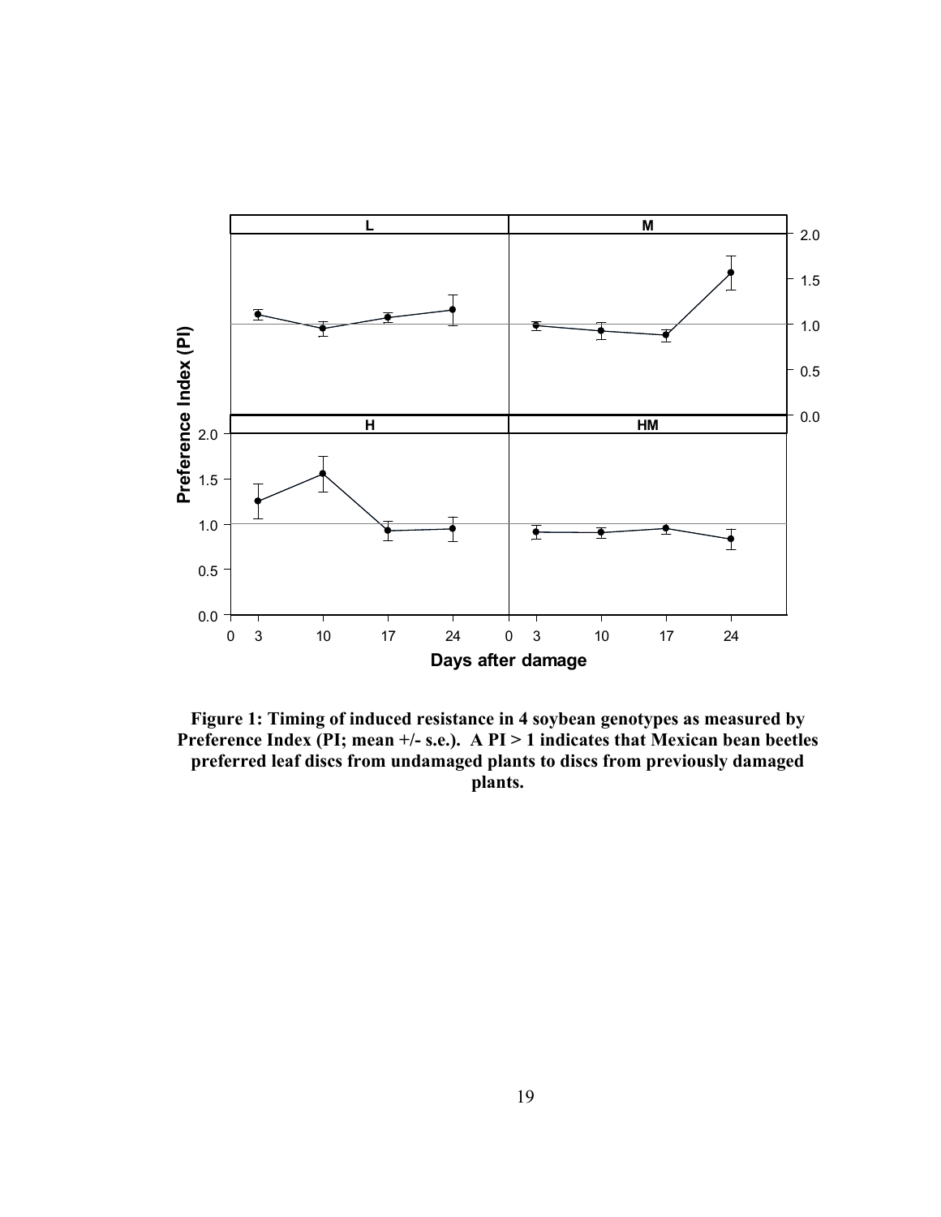L

M

H

HM

2.0

1.5

1.0

0.5

0.0

Preference Index (PI)

0 3 10 17 24 0 3 10 17 24

Days after damage

**Figure 1: Timing of induced resistance in 4 soybean genotypes as measured by Preference Index (PI; mean +/- s.e.). A PI > 1 indicates that Mexican bean beetles preferred leaf discs from undamaged plants to discs from previously damaged plants.**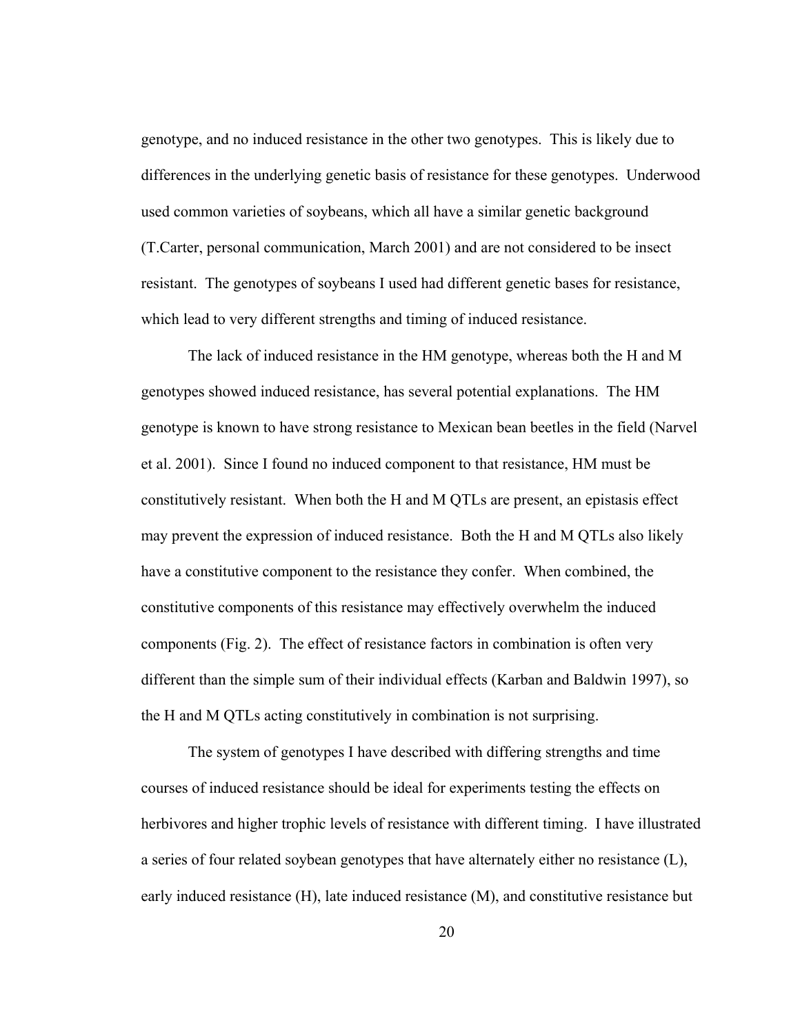genotype, and no induced resistance in the other two genotypes. This is likely due to differences in the underlying genetic basis of resistance for these genotypes. Underwood used common varieties of soybeans, which all have a similar genetic background (T.Carter, personal communication, March 2001) and are not considered to be insect resistant. The genotypes of soybeans I used had different genetic bases for resistance, which lead to very different strengths and timing of induced resistance.

The lack of induced resistance in the HM genotype, whereas both the H and M genotypes showed induced resistance, has several potential explanations. The HM genotype is known to have strong resistance to Mexican bean beetles in the field (Narvel et al. 2001). Since I found no induced component to that resistance, HM must be constitutively resistant. When both the H and M QTLs are present, an epistasis effect may prevent the expression of induced resistance. Both the H and M QTLs also likely have a constitutive component to the resistance they confer. When combined, the constitutive components of this resistance may effectively overwhelm the induced components (Fig. 2). The effect of resistance factors in combination is often very different than the simple sum of their individual effects (Karban and Baldwin 1997), so the H and M QTLs acting constitutively in combination is not surprising.

The system of genotypes I have described with differing strengths and time courses of induced resistance should be ideal for experiments testing the effects on herbivores and higher trophic levels of resistance with different timing. I have illustrated a series of four related soybean genotypes that have alternately either no resistance (L), early induced resistance (H), late induced resistance (M), and constitutive resistance but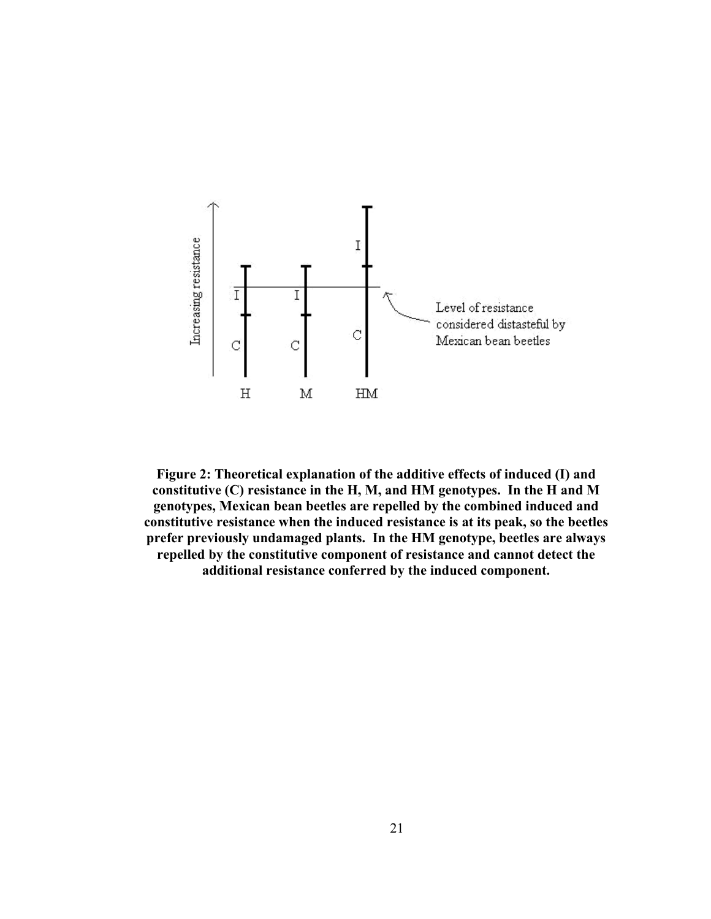Increasing resistance

I

C

I

C

I

C

H

M

HM

Level of resistance considered distasteful by Mexican bean beetles

**Figure 2: Theoretical explanation of the additive effects of induced (I) and constitutive (C) resistance in the H, M, and HM genotypes. In the H and M genotypes, Mexican bean beetles are repelled by the combined induced and constitutive resistance when the induced resistance is at its peak, so the beetles prefer previously undamaged plants. In the HM genotype, beetles are always repelled by the constitutive component of resistance and cannot detect the additional resistance conferred by the induced component.**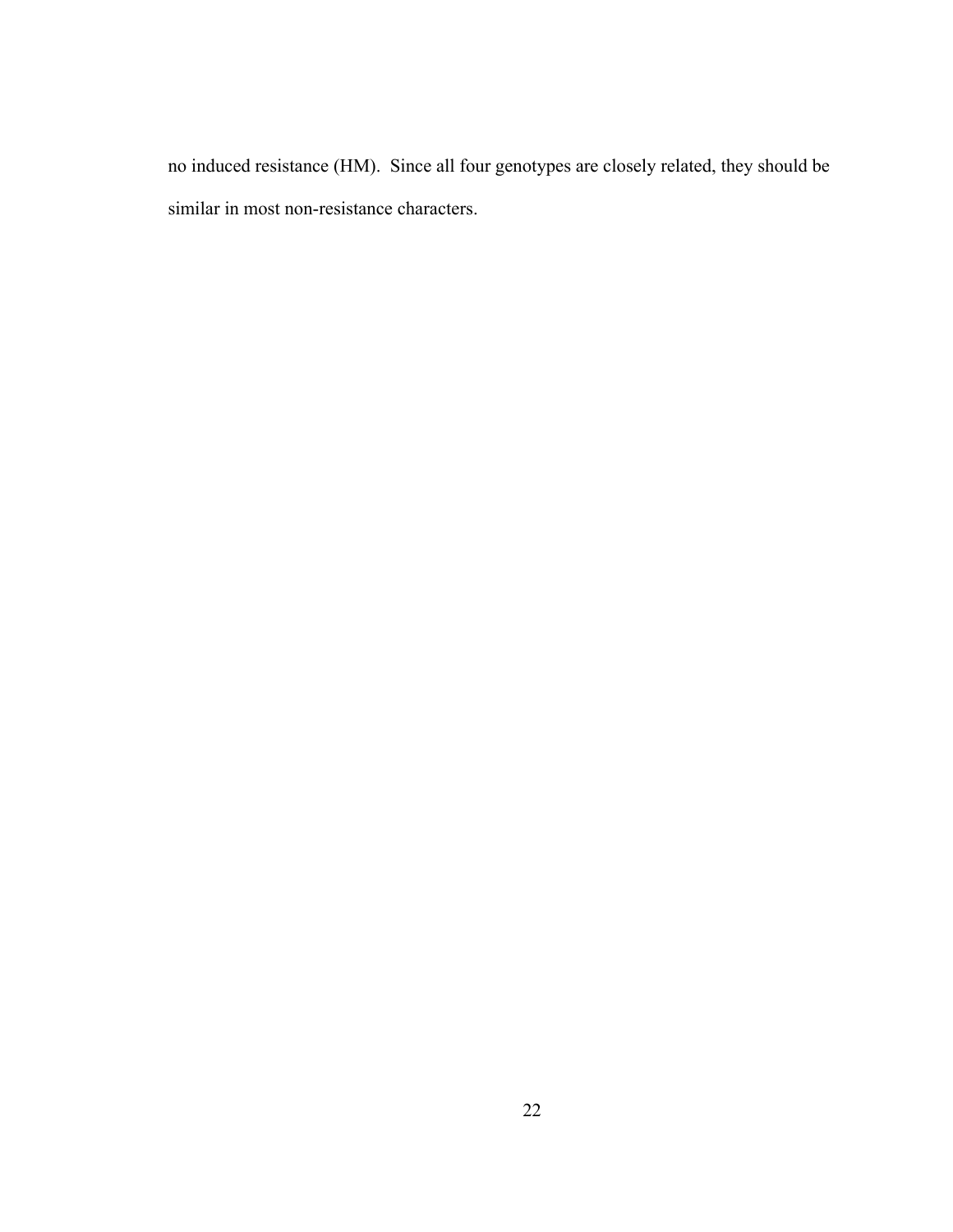no induced resistance (HM). Since all four genotypes are closely related, they should be similar in most non-resistance characters.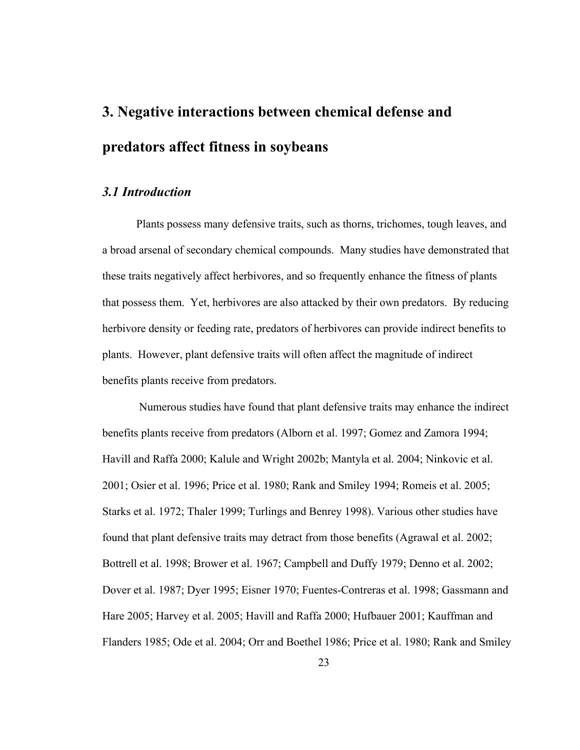# 3. Negative interactions between chemical defense and predators affect fitness in soybeans

## *3.1 Introduction*

Plants possess many defensive traits, such as thorns, trichomes, tough leaves, and a broad arsenal of secondary chemical compounds. Many studies have demonstrated that these traits negatively affect herbivores, and so frequently enhance the fitness of plants that possess them. Yet, herbivores are also attacked by their own predators. By reducing herbivore density or feeding rate, predators of herbivores can provide indirect benefits to plants. However, plant defensive traits will often affect the magnitude of indirect benefits plants receive from predators.

Numerous studies have found that plant defensive traits may enhance the indirect benefits plants receive from predators (Alborn et al. 1997; Gomez and Zamora 1994; Havill and Raffa 2000; Kalule and Wright 2002b; Mantyla et al. 2004; Ninkovic et al. 2001; Osier et al. 1996; Price et al. 1980; Rank and Smiley 1994; Romeis et al. 2005; Starks et al. 1972; Thaler 1999; Turlings and Benrey 1998). Various other studies have found that plant defensive traits may detract from those benefits (Agrawal et al. 2002; Bottrell et al. 1998; Brower et al. 1967; Campbell and Duffy 1979; Denno et al. 2002; Dover et al. 1987; Dyer 1995; Eisner 1970; Fuentes-Contreras et al. 1998; Gassmann and Hare 2005; Harvey et al. 2005; Havill and Raffa 2000; Hufbauer 2001; Kauffman and Flanders 1985; Ode et al. 2004; Orr and Boethel 1986; Price et al. 1980; Rank and Smiley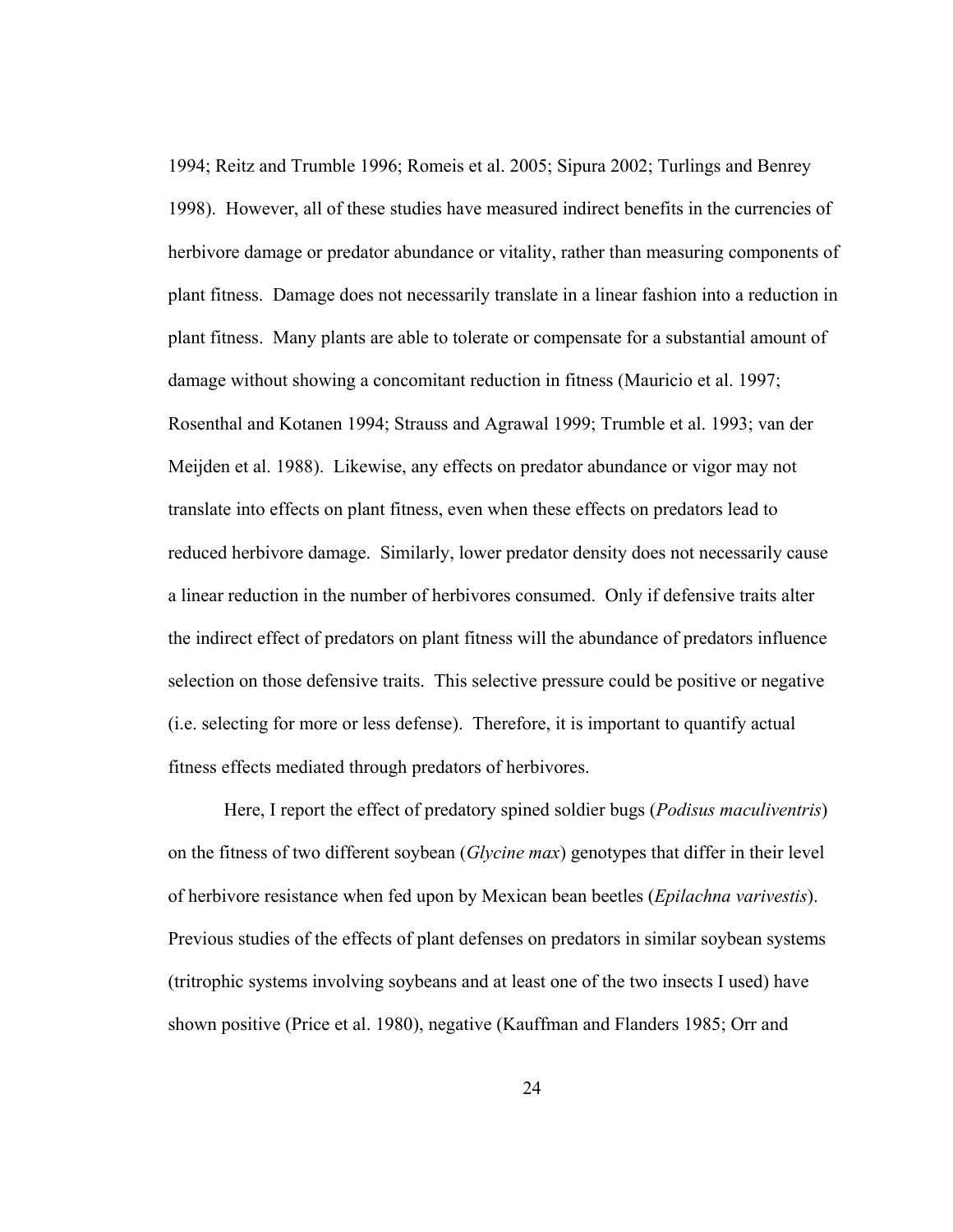1994; Reitz and Trumble 1996; Romeis et al. 2005; Sipura 2002; Turlings and Benrey 1998). However, all of these studies have measured indirect benefits in the currencies of herbivore damage or predator abundance or vitality, rather than measuring components of plant fitness. Damage does not necessarily translate in a linear fashion into a reduction in plant fitness. Many plants are able to tolerate or compensate for a substantial amount of damage without showing a concomitant reduction in fitness (Mauricio et al. 1997; Rosenthal and Kotanen 1994; Strauss and Agrawal 1999; Trumble et al. 1993; van der Meijden et al. 1988). Likewise, any effects on predator abundance or vigor may not translate into effects on plant fitness, even when these effects on predators lead to reduced herbivore damage. Similarly, lower predator density does not necessarily cause a linear reduction in the number of herbivores consumed. Only if defensive traits alter the indirect effect of predators on plant fitness will the abundance of predators influence selection on those defensive traits. This selective pressure could be positive or negative (i.e. selecting for more or less defense). Therefore, it is important to quantify actual fitness effects mediated through predators of herbivores.

Here, I report the effect of predatory spined soldier bugs (*Podisus maculiventris*) on the fitness of two different soybean (*Glycine max*) genotypes that differ in their level of herbivore resistance when fed upon by Mexican bean beetles (*Epilachna varivestis*). Previous studies of the effects of plant defenses on predators in similar soybean systems (tritrophic systems involving soybeans and at least one of the two insects I used) have shown positive (Price et al. 1980), negative (Kauffman and Flanders 1985; Orr and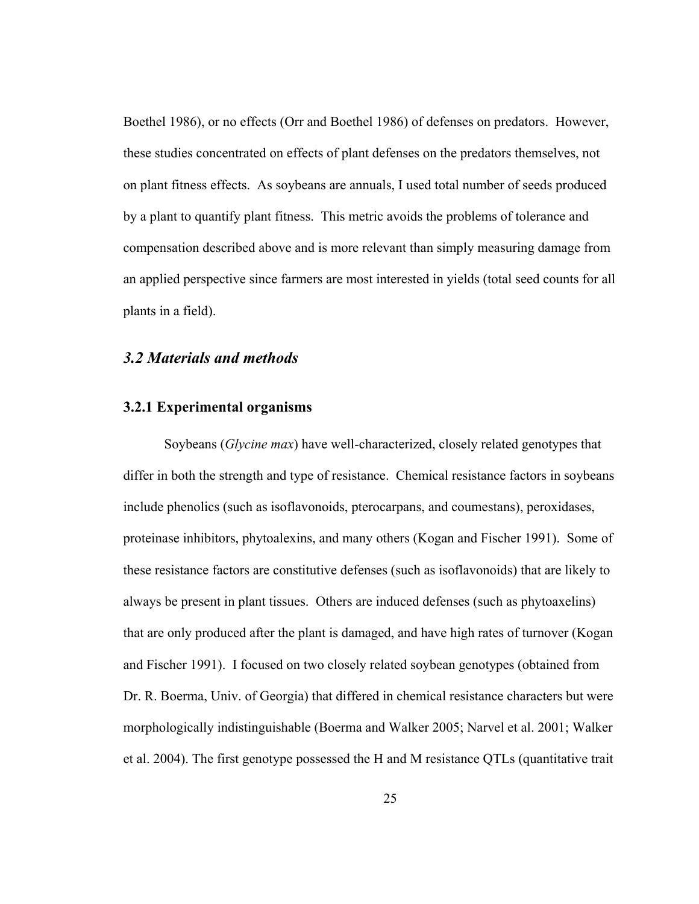Boethel 1986), or no effects (Orr and Boethel 1986) of defenses on predators. However, these studies concentrated on effects of plant defenses on the predators themselves, not on plant fitness effects. As soybeans are annuals, I used total number of seeds produced by a plant to quantify plant fitness. This metric avoids the problems of tolerance and compensation described above and is more relevant than simply measuring damage from an applied perspective since farmers are most interested in yields (total seed counts for all plants in a field).

## *3.2 Materials and methods*

### 3.2.1 Experimental organisms

Soybeans (*Glycine max*) have well-characterized, closely related genotypes that differ in both the strength and type of resistance. Chemical resistance factors in soybeans include phenolics (such as isoflavonoids, pterocarpans, and coumestans), peroxidases, proteinase inhibitors, phytoalexins, and many others (Kogan and Fischer 1991). Some of these resistance factors are constitutive defenses (such as isoflavonoids) that are likely to always be present in plant tissues. Others are induced defenses (such as phytoaxelins) that are only produced after the plant is damaged, and have high rates of turnover (Kogan and Fischer 1991). I focused on two closely related soybean genotypes (obtained from Dr. R. Boerma, Univ. of Georgia) that differed in chemical resistance characters but were morphologically indistinguishable (Boerma and Walker 2005; Narvel et al. 2001; Walker et al. 2004). The first genotype possessed the H and M resistance QTLs (quantitative trait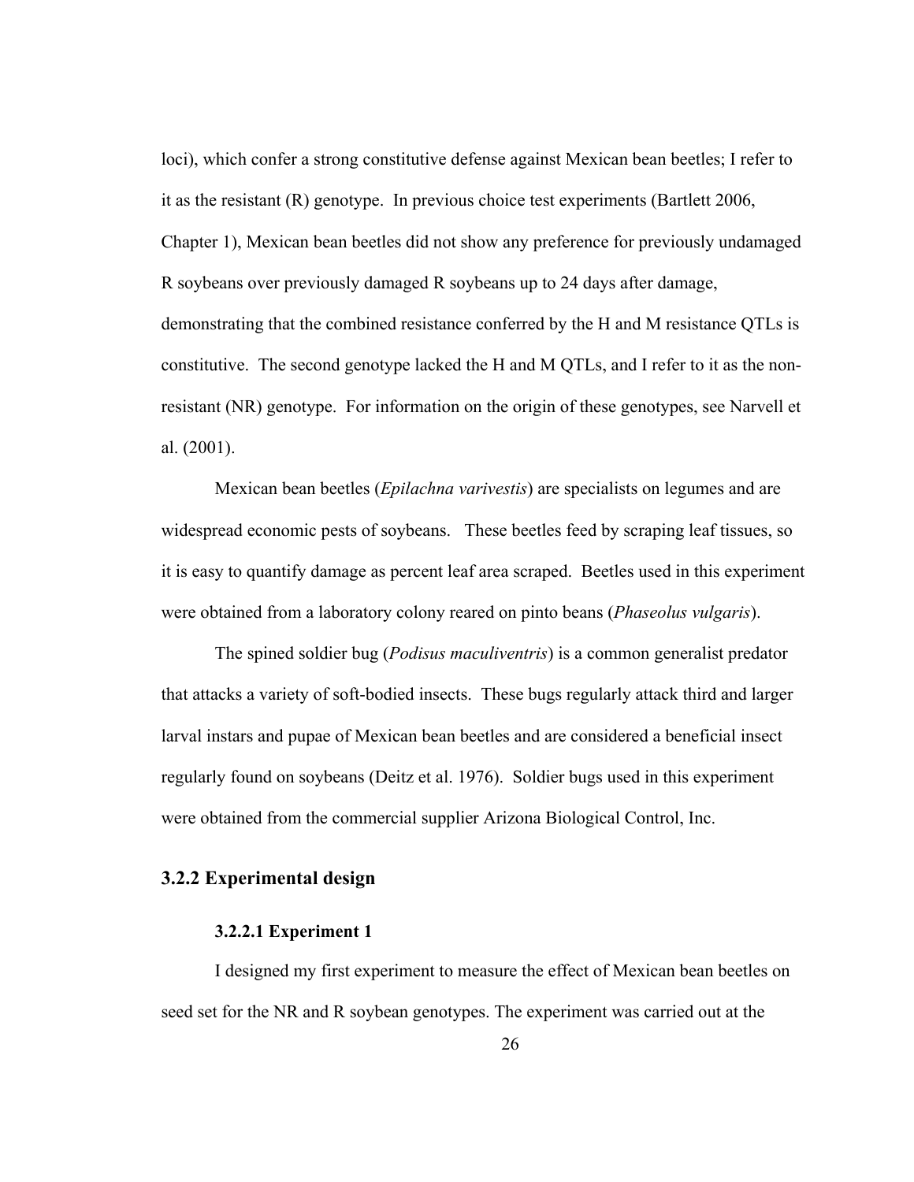loci), which confer a strong constitutive defense against Mexican bean beetles; I refer to it as the resistant (R) genotype. In previous choice test experiments (Bartlett 2006, Chapter 1), Mexican bean beetles did not show any preference for previously undamaged R soybeans over previously damaged R soybeans up to 24 days after damage, demonstrating that the combined resistance conferred by the H and M resistance QTLs is constitutive. The second genotype lacked the H and M QTLs, and I refer to it as the non-resistant (NR) genotype. For information on the origin of these genotypes, see Narvell et al. (2001).

Mexican bean beetles (*Epilachna varivestis*) are specialists on legumes and are widespread economic pests of soybeans. These beetles feed by scraping leaf tissues, so it is easy to quantify damage as percent leaf area scraped. Beetles used in this experiment were obtained from a laboratory colony reared on pinto beans (*Phaseolus vulgaris*).

The spined soldier bug (*Podisus maculiventris*) is a common generalist predator that attacks a variety of soft-bodied insects. These bugs regularly attack third and larger larval instars and pupae of Mexican bean beetles and are considered a beneficial insect regularly found on soybeans (Deitz et al. 1976). Soldier bugs used in this experiment were obtained from the commercial supplier Arizona Biological Control, Inc.

### 3.2.2 Experimental design

#### 3.2.2.1 Experiment 1

I designed my first experiment to measure the effect of Mexican bean beetles on seed set for the NR and R soybean genotypes. The experiment was carried out at the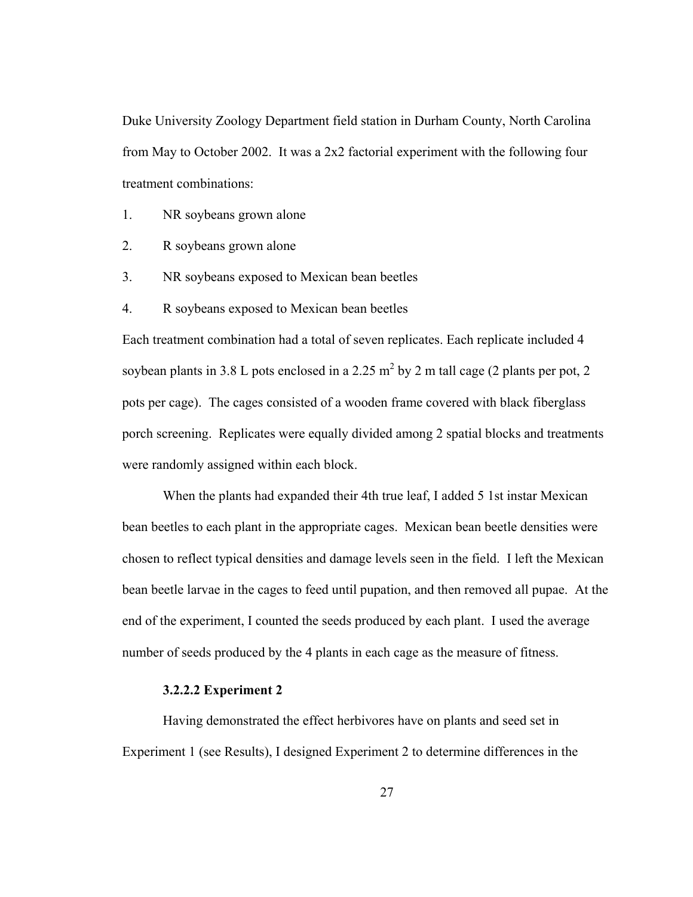Duke University Zoology Department field station in Durham County, North Carolina from May to October 2002. It was a 2x2 factorial experiment with the following four treatment combinations:

1. NR soybeans grown alone
2. R soybeans grown alone
3. NR soybeans exposed to Mexican bean beetles
4. R soybeans exposed to Mexican bean beetles

Each treatment combination had a total of seven replicates. Each replicate included 4 soybean plants in 3.8 L pots enclosed in a 2.25 $m^2$ by 2 m tall cage (2 plants per pot, 2 pots per cage). The cages consisted of a wooden frame covered with black fiberglass porch screening. Replicates were equally divided among 2 spatial blocks and treatments were randomly assigned within each block.

When the plants had expanded their 4th true leaf, I added 5 1st instar Mexican bean beetles to each plant in the appropriate cages. Mexican bean beetle densities were chosen to reflect typical densities and damage levels seen in the field. I left the Mexican bean beetle larvae in the cages to feed until pupation, and then removed all pupae. At the end of the experiment, I counted the seeds produced by each plant. I used the average number of seeds produced by the 4 plants in each cage as the measure of fitness.

#### 3.2.2.2 Experiment 2

Having demonstrated the effect herbivores have on plants and seed set in Experiment 1 (see Results), I designed Experiment 2 to determine differences in the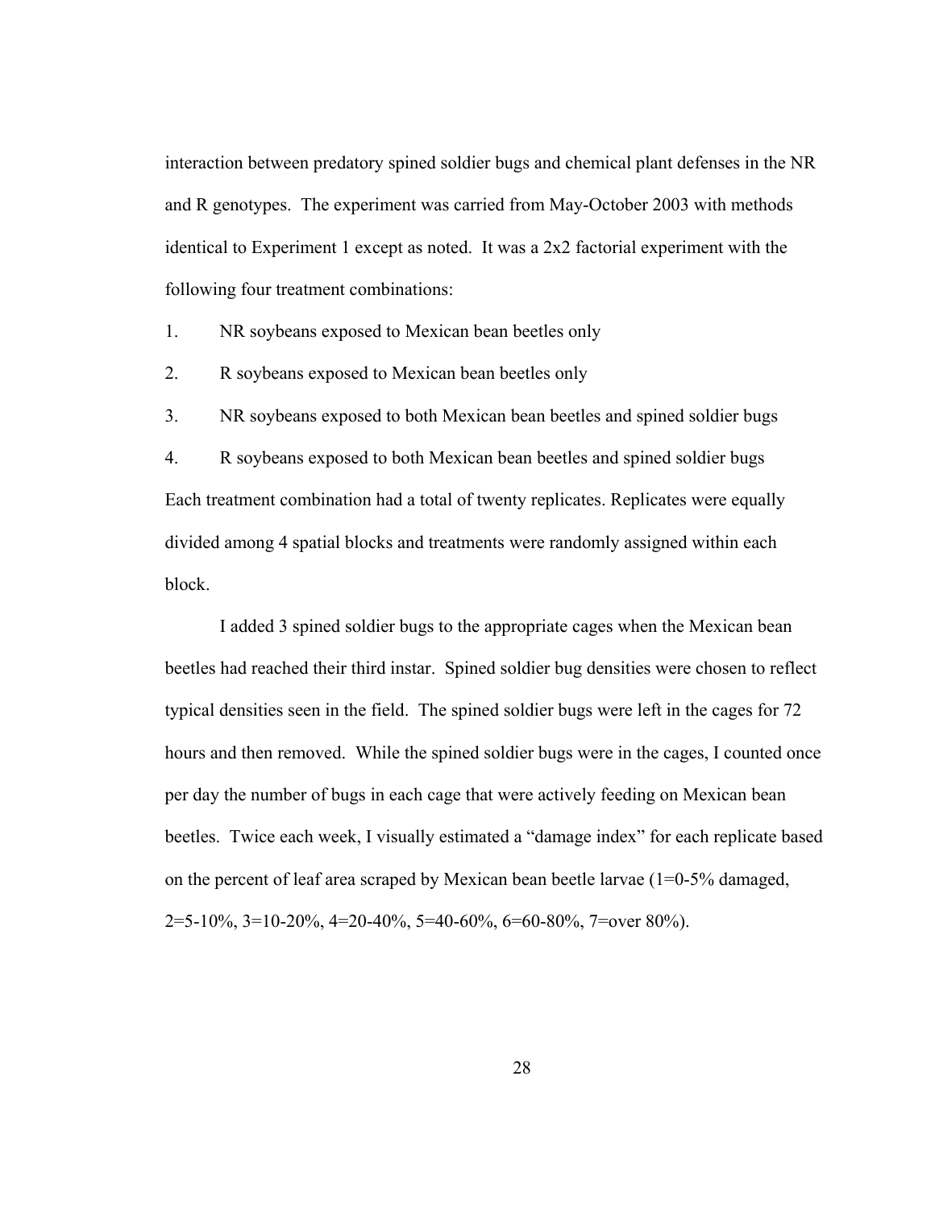interaction between predatory spined soldier bugs and chemical plant defenses in the NR and R genotypes. The experiment was carried from May-October 2003 with methods identical to Experiment 1 except as noted. It was a 2x2 factorial experiment with the following four treatment combinations:

1. NR soybeans exposed to Mexican bean beetles only
2. R soybeans exposed to Mexican bean beetles only
3. NR soybeans exposed to both Mexican bean beetles and spined soldier bugs
4. R soybeans exposed to both Mexican bean beetles and spined soldier bugs

Each treatment combination had a total of twenty replicates. Replicates were equally divided among 4 spatial blocks and treatments were randomly assigned within each block.

I added 3 spined soldier bugs to the appropriate cages when the Mexican bean beetles had reached their third instar. Spined soldier bug densities were chosen to reflect typical densities seen in the field. The spined soldier bugs were left in the cages for 72 hours and then removed. While the spined soldier bugs were in the cages, I counted once per day the number of bugs in each cage that were actively feeding on Mexican bean beetles. Twice each week, I visually estimated a "damage index" for each replicate based on the percent of leaf area scraped by Mexican bean beetle larvae (1=0-5% damaged, 2=5-10%, 3=10-20%, 4=20-40%, 5=40-60%, 6=60-80%, 7=over 80%).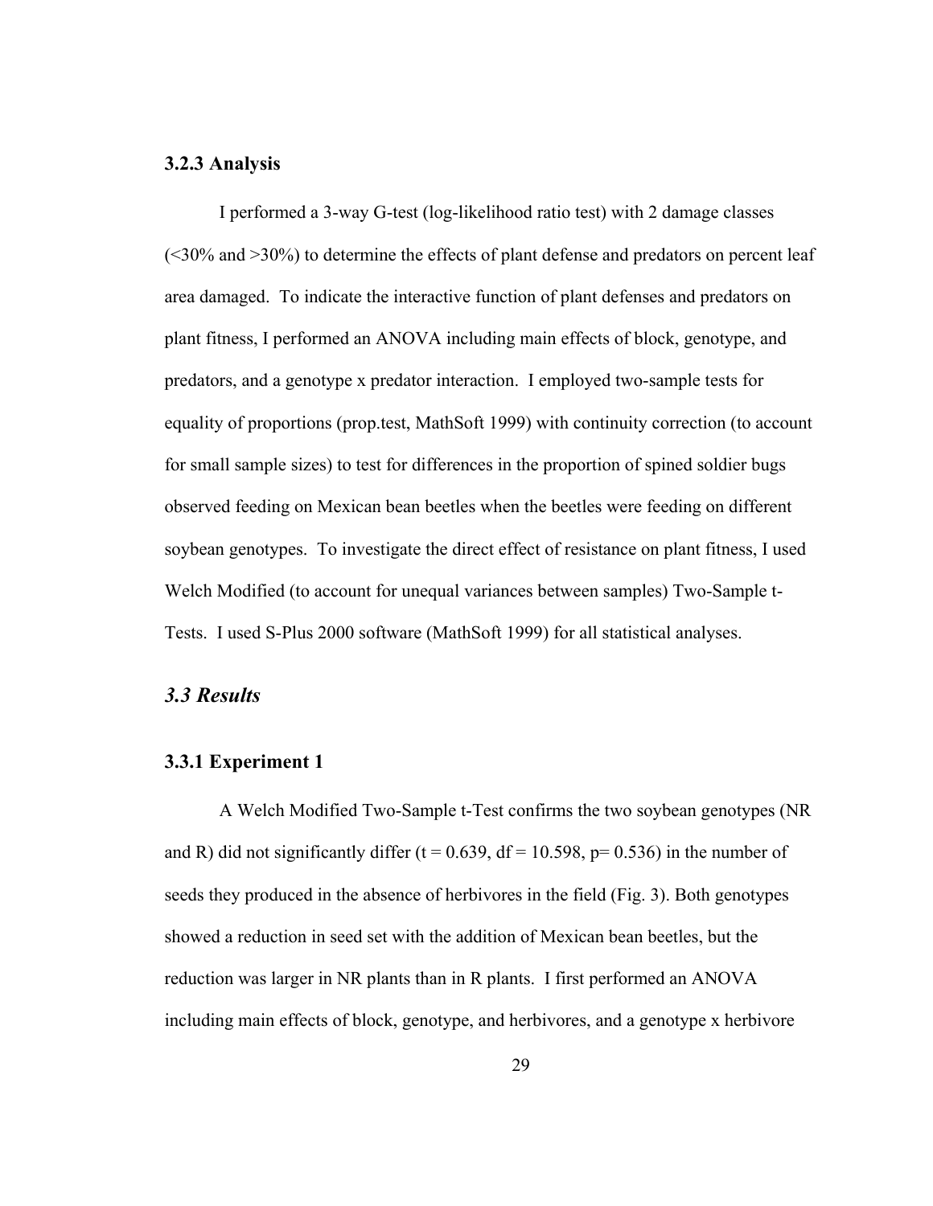### 3.2.3 Analysis

I performed a 3-way G-test (log-likelihood ratio test) with 2 damage classes (<30% and >30%) to determine the effects of plant defense and predators on percent leaf area damaged. To indicate the interactive function of plant defenses and predators on plant fitness, I performed an ANOVA including main effects of block, genotype, and predators, and a genotype x predator interaction. I employed two-sample tests for equality of proportions (prop.test, MathSoft 1999) with continuity correction (to account for small sample sizes) to test for differences in the proportion of spined soldier bugs observed feeding on Mexican bean beetles when the beetles were feeding on different soybean genotypes. To investigate the direct effect of resistance on plant fitness, I used Welch Modified (to account for unequal variances between samples) Two-Sample t-Tests. I used S-Plus 2000 software (MathSoft 1999) for all statistical analyses.

## *3.3 Results*

### 3.3.1 Experiment 1

A Welch Modified Two-Sample t-Test confirms the two soybean genotypes (NR and R) did not significantly differ ($t = 0.639$, $df = 10.598$, $p = 0.536$) in the number of seeds they produced in the absence of herbivores in the field (Fig. 3). Both genotypes showed a reduction in seed set with the addition of Mexican bean beetles, but the reduction was larger in NR plants than in R plants. I first performed an ANOVA including main effects of block, genotype, and herbivores, and a genotype x herbivore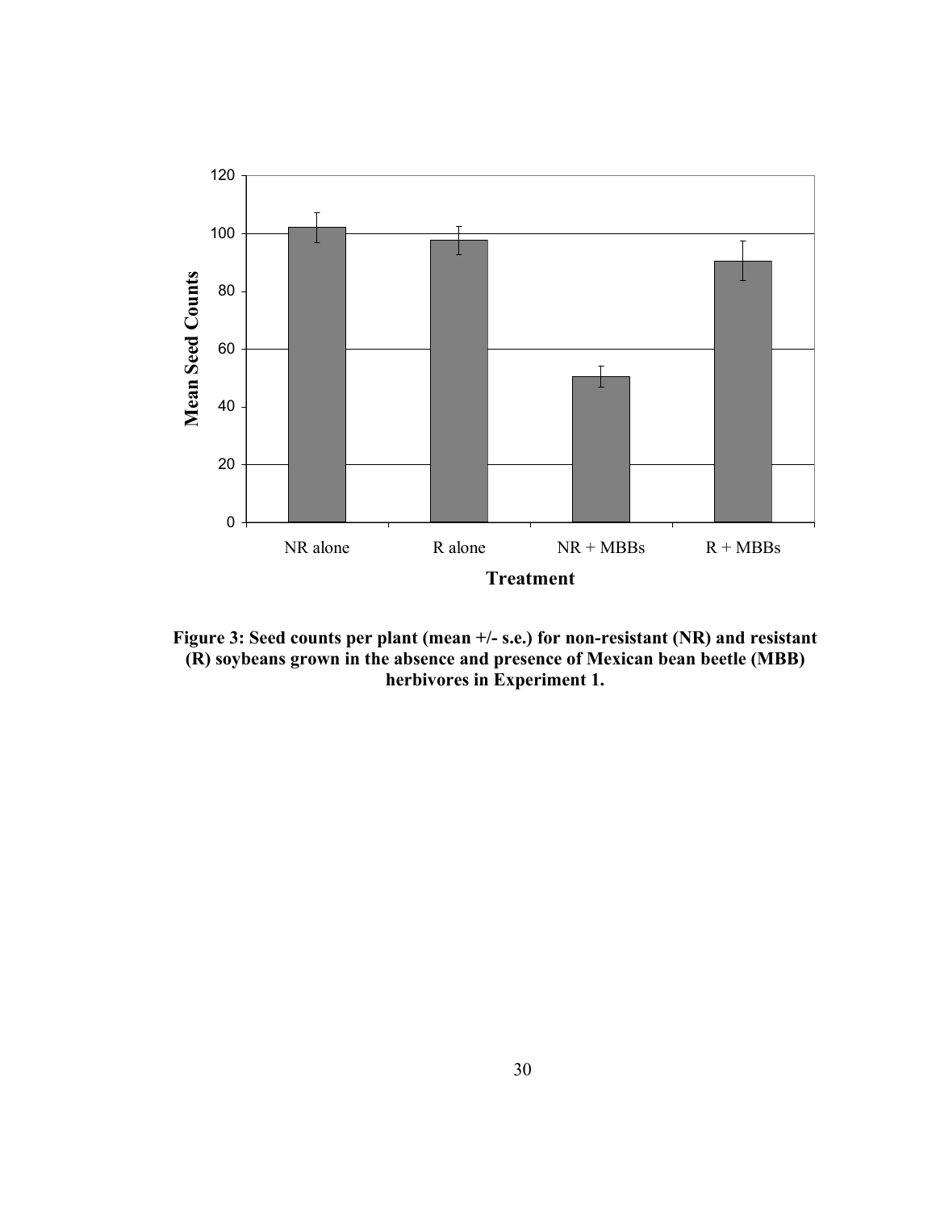120
100
80
60
40
20
0

Mean Seed Counts

NR alone
R alone
NR + MBBs
R + MBBs

Treatment

**Figure 3: Seed counts per plant (mean +/- s.e.) for non-resistant (NR) and resistant (R) soybeans grown in the absence and presence of Mexican bean beetle (MBB) herbivores in Experiment 1.**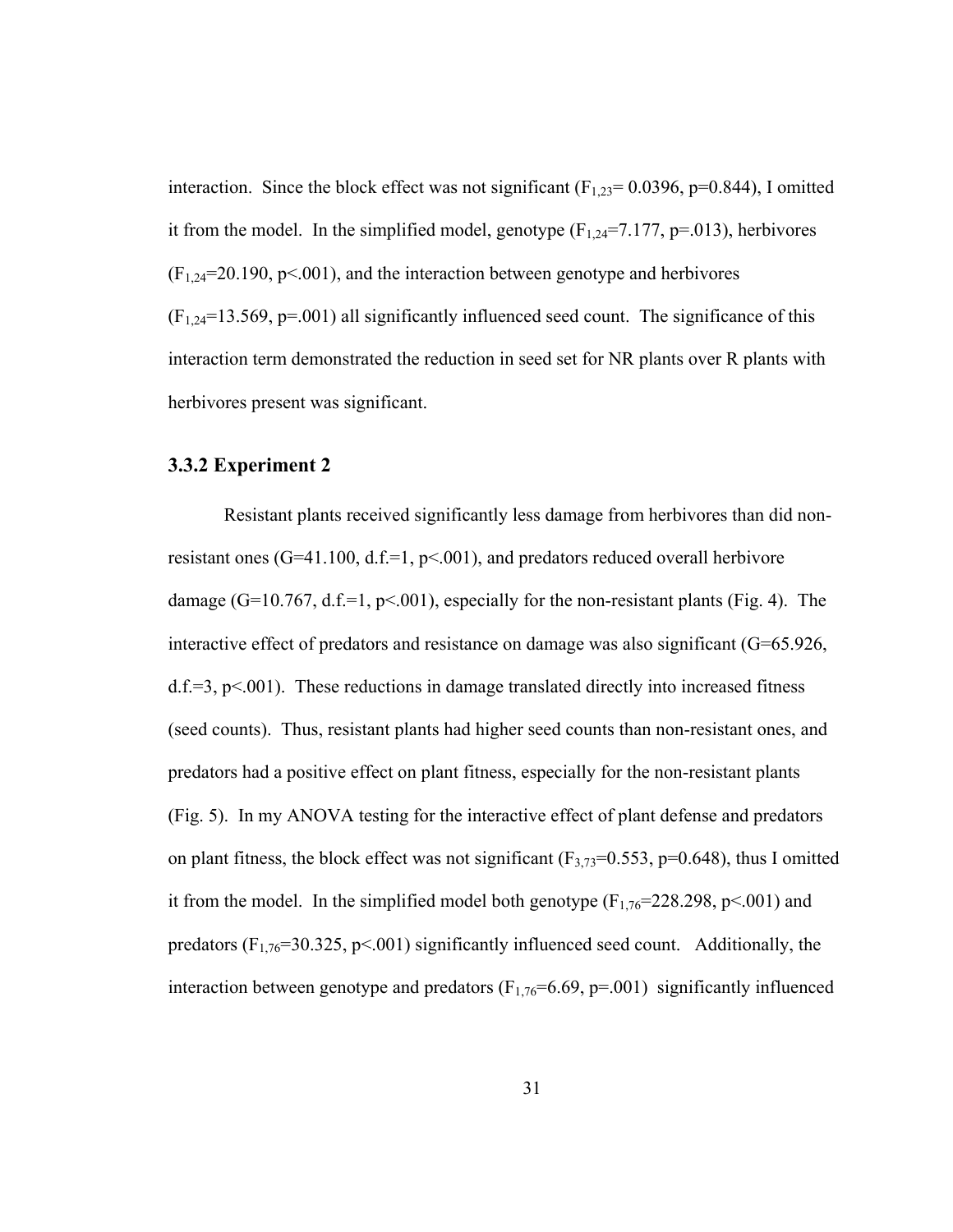interaction. Since the block effect was not significant ($F_{1,23}$= 0.0396, p=0.844), I omitted it from the model. In the simplified model, genotype ($F_{1,24}$=7.177, p=.013), herbivores ($F_{1,24}$=20.190, p<.001), and the interaction between genotype and herbivores ($F_{1,24}$=13.569, p=.001) all significantly influenced seed count. The significance of this interaction term demonstrated the reduction in seed set for NR plants over R plants with herbivores present was significant.

### 3.3.2 Experiment 2

Resistant plants received significantly less damage from herbivores than did non-resistant ones (G=41.100, d.f.=1, p<.001), and predators reduced overall herbivore damage (G=10.767, d.f.=1, p<.001), especially for the non-resistant plants (Fig. 4). The interactive effect of predators and resistance on damage was also significant (G=65.926, d.f.=3, p<.001). These reductions in damage translated directly into increased fitness (seed counts). Thus, resistant plants had higher seed counts than non-resistant ones, and predators had a positive effect on plant fitness, especially for the non-resistant plants (Fig. 5). In my ANOVA testing for the interactive effect of plant defense and predators on plant fitness, the block effect was not significant ($F_{3,73}$=0.553, p=0.648), thus I omitted it from the model. In the simplified model both genotype ($F_{1,76}$=228.298, p<.001) and predators ($F_{1,76}$=30.325, p<.001) significantly influenced seed count. Additionally, the interaction between genotype and predators ($F_{1,76}$=6.69, p=.001) significantly influenced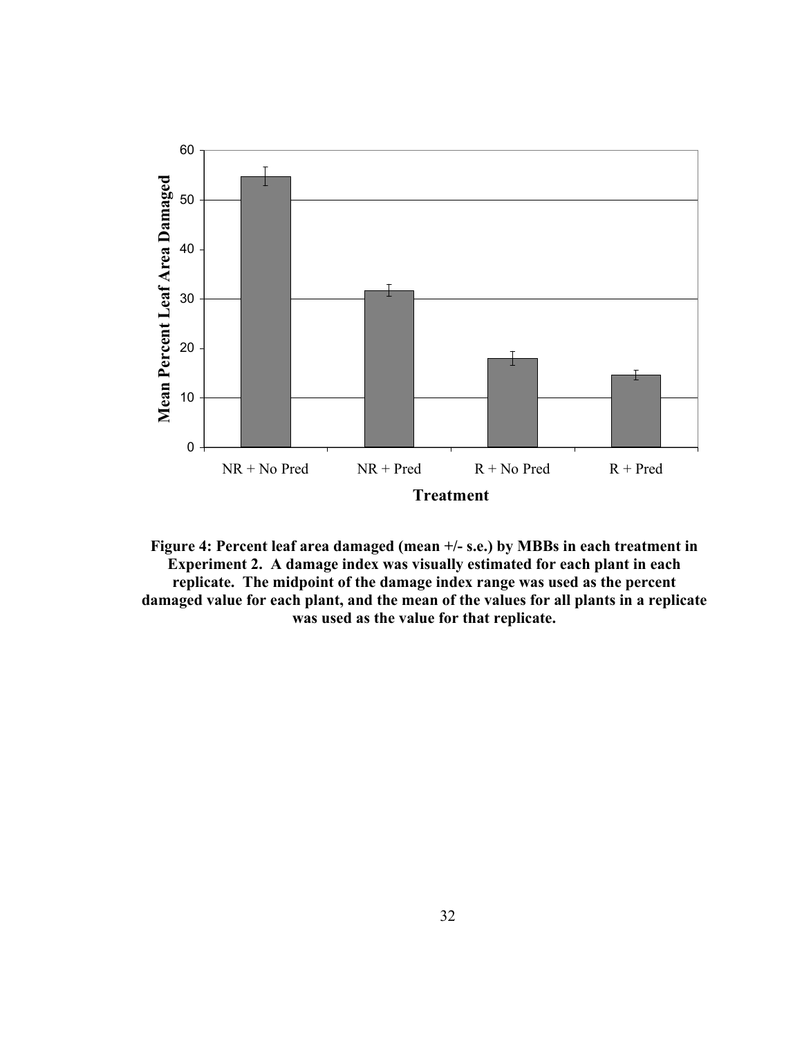60
50
40
30
20
10
0

Mean Percent Leaf Area Damaged

NR + No Pred
NR + Pred
R + No Pred
R + Pred

Treatment

**Figure 4: Percent leaf area damaged (mean +/- s.e.) by MBBs in each treatment in Experiment 2. A damage index was visually estimated for each plant in each replicate. The midpoint of the damage index range was used as the percent damaged value for each plant, and the mean of the values for all plants in a replicate was used as the value for that replicate.**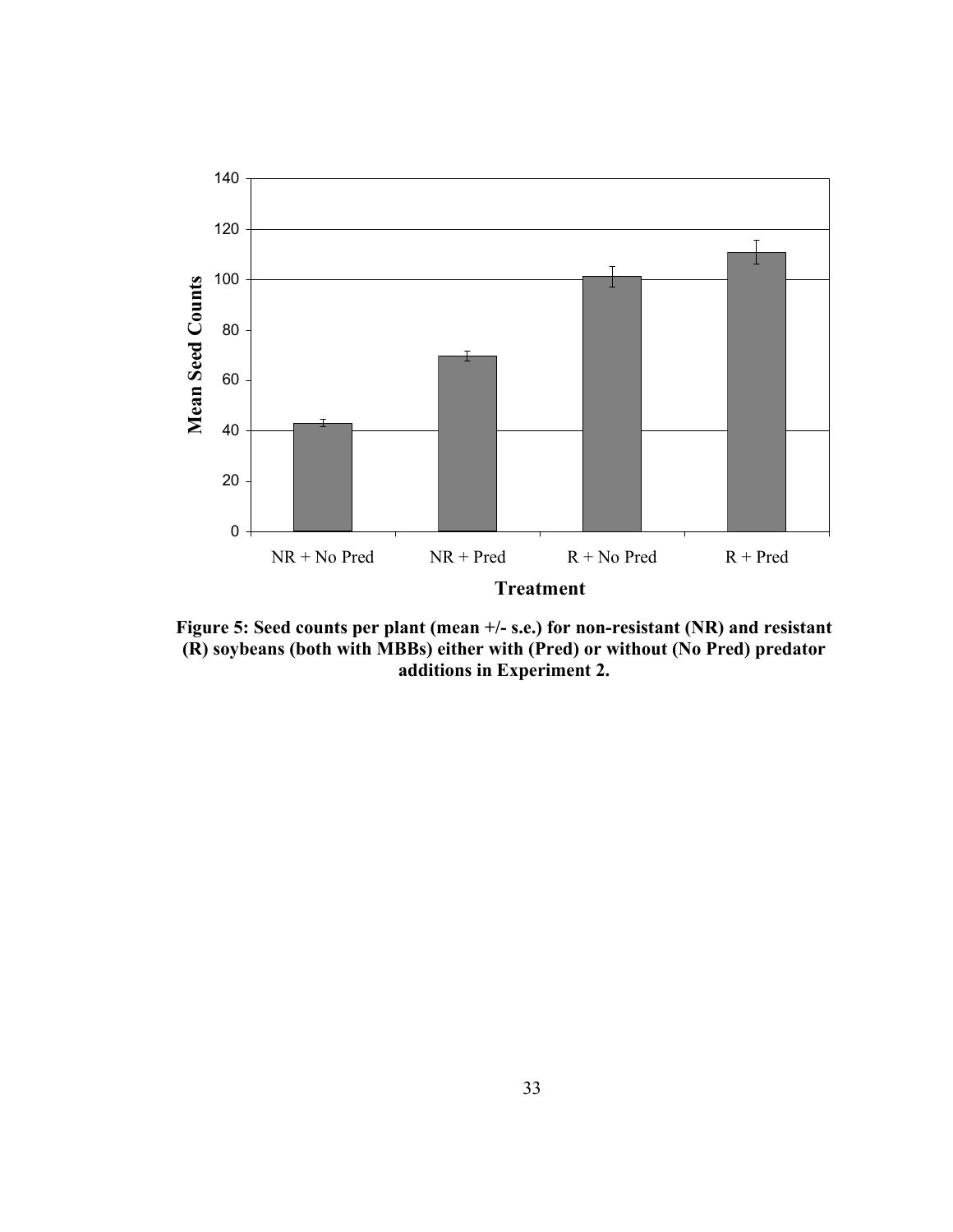140
120
100
80
60
40
20
0

Mean Seed Counts

NR + No Pred
NR + Pred
R + No Pred
R + Pred

Treatment

**Figure 5: Seed counts per plant (mean +/- s.e.) for non-resistant (NR) and resistant (R) soybeans (both with MBBs) either with (Pred) or without (No Pred) predator additions in Experiment 2.**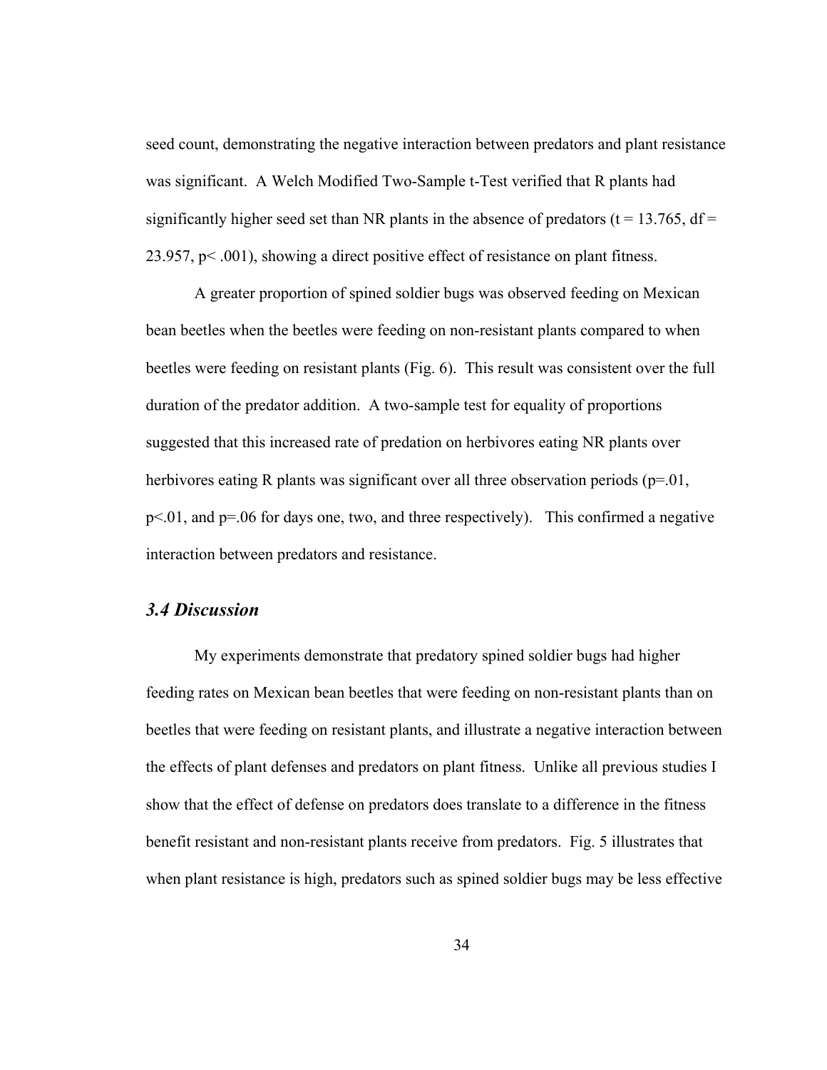seed count, demonstrating the negative interaction between predators and plant resistance was significant. A Welch Modified Two-Sample t-Test verified that R plants had significantly higher seed set than NR plants in the absence of predators ($t = 13.765$, $df = 23.957$, $p < .001$), showing a direct positive effect of resistance on plant fitness.

A greater proportion of spined soldier bugs was observed feeding on Mexican bean beetles when the beetles were feeding on non-resistant plants compared to when beetles were feeding on resistant plants (Fig. 6). This result was consistent over the full duration of the predator addition. A two-sample test for equality of proportions suggested that this increased rate of predation on herbivores eating NR plants over herbivores eating R plants was significant over all three observation periods ($p=.01$, $p<.01$, and $p=.06$ for days one, two, and three respectively). This confirmed a negative interaction between predators and resistance.

### *3.4 Discussion*

My experiments demonstrate that predatory spined soldier bugs had higher feeding rates on Mexican bean beetles that were feeding on non-resistant plants than on beetles that were feeding on resistant plants, and illustrate a negative interaction between the effects of plant defenses and predators on plant fitness. Unlike all previous studies I show that the effect of defense on predators does translate to a difference in the fitness benefit resistant and non-resistant plants receive from predators. Fig. 5 illustrates that when plant resistance is high, predators such as spined soldier bugs may be less effective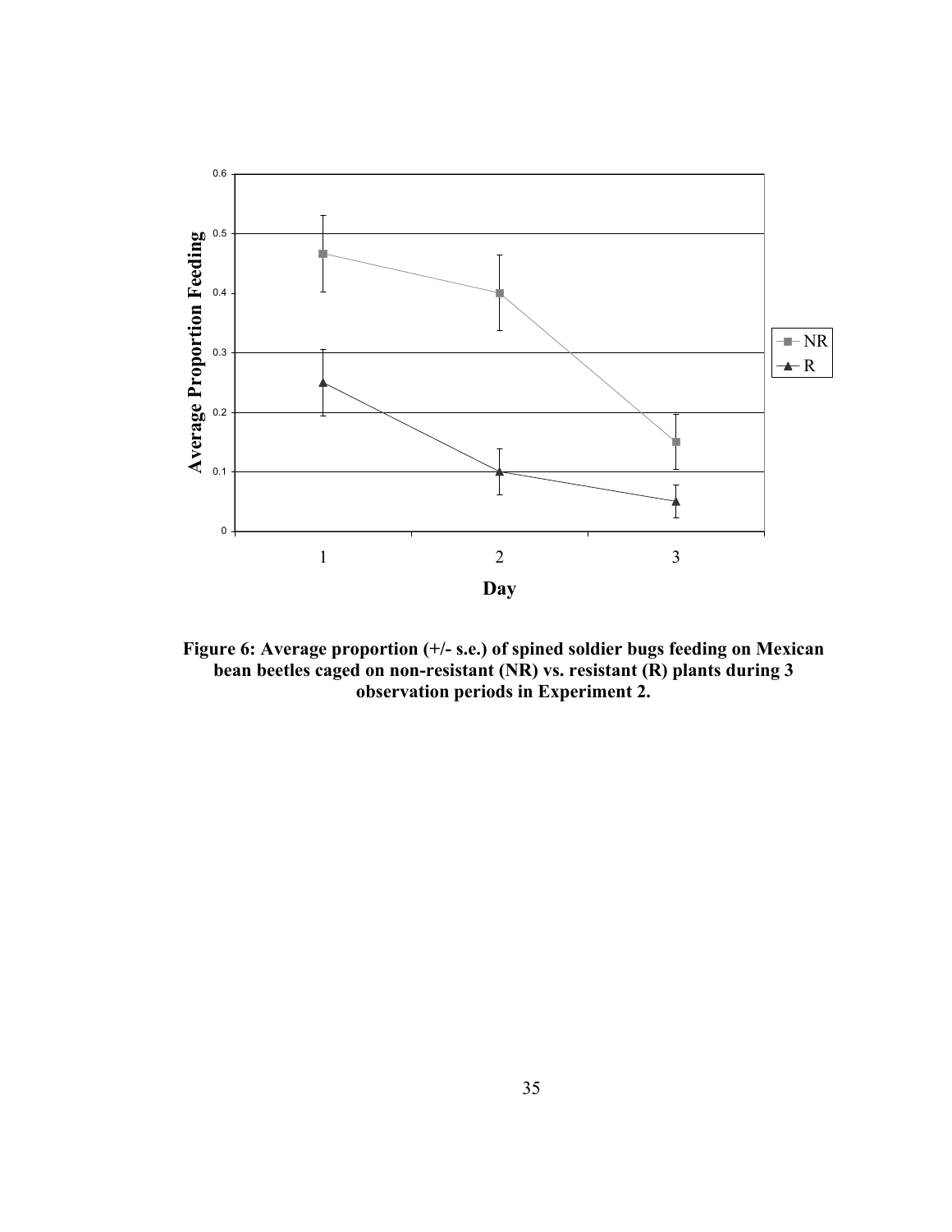0.6
0.5
0.4
0.3
0.2
0.1
0

Average Proportion Feeding

1
2
3

Day

NR
R

**Figure 6: Average proportion (+/- s.e.) of spined soldier bugs feeding on Mexican bean beetles caged on non-resistant (NR) vs. resistant (R) plants during 3 observation periods in Experiment 2.**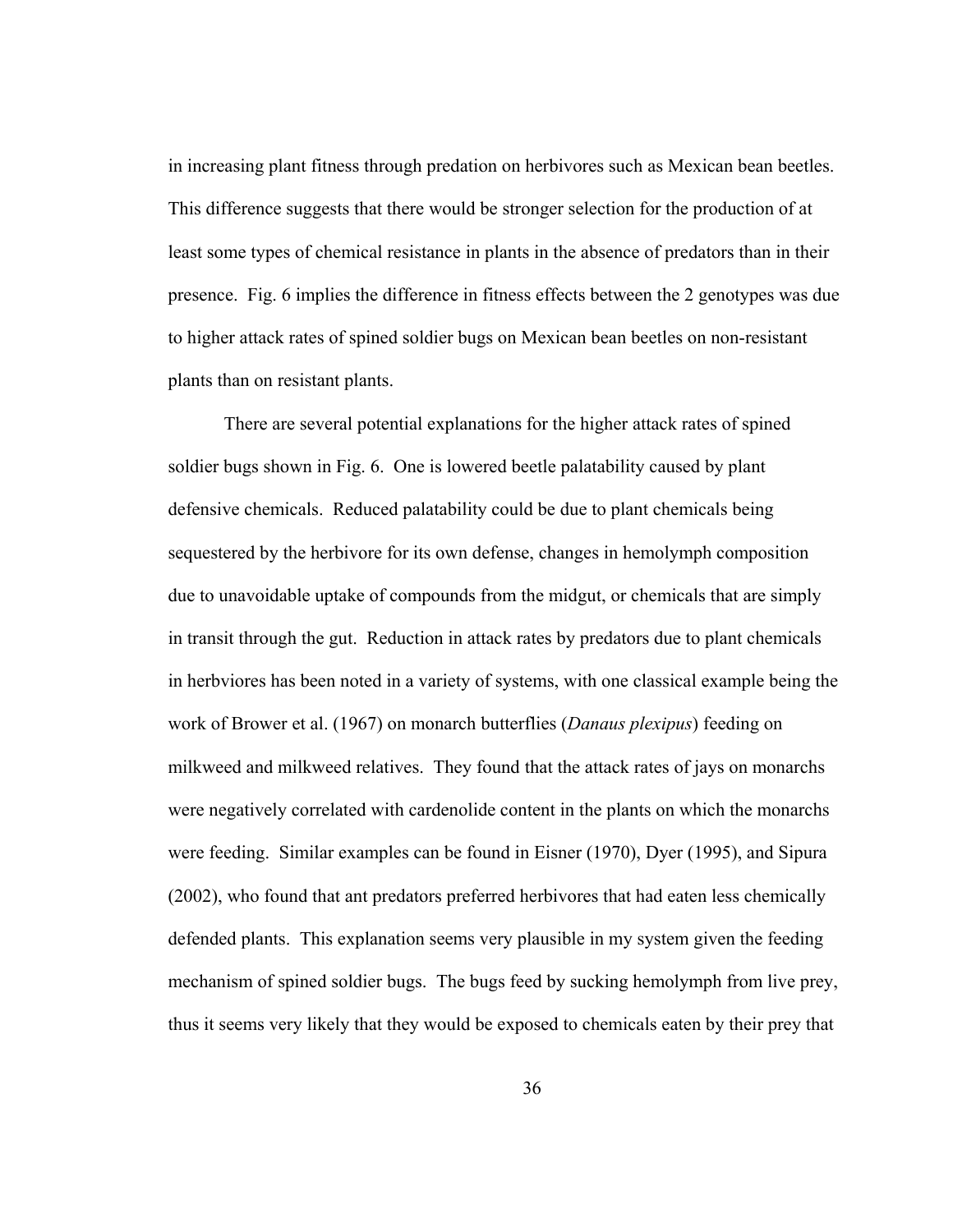in increasing plant fitness through predation on herbivores such as Mexican bean beetles. This difference suggests that there would be stronger selection for the production of at least some types of chemical resistance in plants in the absence of predators than in their presence. Fig. 6 implies the difference in fitness effects between the 2 genotypes was due to higher attack rates of spined soldier bugs on Mexican bean beetles on non-resistant plants than on resistant plants.

There are several potential explanations for the higher attack rates of spined soldier bugs shown in Fig. 6. One is lowered beetle palatability caused by plant defensive chemicals. Reduced palatability could be due to plant chemicals being sequestered by the herbivore for its own defense, changes in hemolymph composition due to unavoidable uptake of compounds from the midgut, or chemicals that are simply in transit through the gut. Reduction in attack rates by predators due to plant chemicals in herbviores has been noted in a variety of systems, with one classical example being the work of Brower et al. (1967) on monarch butterflies (*Danaus plexipus*) feeding on milkweed and milkweed relatives. They found that the attack rates of jays on monarchs were negatively correlated with cardenolide content in the plants on which the monarchs were feeding. Similar examples can be found in Eisner (1970), Dyer (1995), and Sipura (2002), who found that ant predators preferred herbivores that had eaten less chemically defended plants. This explanation seems very plausible in my system given the feeding mechanism of spined soldier bugs. The bugs feed by sucking hemolymph from live prey, thus it seems very likely that they would be exposed to chemicals eaten by their prey that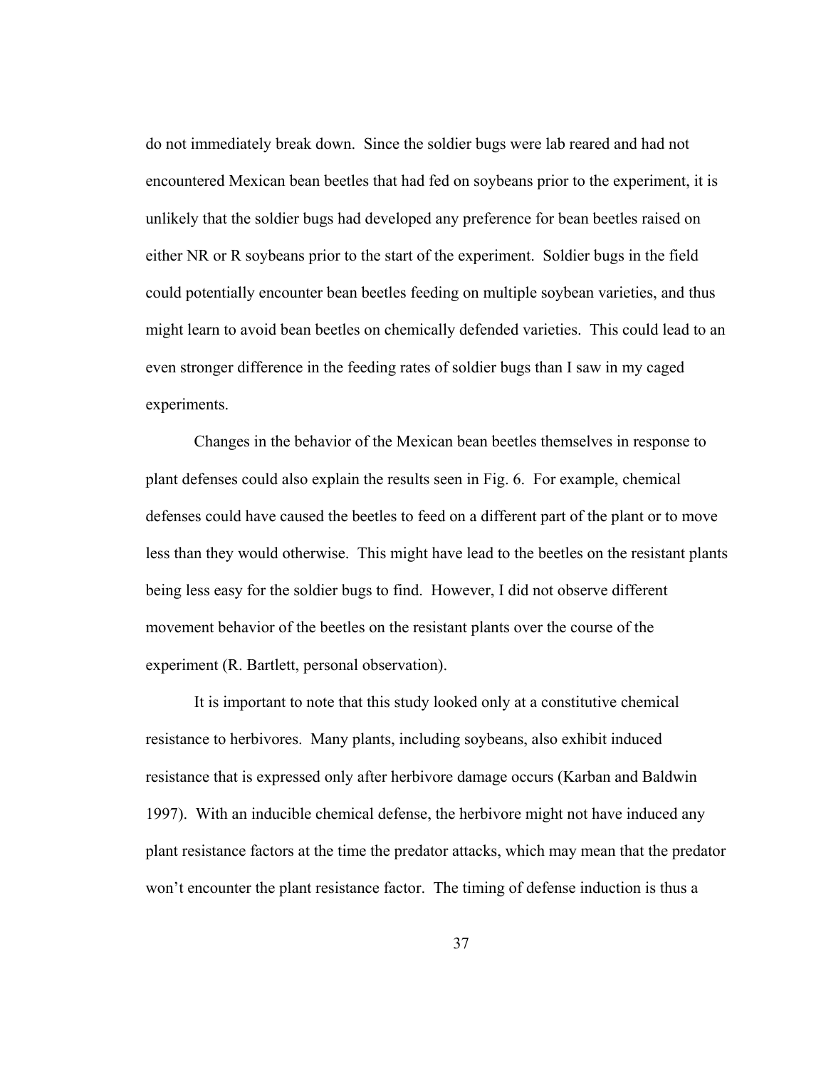do not immediately break down. Since the soldier bugs were lab reared and had not encountered Mexican bean beetles that had fed on soybeans prior to the experiment, it is unlikely that the soldier bugs had developed any preference for bean beetles raised on either NR or R soybeans prior to the start of the experiment. Soldier bugs in the field could potentially encounter bean beetles feeding on multiple soybean varieties, and thus might learn to avoid bean beetles on chemically defended varieties. This could lead to an even stronger difference in the feeding rates of soldier bugs than I saw in my caged experiments.

Changes in the behavior of the Mexican bean beetles themselves in response to plant defenses could also explain the results seen in Fig. 6. For example, chemical defenses could have caused the beetles to feed on a different part of the plant or to move less than they would otherwise. This might have lead to the beetles on the resistant plants being less easy for the soldier bugs to find. However, I did not observe different movement behavior of the beetles on the resistant plants over the course of the experiment (R. Bartlett, personal observation).

It is important to note that this study looked only at a constitutive chemical resistance to herbivores. Many plants, including soybeans, also exhibit induced resistance that is expressed only after herbivore damage occurs (Karban and Baldwin 1997). With an inducible chemical defense, the herbivore might not have induced any plant resistance factors at the time the predator attacks, which may mean that the predator won't encounter the plant resistance factor. The timing of defense induction is thus a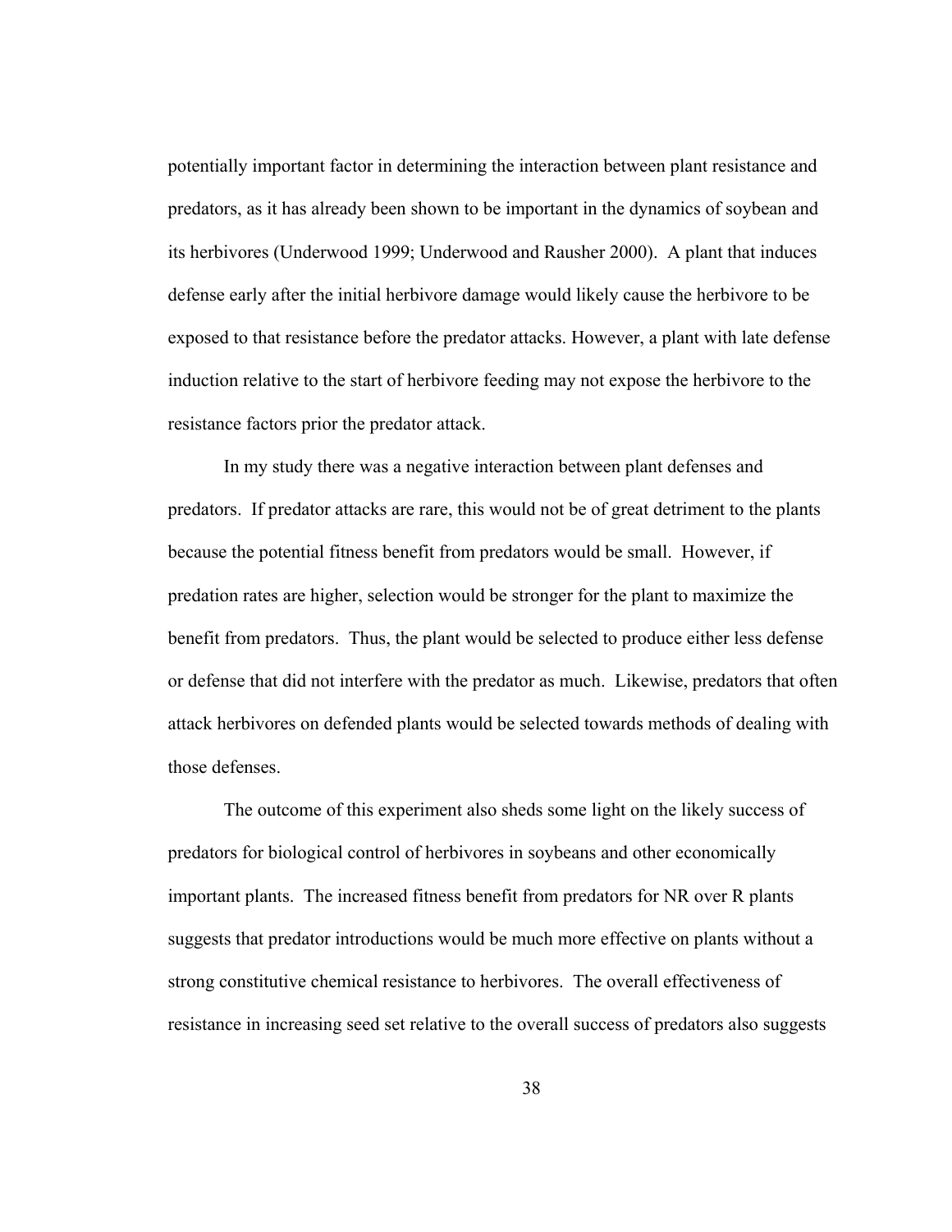potentially important factor in determining the interaction between plant resistance and predators, as it has already been shown to be important in the dynamics of soybean and its herbivores (Underwood 1999; Underwood and Rausher 2000). A plant that induces defense early after the initial herbivore damage would likely cause the herbivore to be exposed to that resistance before the predator attacks. However, a plant with late defense induction relative to the start of herbivore feeding may not expose the herbivore to the resistance factors prior the predator attack.

In my study there was a negative interaction between plant defenses and predators. If predator attacks are rare, this would not be of great detriment to the plants because the potential fitness benefit from predators would be small. However, if predation rates are higher, selection would be stronger for the plant to maximize the benefit from predators. Thus, the plant would be selected to produce either less defense or defense that did not interfere with the predator as much. Likewise, predators that often attack herbivores on defended plants would be selected towards methods of dealing with those defenses.

The outcome of this experiment also sheds some light on the likely success of predators for biological control of herbivores in soybeans and other economically important plants. The increased fitness benefit from predators for NR over R plants suggests that predator introductions would be much more effective on plants without a strong constitutive chemical resistance to herbivores. The overall effectiveness of resistance in increasing seed set relative to the overall success of predators also suggests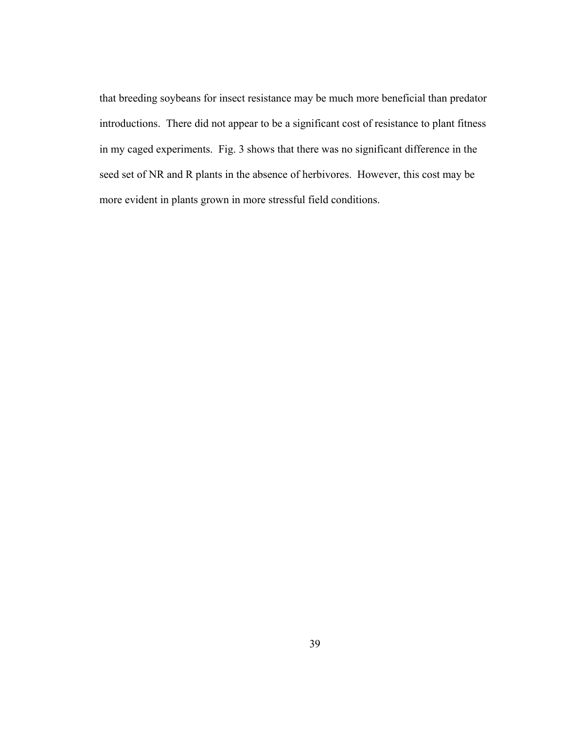that breeding soybeans for insect resistance may be much more beneficial than predator introductions. There did not appear to be a significant cost of resistance to plant fitness in my caged experiments. Fig. 3 shows that there was no significant difference in the seed set of NR and R plants in the absence of herbivores. However, this cost may be more evident in plants grown in more stressful field conditions.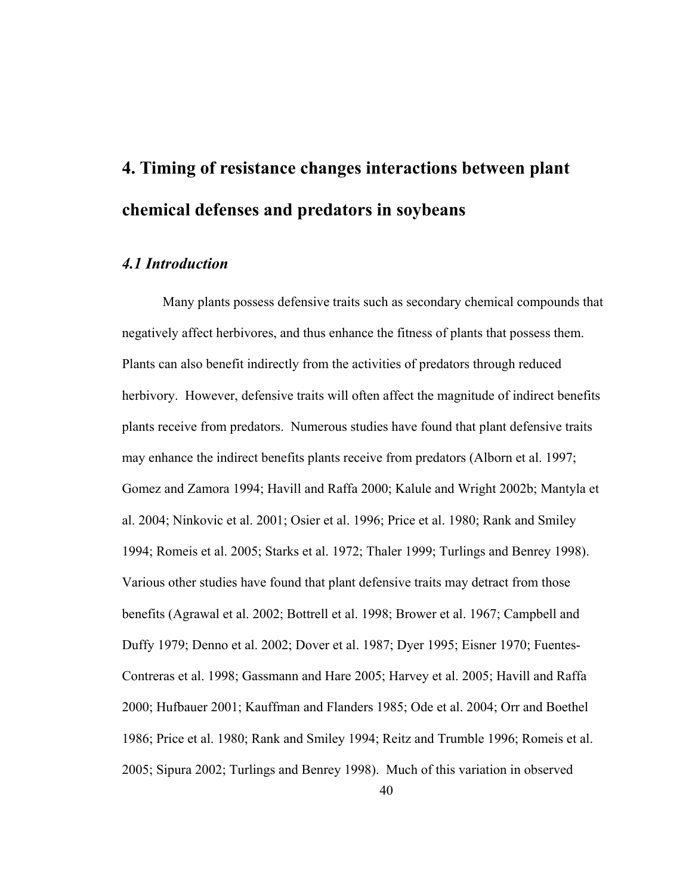# 4. Timing of resistance changes interactions between plant chemical defenses and predators in soybeans

## *4.1 Introduction*

Many plants possess defensive traits such as secondary chemical compounds that negatively affect herbivores, and thus enhance the fitness of plants that possess them. Plants can also benefit indirectly from the activities of predators through reduced herbivory. However, defensive traits will often affect the magnitude of indirect benefits plants receive from predators. Numerous studies have found that plant defensive traits may enhance the indirect benefits plants receive from predators (Alborn et al. 1997; Gomez and Zamora 1994; Havill and Raffa 2000; Kalule and Wright 2002b; Mantyla et al. 2004; Ninkovic et al. 2001; Osier et al. 1996; Price et al. 1980; Rank and Smiley 1994; Romeis et al. 2005; Starks et al. 1972; Thaler 1999; Turlings and Benrey 1998). Various other studies have found that plant defensive traits may detract from those benefits (Agrawal et al. 2002; Bottrell et al. 1998; Brower et al. 1967; Campbell and Duffy 1979; Denno et al. 2002; Dover et al. 1987; Dyer 1995; Eisner 1970; Fuentes-Contreras et al. 1998; Gassmann and Hare 2005; Harvey et al. 2005; Havill and Raffa 2000; Hufbauer 2001; Kauffman and Flanders 1985; Ode et al. 2004; Orr and Boethel 1986; Price et al. 1980; Rank and Smiley 1994; Reitz and Trumble 1996; Romeis et al. 2005; Sipura 2002; Turlings and Benrey 1998). Much of this variation in observed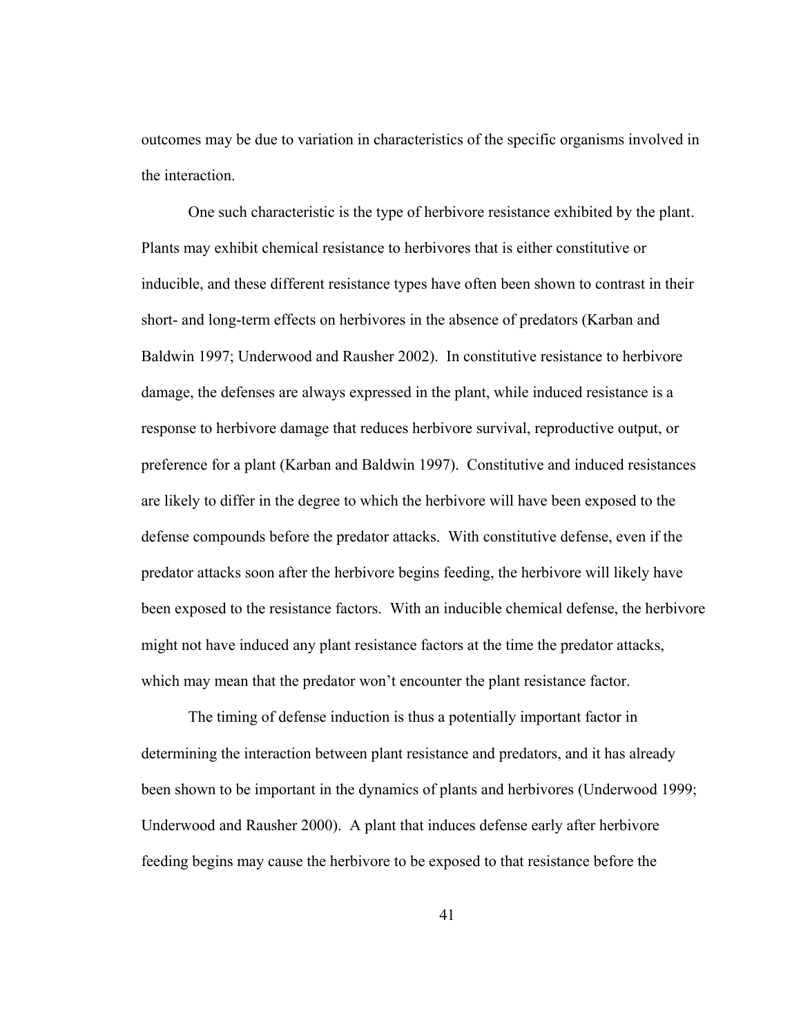outcomes may be due to variation in characteristics of the specific organisms involved in the interaction.

One such characteristic is the type of herbivore resistance exhibited by the plant. Plants may exhibit chemical resistance to herbivores that is either constitutive or inducible, and these different resistance types have often been shown to contrast in their short- and long-term effects on herbivores in the absence of predators (Karban and Baldwin 1997; Underwood and Rausher 2002). In constitutive resistance to herbivore damage, the defenses are always expressed in the plant, while induced resistance is a response to herbivore damage that reduces herbivore survival, reproductive output, or preference for a plant (Karban and Baldwin 1997). Constitutive and induced resistances are likely to differ in the degree to which the herbivore will have been exposed to the defense compounds before the predator attacks. With constitutive defense, even if the predator attacks soon after the herbivore begins feeding, the herbivore will likely have been exposed to the resistance factors. With an inducible chemical defense, the herbivore might not have induced any plant resistance factors at the time the predator attacks, which may mean that the predator won't encounter the plant resistance factor.

The timing of defense induction is thus a potentially important factor in determining the interaction between plant resistance and predators, and it has already been shown to be important in the dynamics of plants and herbivores (Underwood 1999; Underwood and Rausher 2000). A plant that induces defense early after herbivore feeding begins may cause the herbivore to be exposed to that resistance before the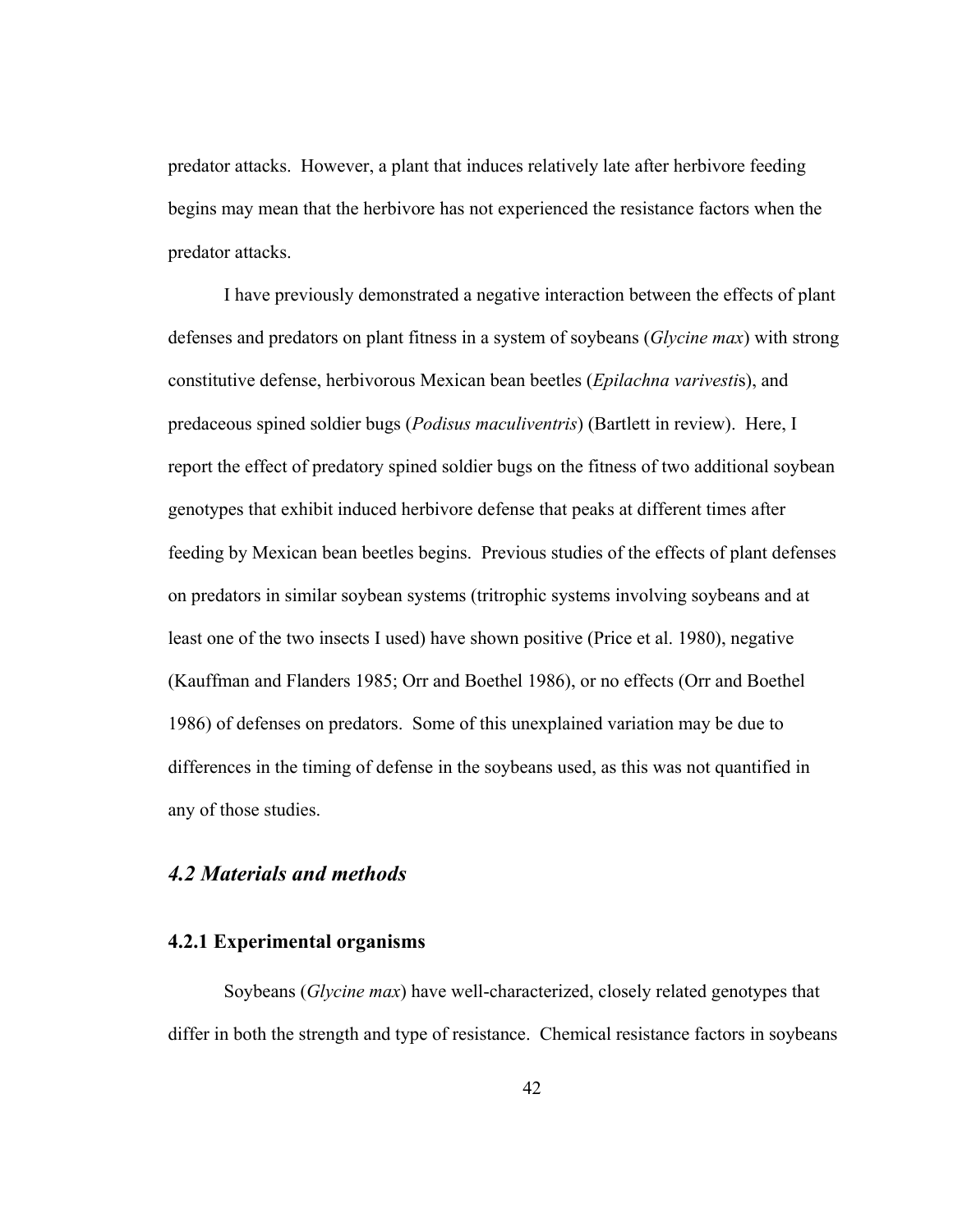predator attacks. However, a plant that induces relatively late after herbivore feeding begins may mean that the herbivore has not experienced the resistance factors when the predator attacks.

I have previously demonstrated a negative interaction between the effects of plant defenses and predators on plant fitness in a system of soybeans (*Glycine max*) with strong constitutive defense, herbivorous Mexican bean beetles (*Epilachna varivesti*s), and predaceous spined soldier bugs (*Podisus maculiventris*) (Bartlett in review). Here, I report the effect of predatory spined soldier bugs on the fitness of two additional soybean genotypes that exhibit induced herbivore defense that peaks at different times after feeding by Mexican bean beetles begins. Previous studies of the effects of plant defenses on predators in similar soybean systems (tritrophic systems involving soybeans and at least one of the two insects I used) have shown positive (Price et al. 1980), negative (Kauffman and Flanders 1985; Orr and Boethel 1986), or no effects (Orr and Boethel 1986) of defenses on predators. Some of this unexplained variation may be due to differences in the timing of defense in the soybeans used, as this was not quantified in any of those studies.

## *4.2 Materials and methods*

### 4.2.1 Experimental organisms

Soybeans (*Glycine max*) have well-characterized, closely related genotypes that differ in both the strength and type of resistance. Chemical resistance factors in soybeans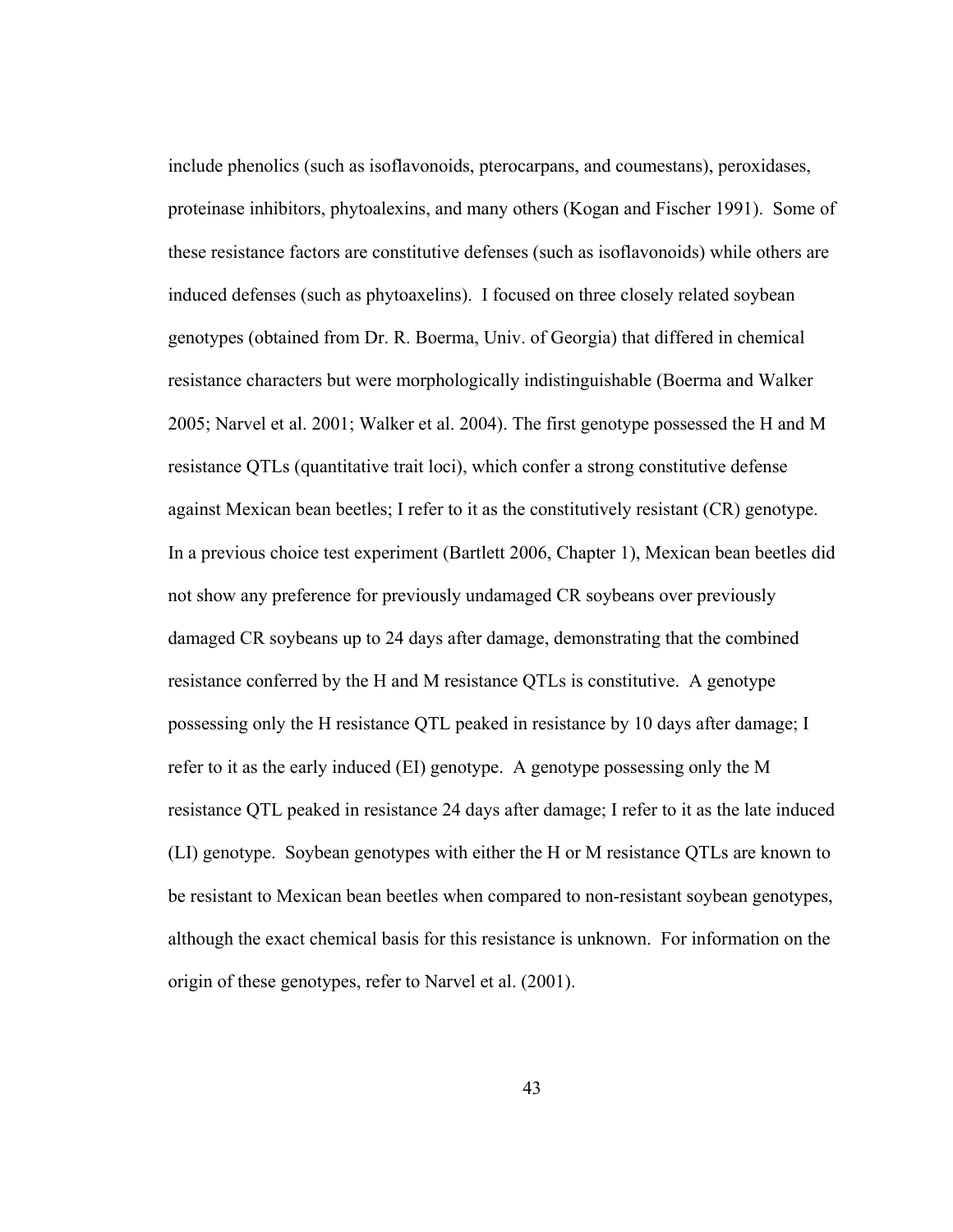include phenolics (such as isoflavonoids, pterocarpans, and coumestans), peroxidases, proteinase inhibitors, phytoalexins, and many others (Kogan and Fischer 1991). Some of these resistance factors are constitutive defenses (such as isoflavonoids) while others are induced defenses (such as phytoaxelins). I focused on three closely related soybean genotypes (obtained from Dr. R. Boerma, Univ. of Georgia) that differed in chemical resistance characters but were morphologically indistinguishable (Boerma and Walker 2005; Narvel et al. 2001; Walker et al. 2004). The first genotype possessed the H and M resistance QTLs (quantitative trait loci), which confer a strong constitutive defense against Mexican bean beetles; I refer to it as the constitutively resistant (CR) genotype. In a previous choice test experiment (Bartlett 2006, Chapter 1), Mexican bean beetles did not show any preference for previously undamaged CR soybeans over previously damaged CR soybeans up to 24 days after damage, demonstrating that the combined resistance conferred by the H and M resistance QTLs is constitutive. A genotype possessing only the H resistance QTL peaked in resistance by 10 days after damage; I refer to it as the early induced (EI) genotype. A genotype possessing only the M resistance QTL peaked in resistance 24 days after damage; I refer to it as the late induced (LI) genotype. Soybean genotypes with either the H or M resistance QTLs are known to be resistant to Mexican bean beetles when compared to non-resistant soybean genotypes, although the exact chemical basis for this resistance is unknown. For information on the origin of these genotypes, refer to Narvel et al. (2001).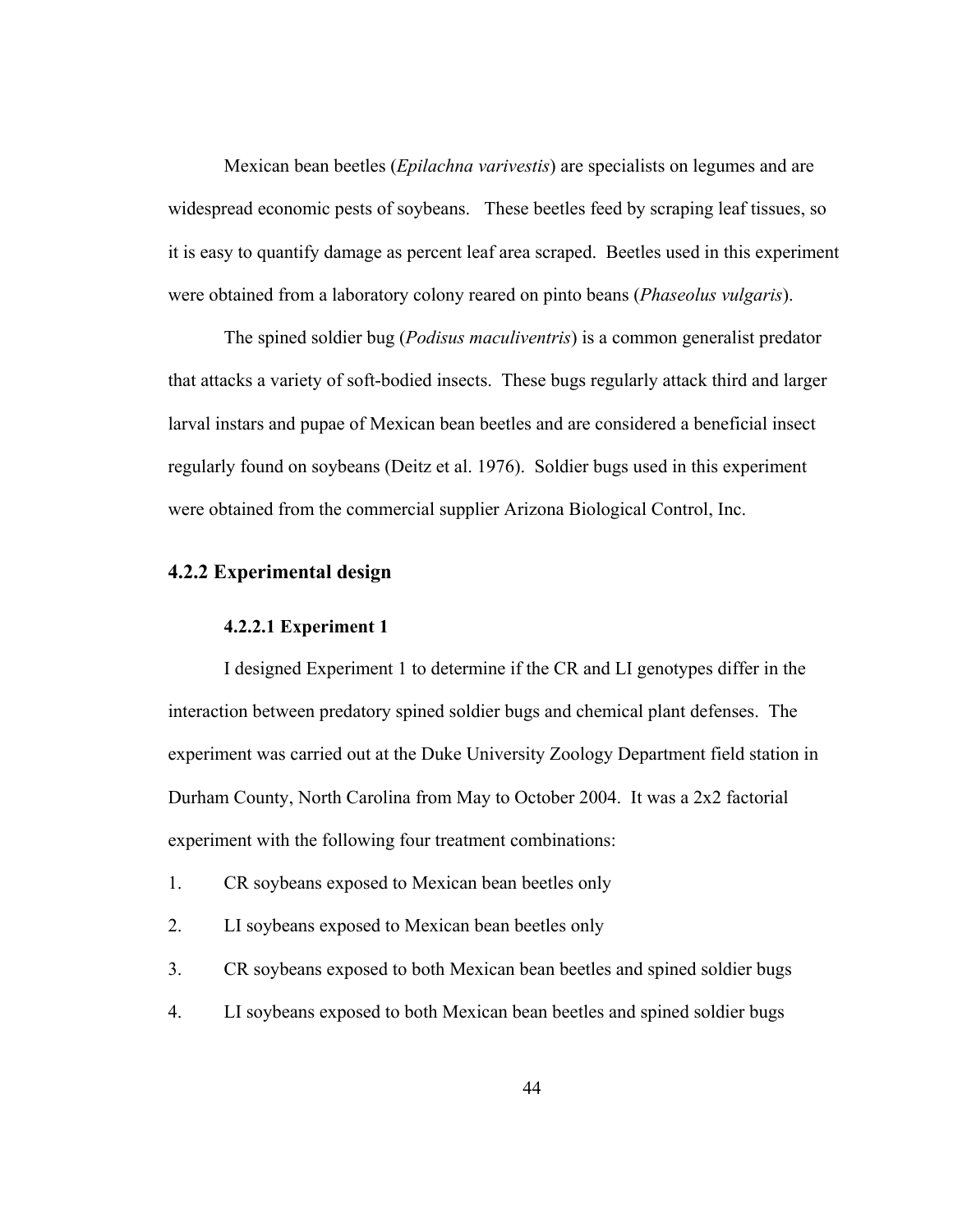Mexican bean beetles (*Epilachna varivestis*) are specialists on legumes and are widespread economic pests of soybeans.  These beetles feed by scraping leaf tissues, so it is easy to quantify damage as percent leaf area scraped.  Beetles used in this experiment were obtained from a laboratory colony reared on pinto beans (*Phaseolus vulgaris*).

The spined soldier bug (*Podisus maculiventris*) is a common generalist predator that attacks a variety of soft-bodied insects.  These bugs regularly attack third and larger larval instars and pupae of Mexican bean beetles and are considered a beneficial insect regularly found on soybeans (Deitz et al. 1976).  Soldier bugs used in this experiment were obtained from the commercial supplier Arizona Biological Control, Inc.

## 4.2.2 Experimental design

### 4.2.2.1 Experiment 1

I designed Experiment 1 to determine if the CR and LI genotypes differ in the interaction between predatory spined soldier bugs and chemical plant defenses.  The experiment was carried out at the Duke University Zoology Department field station in Durham County, North Carolina from May to October 2004.  It was a 2x2 factorial experiment with the following four treatment combinations:

1. CR soybeans exposed to Mexican bean beetles only
2. LI soybeans exposed to Mexican bean beetles only
3. CR soybeans exposed to both Mexican bean beetles and spined soldier bugs
4. LI soybeans exposed to both Mexican bean beetles and spined soldier bugs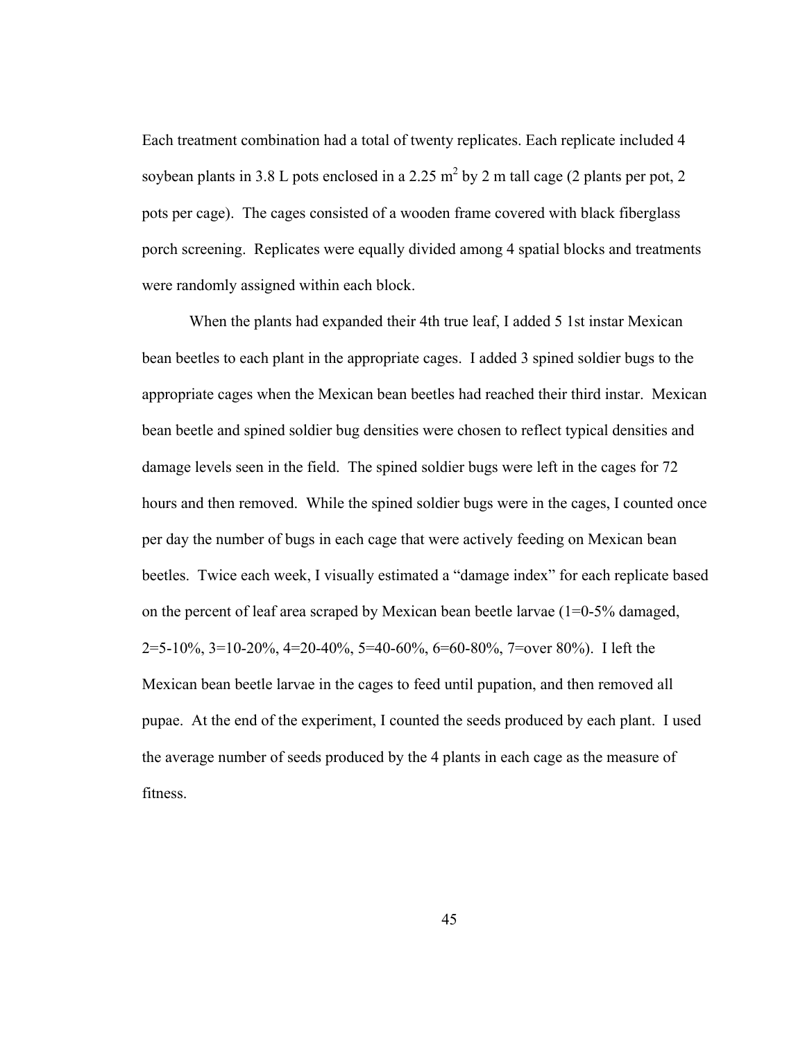Each treatment combination had a total of twenty replicates. Each replicate included 4 soybean plants in 3.8 L pots enclosed in a 2.25 $m^2$ by 2 m tall cage (2 plants per pot, 2 pots per cage). The cages consisted of a wooden frame covered with black fiberglass porch screening. Replicates were equally divided among 4 spatial blocks and treatments were randomly assigned within each block.

When the plants had expanded their 4th true leaf, I added 5 1st instar Mexican bean beetles to each plant in the appropriate cages. I added 3 spined soldier bugs to the appropriate cages when the Mexican bean beetles had reached their third instar. Mexican bean beetle and spined soldier bug densities were chosen to reflect typical densities and damage levels seen in the field. The spined soldier bugs were left in the cages for 72 hours and then removed. While the spined soldier bugs were in the cages, I counted once per day the number of bugs in each cage that were actively feeding on Mexican bean beetles. Twice each week, I visually estimated a "damage index" for each replicate based on the percent of leaf area scraped by Mexican bean beetle larvae (1=0-5% damaged, 2=5-10%, 3=10-20%, 4=20-40%, 5=40-60%, 6=60-80%, 7=over 80%). I left the Mexican bean beetle larvae in the cages to feed until pupation, and then removed all pupae. At the end of the experiment, I counted the seeds produced by each plant. I used the average number of seeds produced by the 4 plants in each cage as the measure of fitness.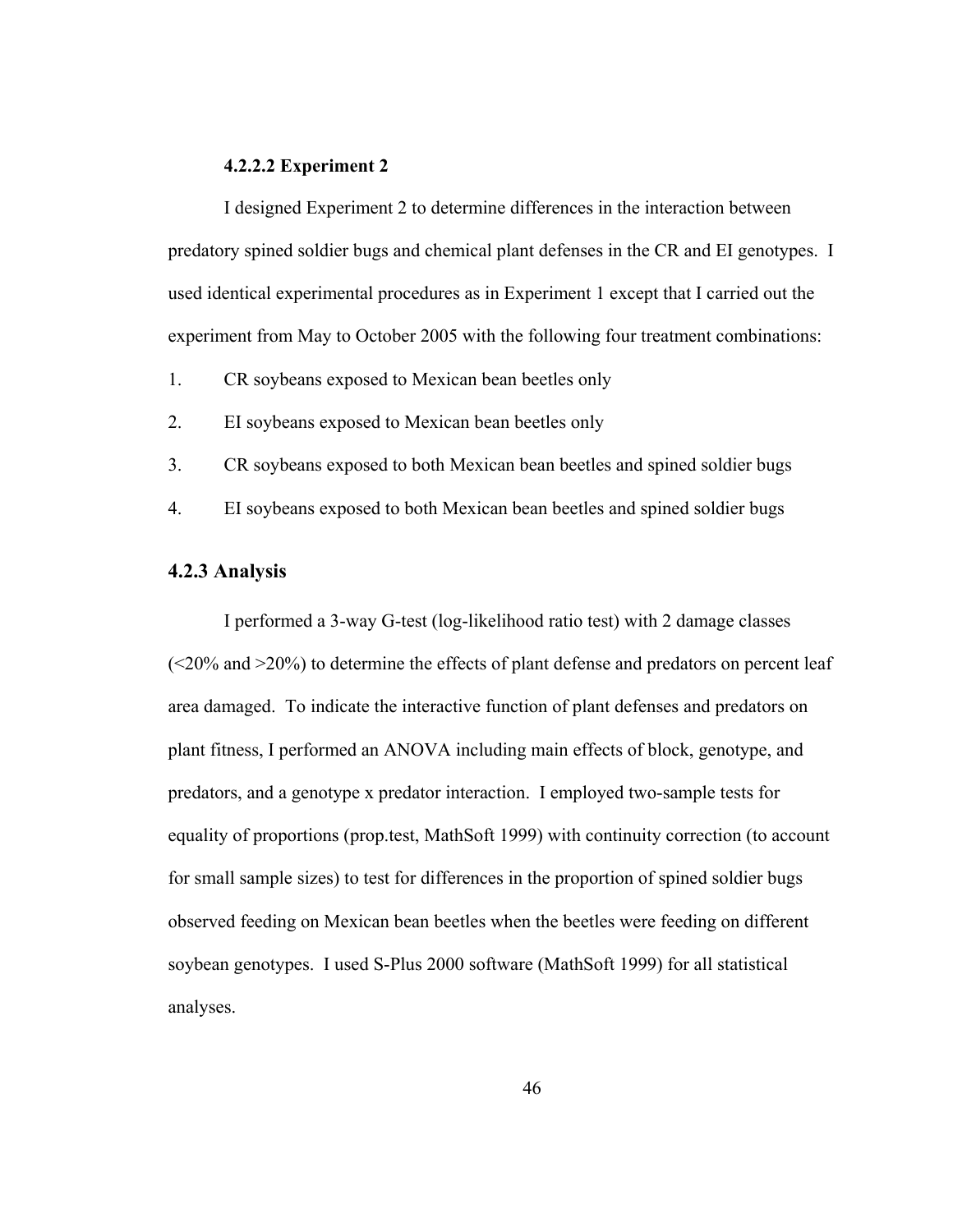#### 4.2.2.2 Experiment 2

I designed Experiment 2 to determine differences in the interaction between predatory spined soldier bugs and chemical plant defenses in the CR and EI genotypes. I used identical experimental procedures as in Experiment 1 except that I carried out the experiment from May to October 2005 with the following four treatment combinations:

1. CR soybeans exposed to Mexican bean beetles only
2. EI soybeans exposed to Mexican bean beetles only
3. CR soybeans exposed to both Mexican bean beetles and spined soldier bugs
4. EI soybeans exposed to both Mexican bean beetles and spined soldier bugs

### 4.2.3 Analysis

I performed a 3-way G-test (log-likelihood ratio test) with 2 damage classes (<20% and >20%) to determine the effects of plant defense and predators on percent leaf area damaged. To indicate the interactive function of plant defenses and predators on plant fitness, I performed an ANOVA including main effects of block, genotype, and predators, and a genotype x predator interaction. I employed two-sample tests for equality of proportions (prop.test, MathSoft 1999) with continuity correction (to account for small sample sizes) to test for differences in the proportion of spined soldier bugs observed feeding on Mexican bean beetles when the beetles were feeding on different soybean genotypes. I used S-Plus 2000 software (MathSoft 1999) for all statistical analyses.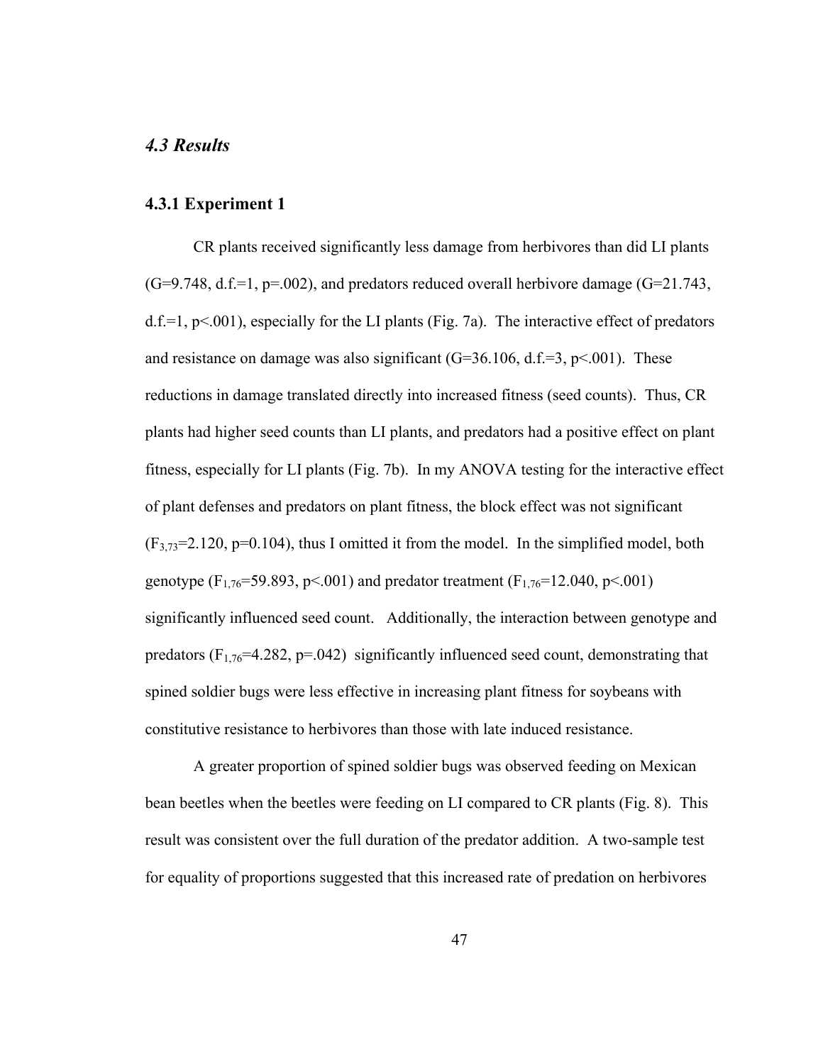## *4.3 Results*

### 4.3.1 Experiment 1

CR plants received significantly less damage from herbivores than did LI plants ($G=9.748$, d.f.=1, $p=.002$), and predators reduced overall herbivore damage ($G=21.743$, d.f.=1, $p<.001$), especially for the LI plants (Fig. 7a). The interactive effect of predators and resistance on damage was also significant ($G=36.106$, d.f.=3, $p<.001$). These reductions in damage translated directly into increased fitness (seed counts). Thus, CR plants had higher seed counts than LI plants, and predators had a positive effect on plant fitness, especially for LI plants (Fig. 7b). In my ANOVA testing for the interactive effect of plant defenses and predators on plant fitness, the block effect was not significant ($F_{3,73}=2.120$, $p=0.104$), thus I omitted it from the model. In the simplified model, both genotype ($F_{1,76}=59.893$, $p<.001$) and predator treatment ($F_{1,76}=12.040$, $p<.001$) significantly influenced seed count. Additionally, the interaction between genotype and predators ($F_{1,76}=4.282$, $p=.042$) significantly influenced seed count, demonstrating that spined soldier bugs were less effective in increasing plant fitness for soybeans with constitutive resistance to herbivores than those with late induced resistance.

A greater proportion of spined soldier bugs was observed feeding on Mexican bean beetles when the beetles were feeding on LI compared to CR plants (Fig. 8). This result was consistent over the full duration of the predator addition. A two-sample test for equality of proportions suggested that this increased rate of predation on herbivores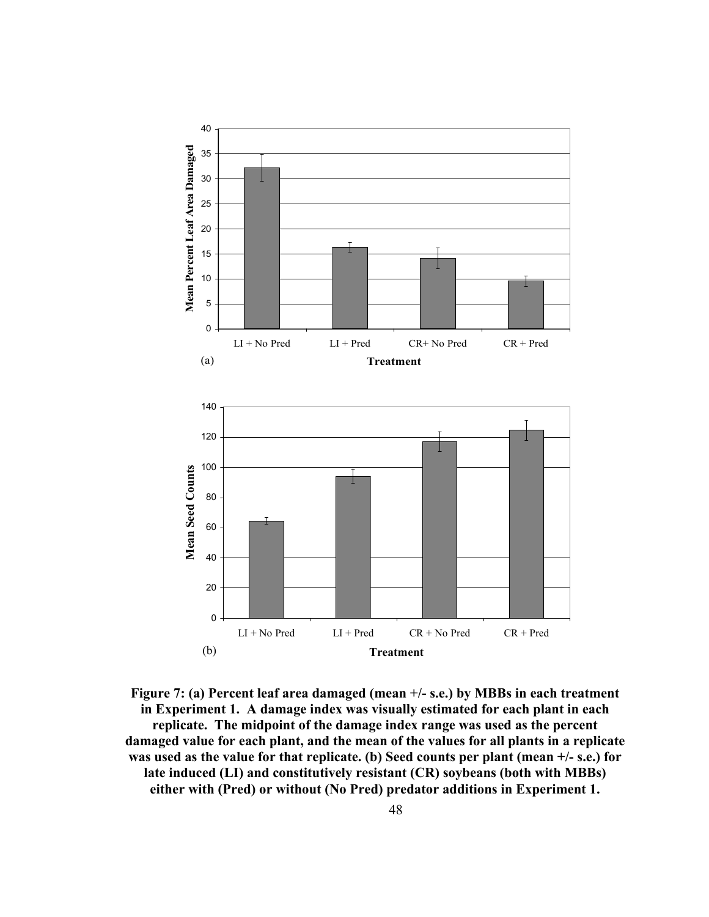40
35
30
25
20
15
10
5
0

Mean Percent Leaf Area Damaged

LI + No Pred
LI + Pred
CR+ No Pred
CR + Pred

(a)

Treatment

140
120
100
80
60
40
20
0

Mean Seed Counts

LI + No Pred
LI + Pred
CR + No Pred
CR + Pred

(b)

Treatment

**Figure 7: (a) Percent leaf area damaged (mean +/- s.e.) by MBBs in each treatment in Experiment 1. A damage index was visually estimated for each plant in each replicate. The midpoint of the damage index range was used as the percent damaged value for each plant, and the mean of the values for all plants in a replicate was used as the value for that replicate. (b) Seed counts per plant (mean +/- s.e.) for late induced (LI) and constitutively resistant (CR) soybeans (both with MBBs) either with (Pred) or without (No Pred) predator additions in Experiment 1.**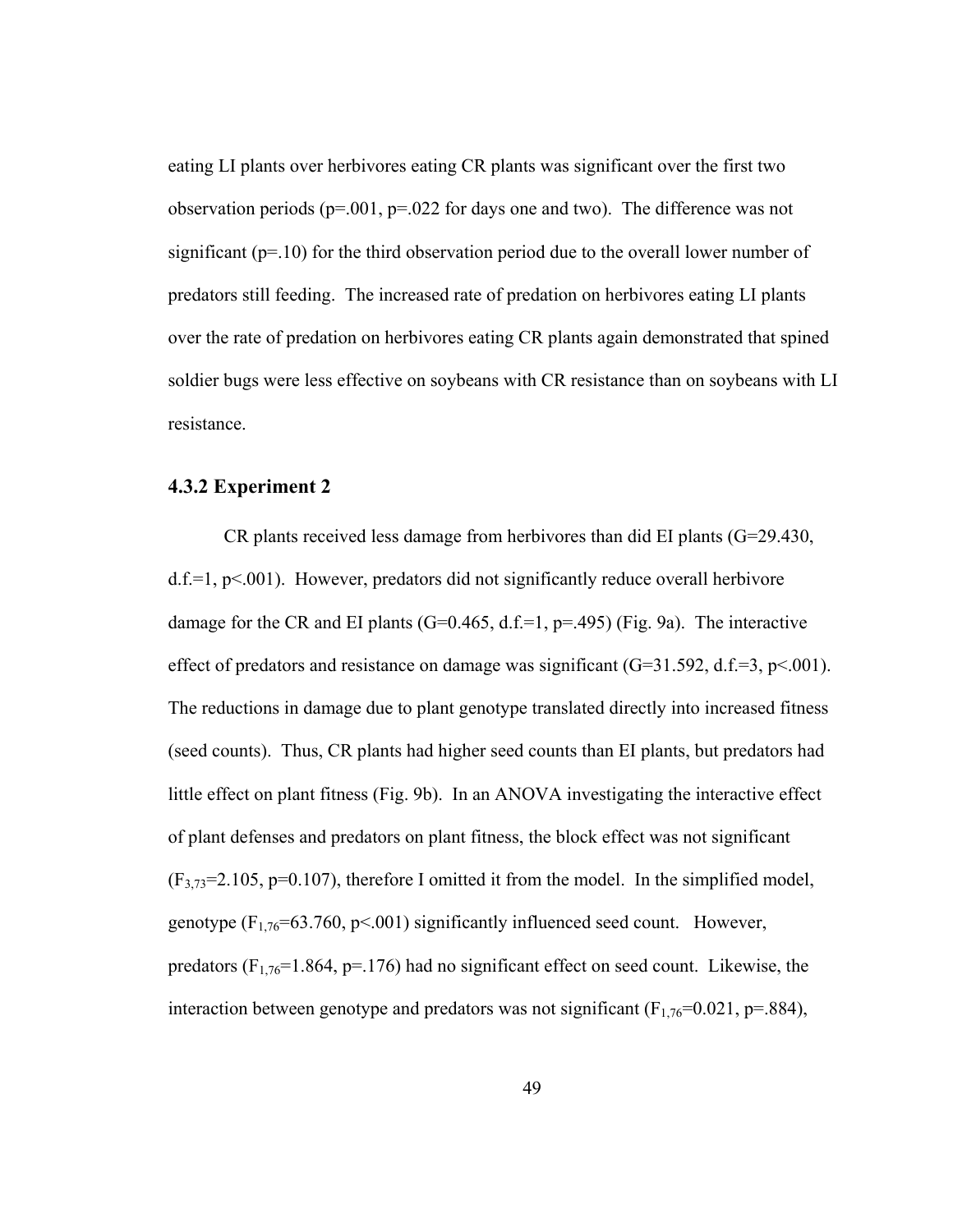eating LI plants over herbivores eating CR plants was significant over the first two observation periods ($p=.001$, $p=.022$ for days one and two). The difference was not significant ($p=.10$) for the third observation period due to the overall lower number of predators still feeding. The increased rate of predation on herbivores eating LI plants over the rate of predation on herbivores eating CR plants again demonstrated that spined soldier bugs were less effective on soybeans with CR resistance than on soybeans with LI resistance.

### 4.3.2 Experiment 2

CR plants received less damage from herbivores than did EI plants ($G=29.430$, d.f.=1, $p<.001$). However, predators did not significantly reduce overall herbivore damage for the CR and EI plants ($G=0.465$, d.f.=1, $p=.495$) (Fig. 9a). The interactive effect of predators and resistance on damage was significant ($G=31.592$, d.f.=3, $p<.001$). The reductions in damage due to plant genotype translated directly into increased fitness (seed counts). Thus, CR plants had higher seed counts than EI plants, but predators had little effect on plant fitness (Fig. 9b). In an ANOVA investigating the interactive effect of plant defenses and predators on plant fitness, the block effect was not significant ($F_{3,73}=2.105$, $p=0.107$), therefore I omitted it from the model. In the simplified model, genotype ($F_{1,76}=63.760$, $p<.001$) significantly influenced seed count. However, predators ($F_{1,76}=1.864$, $p=.176$) had no significant effect on seed count. Likewise, the interaction between genotype and predators was not significant ($F_{1,76}=0.021$, $p=.884$),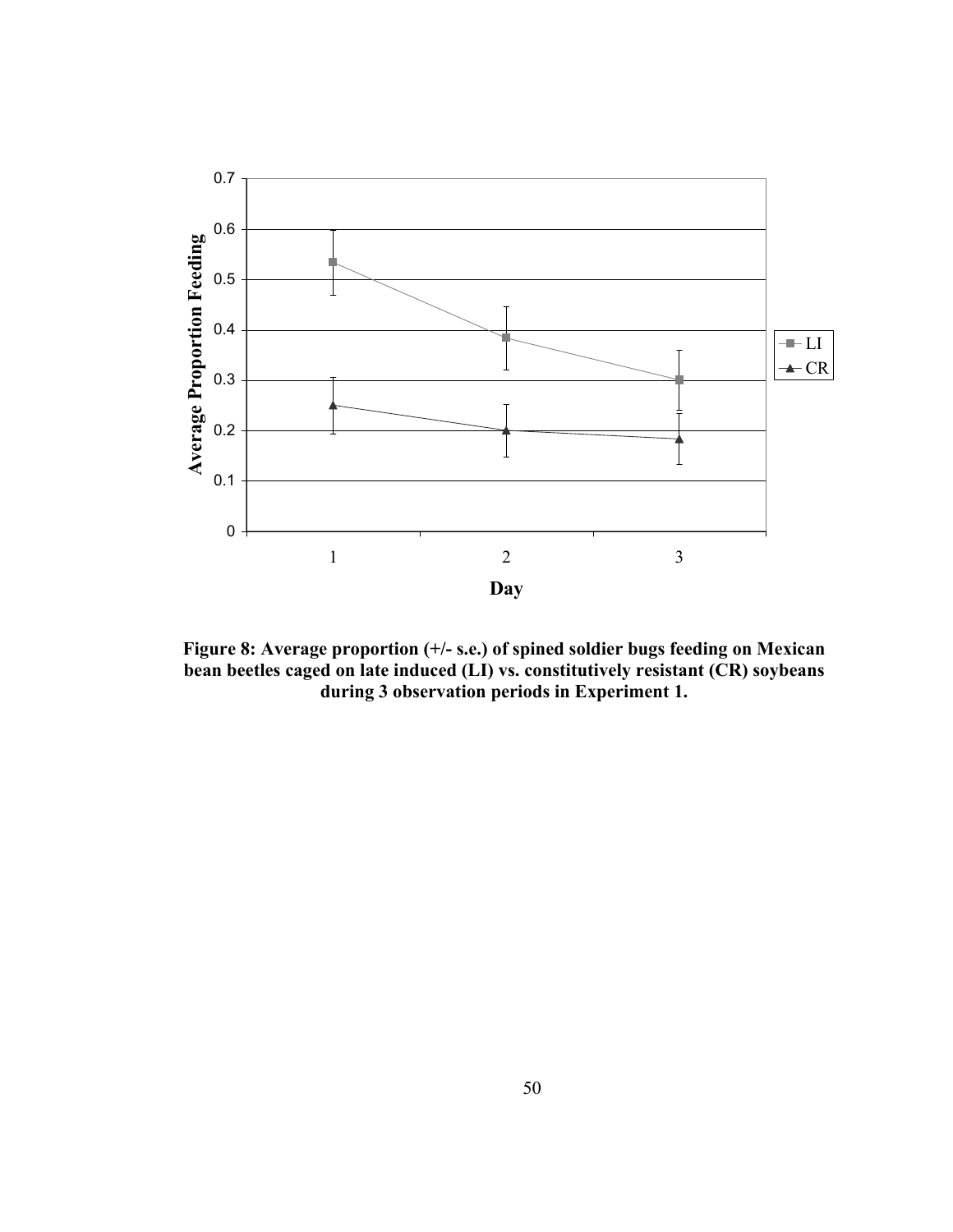**Figure 8: Average proportion (+/- s.e.) of spined soldier bugs feeding on Mexican bean beetles caged on late induced (LI) vs. constitutively resistant (CR) soybeans during 3 observation periods in Experiment 1.**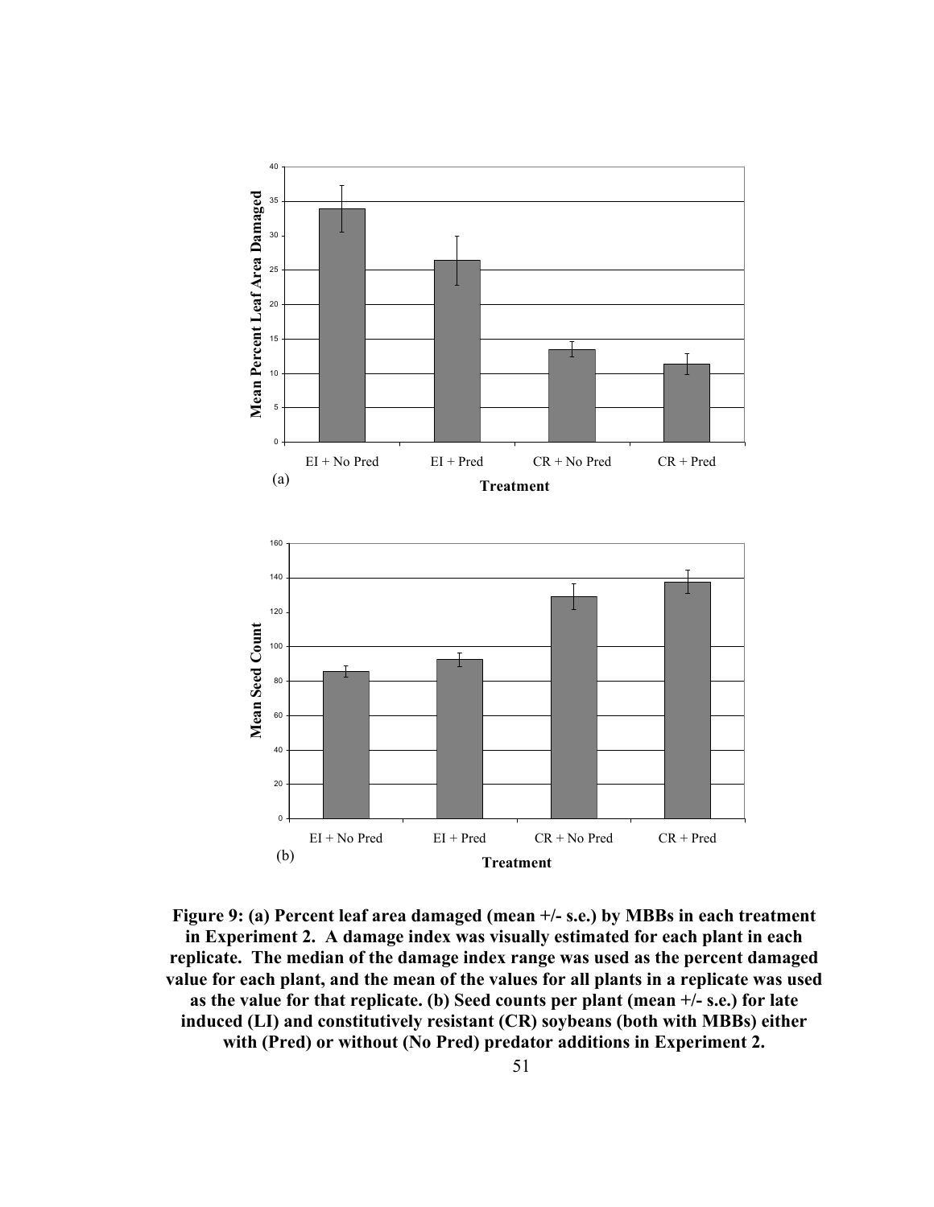**Figure 9: (a) Percent leaf area damaged (mean +/- s.e.) by MBBs in each treatment in Experiment 2. A damage index was visually estimated for each plant in each replicate. The median of the damage index range was used as the percent damaged value for each plant, and the mean of the values for all plants in a replicate was used as the value for that replicate. (b) Seed counts per plant (mean +/- s.e.) for late induced (LI) and constitutively resistant (CR) soybeans (both with MBBs) either with (Pred) or without (No Pred) predator additions in Experiment 2.**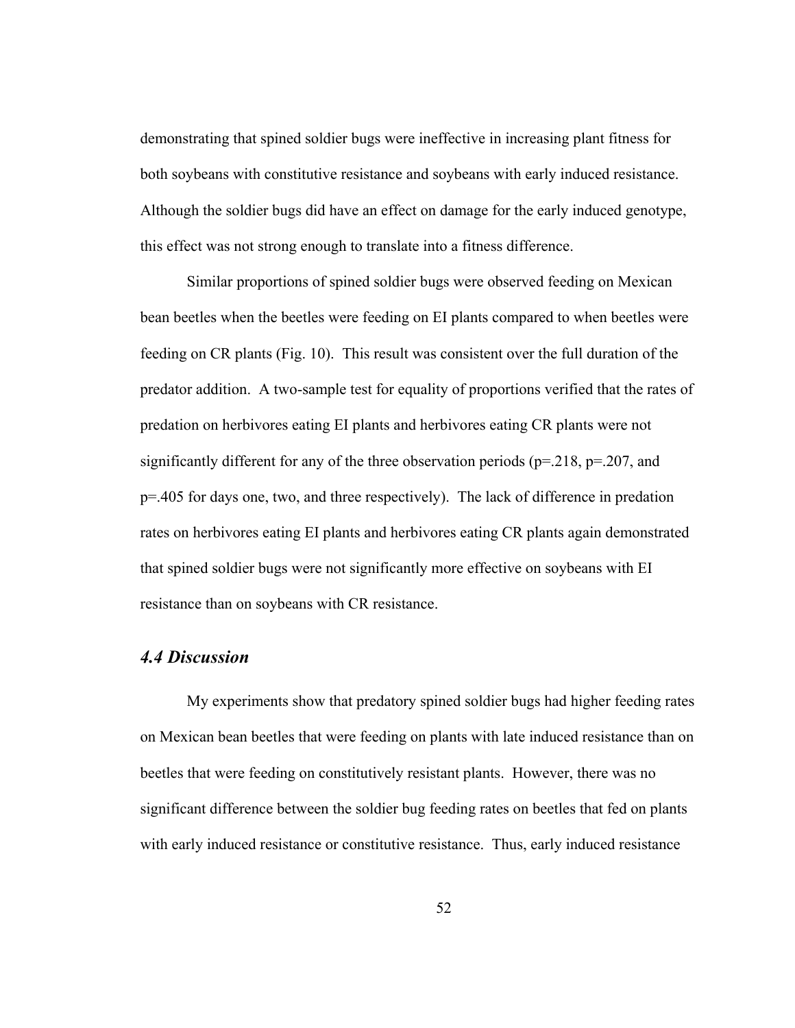demonstrating that spined soldier bugs were ineffective in increasing plant fitness for both soybeans with constitutive resistance and soybeans with early induced resistance. Although the soldier bugs did have an effect on damage for the early induced genotype, this effect was not strong enough to translate into a fitness difference.

Similar proportions of spined soldier bugs were observed feeding on Mexican bean beetles when the beetles were feeding on EI plants compared to when beetles were feeding on CR plants (Fig. 10). This result was consistent over the full duration of the predator addition. A two-sample test for equality of proportions verified that the rates of predation on herbivores eating EI plants and herbivores eating CR plants were not significantly different for any of the three observation periods ($p=.218$, $p=.207$, and $p=.405$ for days one, two, and three respectively). The lack of difference in predation rates on herbivores eating EI plants and herbivores eating CR plants again demonstrated that spined soldier bugs were not significantly more effective on soybeans with EI resistance than on soybeans with CR resistance.

## *4.4 Discussion*

My experiments show that predatory spined soldier bugs had higher feeding rates on Mexican bean beetles that were feeding on plants with late induced resistance than on beetles that were feeding on constitutively resistant plants. However, there was no significant difference between the soldier bug feeding rates on beetles that fed on plants with early induced resistance or constitutive resistance. Thus, early induced resistance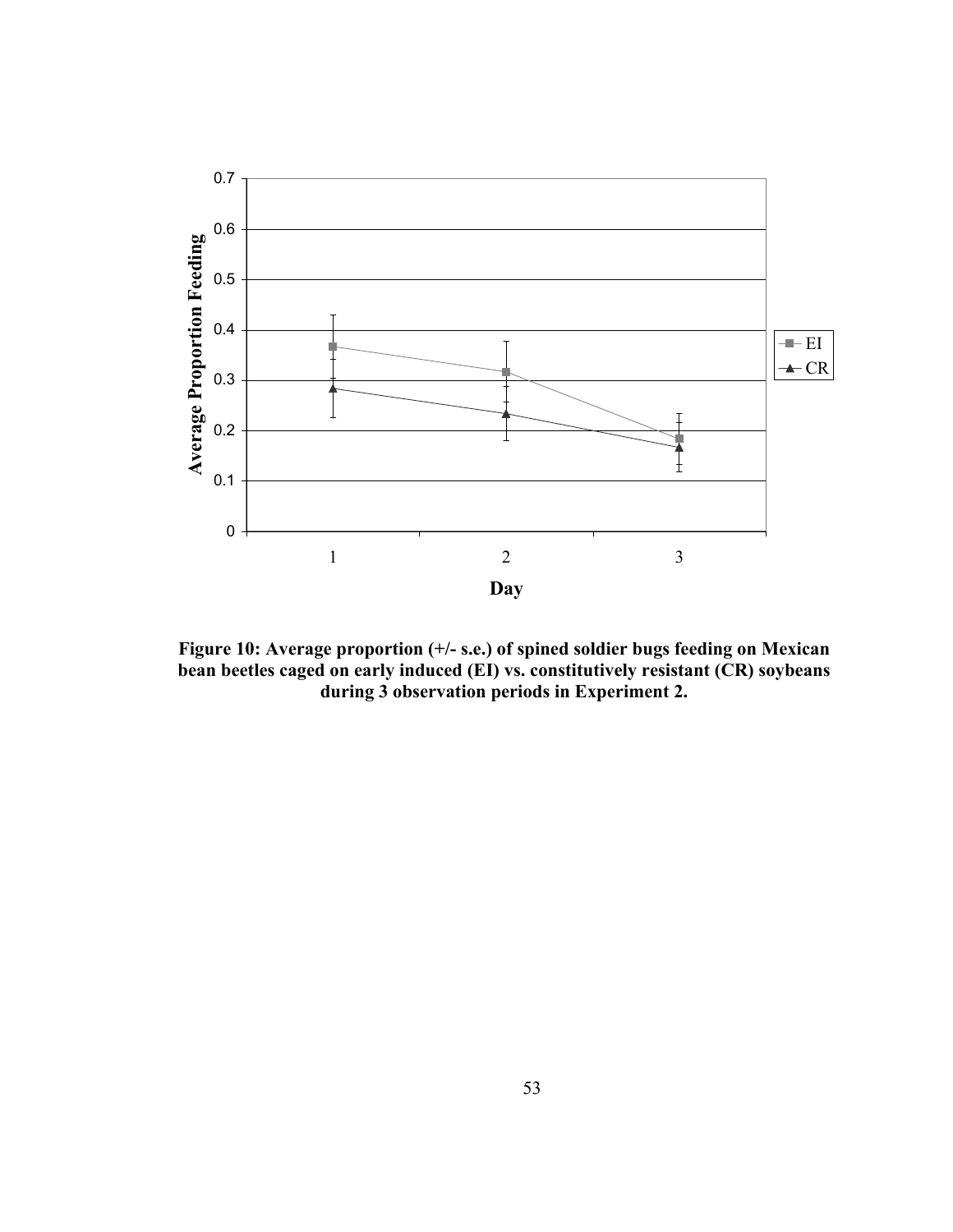0.7
0.6
0.5
0.4
0.3
0.2
0.1
0

Average Proportion Feeding

1
2
3

Day

EI
CR

**Figure 10: Average proportion (+/- s.e.) of spined soldier bugs feeding on Mexican bean beetles caged on early induced (EI) vs. constitutively resistant (CR) soybeans during 3 observation periods in Experiment 2.**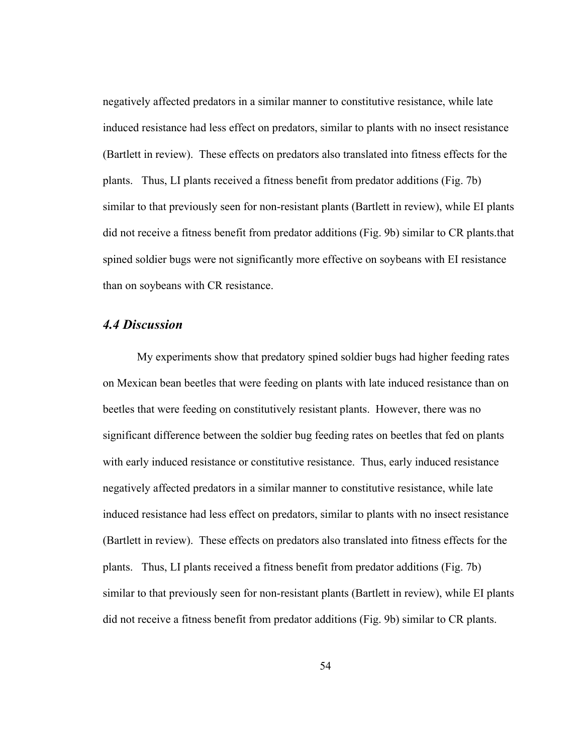negatively affected predators in a similar manner to constitutive resistance, while late induced resistance had less effect on predators, similar to plants with no insect resistance (Bartlett in review). These effects on predators also translated into fitness effects for the plants. Thus, LI plants received a fitness benefit from predator additions (Fig. 7b) similar to that previously seen for non-resistant plants (Bartlett in review), while EI plants did not receive a fitness benefit from predator additions (Fig. 9b) similar to CR plants.that spined soldier bugs were not significantly more effective on soybeans with EI resistance than on soybeans with CR resistance.

### *4.4 Discussion*

My experiments show that predatory spined soldier bugs had higher feeding rates on Mexican bean beetles that were feeding on plants with late induced resistance than on beetles that were feeding on constitutively resistant plants. However, there was no significant difference between the soldier bug feeding rates on beetles that fed on plants with early induced resistance or constitutive resistance. Thus, early induced resistance negatively affected predators in a similar manner to constitutive resistance, while late induced resistance had less effect on predators, similar to plants with no insect resistance (Bartlett in review). These effects on predators also translated into fitness effects for the plants. Thus, LI plants received a fitness benefit from predator additions (Fig. 7b) similar to that previously seen for non-resistant plants (Bartlett in review), while EI plants did not receive a fitness benefit from predator additions (Fig. 9b) similar to CR plants.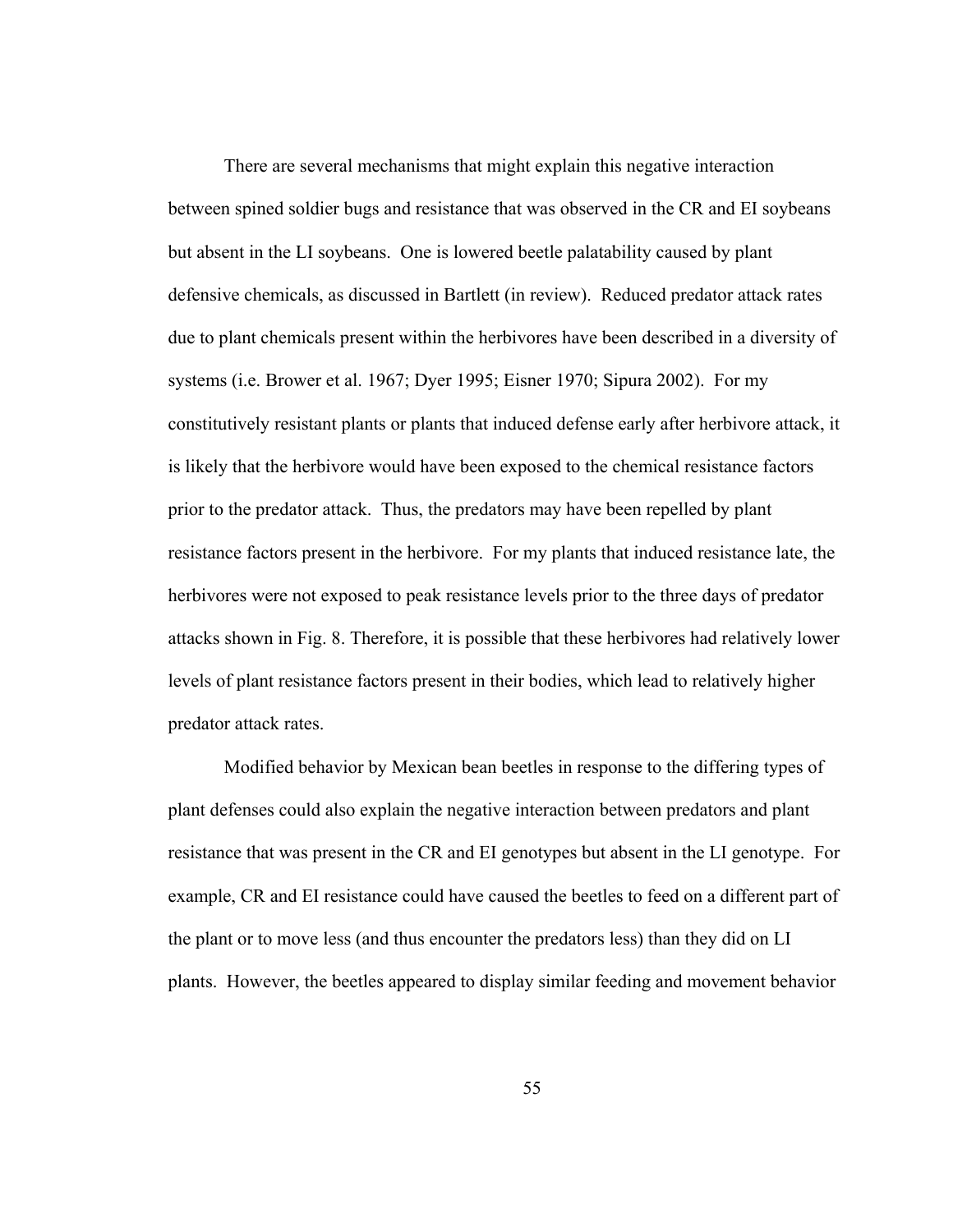There are several mechanisms that might explain this negative interaction between spined soldier bugs and resistance that was observed in the CR and EI soybeans but absent in the LI soybeans. One is lowered beetle palatability caused by plant defensive chemicals, as discussed in Bartlett (in review). Reduced predator attack rates due to plant chemicals present within the herbivores have been described in a diversity of systems (i.e. Brower et al. 1967; Dyer 1995; Eisner 1970; Sipura 2002). For my constitutively resistant plants or plants that induced defense early after herbivore attack, it is likely that the herbivore would have been exposed to the chemical resistance factors prior to the predator attack. Thus, the predators may have been repelled by plant resistance factors present in the herbivore. For my plants that induced resistance late, the herbivores were not exposed to peak resistance levels prior to the three days of predator attacks shown in Fig. 8. Therefore, it is possible that these herbivores had relatively lower levels of plant resistance factors present in their bodies, which lead to relatively higher predator attack rates.

Modified behavior by Mexican bean beetles in response to the differing types of plant defenses could also explain the negative interaction between predators and plant resistance that was present in the CR and EI genotypes but absent in the LI genotype. For example, CR and EI resistance could have caused the beetles to feed on a different part of the plant or to move less (and thus encounter the predators less) than they did on LI plants. However, the beetles appeared to display similar feeding and movement behavior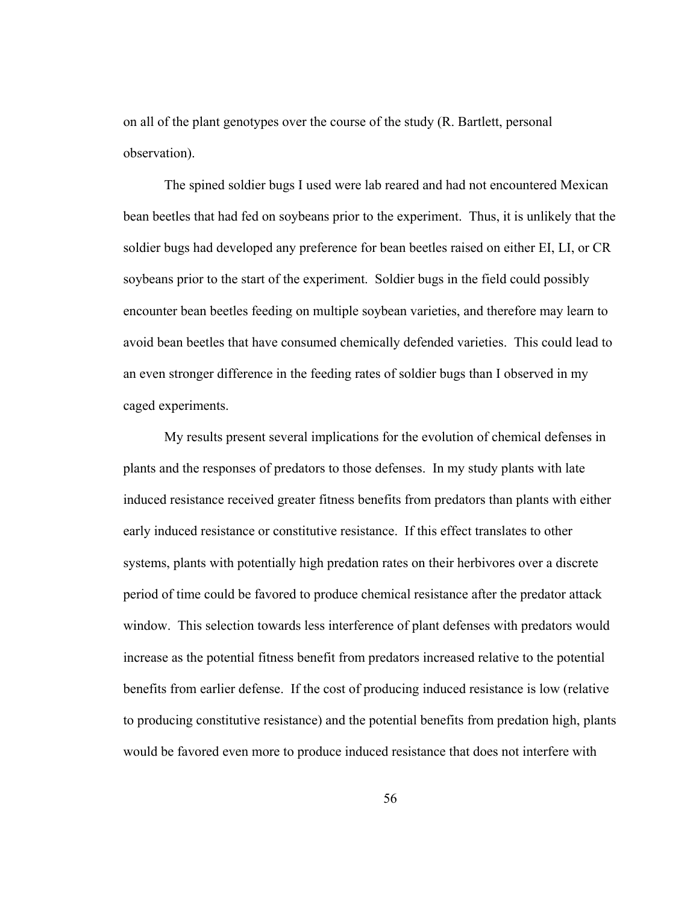on all of the plant genotypes over the course of the study (R. Bartlett, personal observation).

The spined soldier bugs I used were lab reared and had not encountered Mexican bean beetles that had fed on soybeans prior to the experiment. Thus, it is unlikely that the soldier bugs had developed any preference for bean beetles raised on either EI, LI, or CR soybeans prior to the start of the experiment. Soldier bugs in the field could possibly encounter bean beetles feeding on multiple soybean varieties, and therefore may learn to avoid bean beetles that have consumed chemically defended varieties. This could lead to an even stronger difference in the feeding rates of soldier bugs than I observed in my caged experiments.

My results present several implications for the evolution of chemical defenses in plants and the responses of predators to those defenses. In my study plants with late induced resistance received greater fitness benefits from predators than plants with either early induced resistance or constitutive resistance. If this effect translates to other systems, plants with potentially high predation rates on their herbivores over a discrete period of time could be favored to produce chemical resistance after the predator attack window. This selection towards less interference of plant defenses with predators would increase as the potential fitness benefit from predators increased relative to the potential benefits from earlier defense. If the cost of producing induced resistance is low (relative to producing constitutive resistance) and the potential benefits from predation high, plants would be favored even more to produce induced resistance that does not interfere with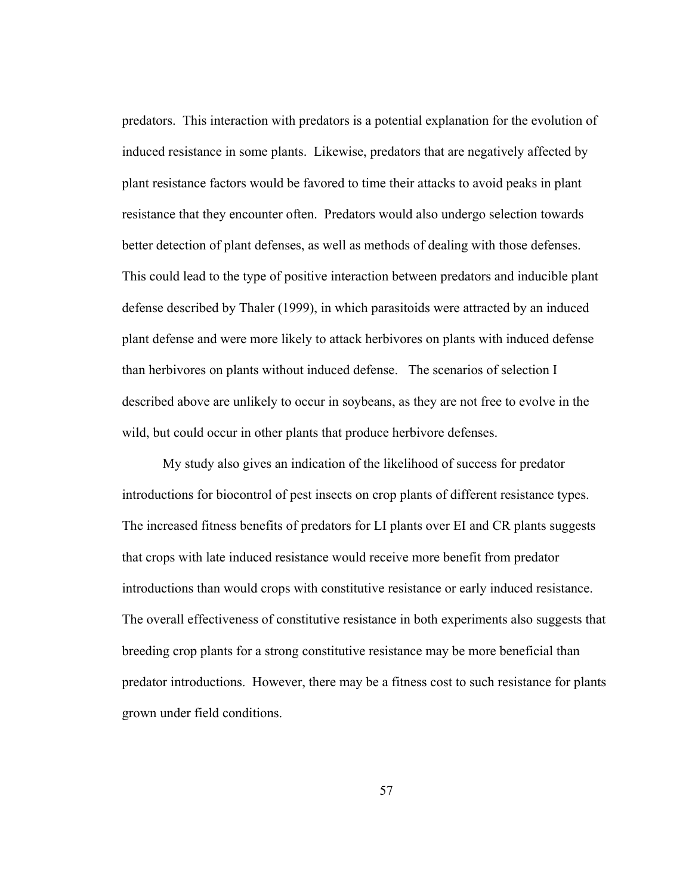predators. This interaction with predators is a potential explanation for the evolution of induced resistance in some plants. Likewise, predators that are negatively affected by plant resistance factors would be favored to time their attacks to avoid peaks in plant resistance that they encounter often. Predators would also undergo selection towards better detection of plant defenses, as well as methods of dealing with those defenses. This could lead to the type of positive interaction between predators and inducible plant defense described by Thaler (1999), in which parasitoids were attracted by an induced plant defense and were more likely to attack herbivores on plants with induced defense than herbivores on plants without induced defense. The scenarios of selection I described above are unlikely to occur in soybeans, as they are not free to evolve in the wild, but could occur in other plants that produce herbivore defenses.

My study also gives an indication of the likelihood of success for predator introductions for biocontrol of pest insects on crop plants of different resistance types. The increased fitness benefits of predators for LI plants over EI and CR plants suggests that crops with late induced resistance would receive more benefit from predator introductions than would crops with constitutive resistance or early induced resistance. The overall effectiveness of constitutive resistance in both experiments also suggests that breeding crop plants for a strong constitutive resistance may be more beneficial than predator introductions. However, there may be a fitness cost to such resistance for plants grown under field conditions.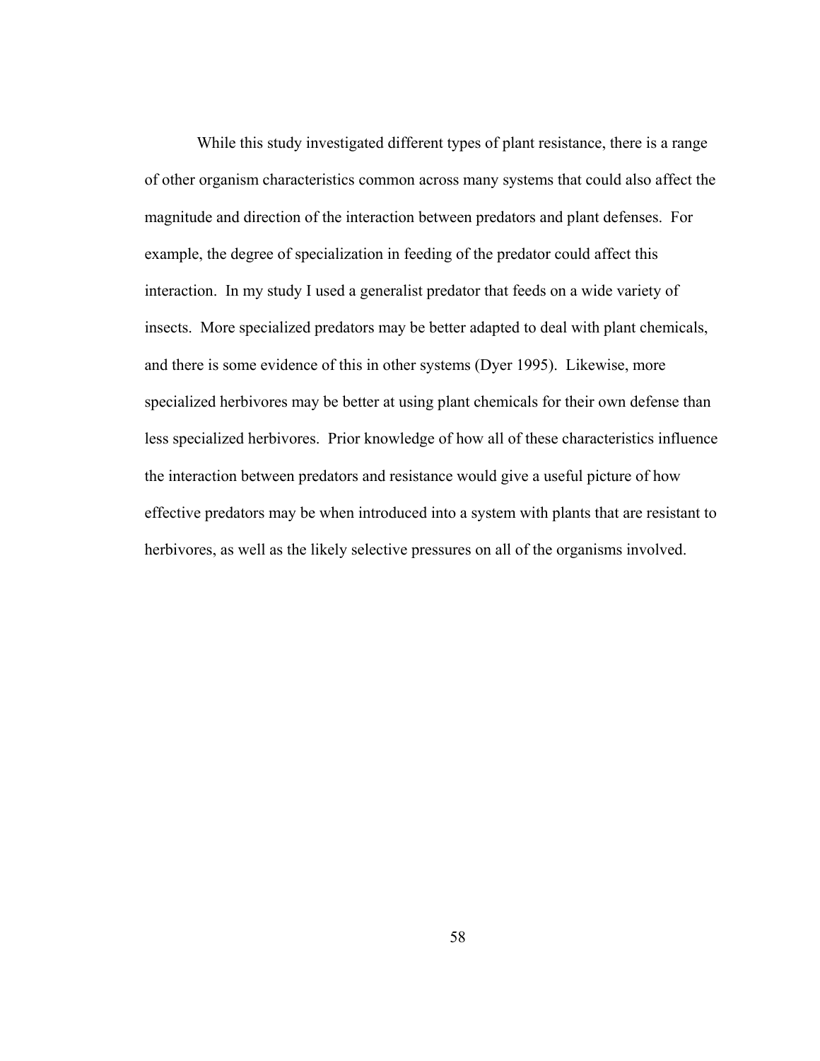While this study investigated different types of plant resistance, there is a range of other organism characteristics common across many systems that could also affect the magnitude and direction of the interaction between predators and plant defenses. For example, the degree of specialization in feeding of the predator could affect this interaction. In my study I used a generalist predator that feeds on a wide variety of insects. More specialized predators may be better adapted to deal with plant chemicals, and there is some evidence of this in other systems (Dyer 1995). Likewise, more specialized herbivores may be better at using plant chemicals for their own defense than less specialized herbivores. Prior knowledge of how all of these characteristics influence the interaction between predators and resistance would give a useful picture of how effective predators may be when introduced into a system with plants that are resistant to herbivores, as well as the likely selective pressures on all of the organisms involved.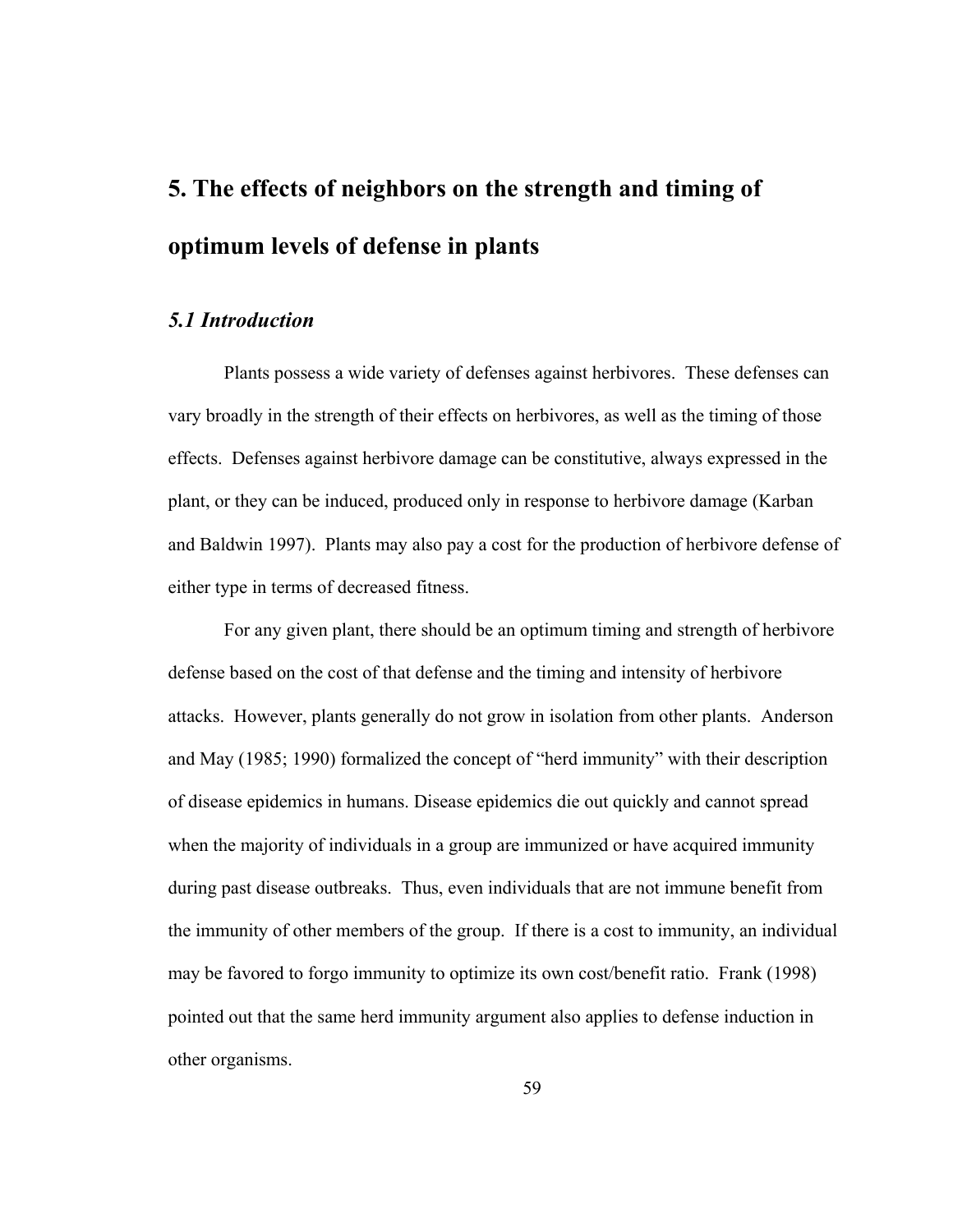# 5. The effects of neighbors on the strength and timing of optimum levels of defense in plants

## *5.1 Introduction*

Plants possess a wide variety of defenses against herbivores. These defenses can vary broadly in the strength of their effects on herbivores, as well as the timing of those effects. Defenses against herbivore damage can be constitutive, always expressed in the plant, or they can be induced, produced only in response to herbivore damage (Karban and Baldwin 1997). Plants may also pay a cost for the production of herbivore defense of either type in terms of decreased fitness.

For any given plant, there should be an optimum timing and strength of herbivore defense based on the cost of that defense and the timing and intensity of herbivore attacks. However, plants generally do not grow in isolation from other plants. Anderson and May (1985; 1990) formalized the concept of "herd immunity" with their description of disease epidemics in humans. Disease epidemics die out quickly and cannot spread when the majority of individuals in a group are immunized or have acquired immunity during past disease outbreaks. Thus, even individuals that are not immune benefit from the immunity of other members of the group. If there is a cost to immunity, an individual may be favored to forgo immunity to optimize its own cost/benefit ratio. Frank (1998) pointed out that the same herd immunity argument also applies to defense induction in other organisms.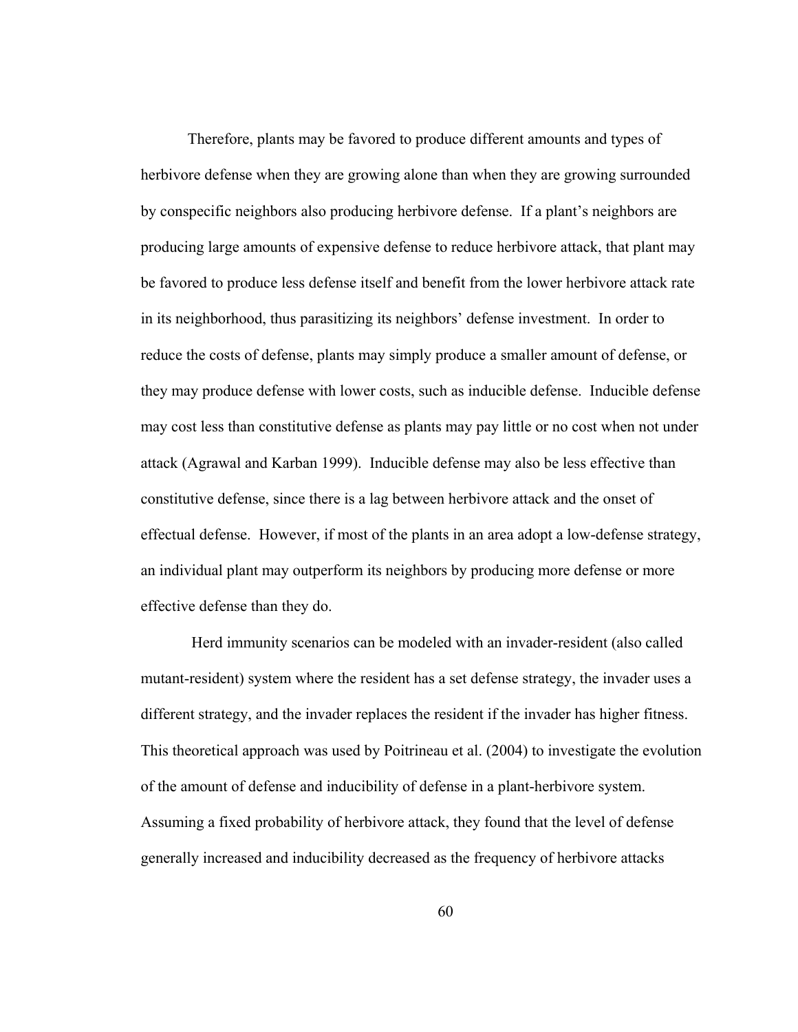Therefore, plants may be favored to produce different amounts and types of herbivore defense when they are growing alone than when they are growing surrounded by conspecific neighbors also producing herbivore defense. If a plant's neighbors are producing large amounts of expensive defense to reduce herbivore attack, that plant may be favored to produce less defense itself and benefit from the lower herbivore attack rate in its neighborhood, thus parasitizing its neighbors' defense investment. In order to reduce the costs of defense, plants may simply produce a smaller amount of defense, or they may produce defense with lower costs, such as inducible defense. Inducible defense may cost less than constitutive defense as plants may pay little or no cost when not under attack (Agrawal and Karban 1999). Inducible defense may also be less effective than constitutive defense, since there is a lag between herbivore attack and the onset of effectual defense. However, if most of the plants in an area adopt a low-defense strategy, an individual plant may outperform its neighbors by producing more defense or more effective defense than they do.

Herd immunity scenarios can be modeled with an invader-resident (also called mutant-resident) system where the resident has a set defense strategy, the invader uses a different strategy, and the invader replaces the resident if the invader has higher fitness. This theoretical approach was used by Poitrineau et al. (2004) to investigate the evolution of the amount of defense and inducibility of defense in a plant-herbivore system. Assuming a fixed probability of herbivore attack, they found that the level of defense generally increased and inducibility decreased as the frequency of herbivore attacks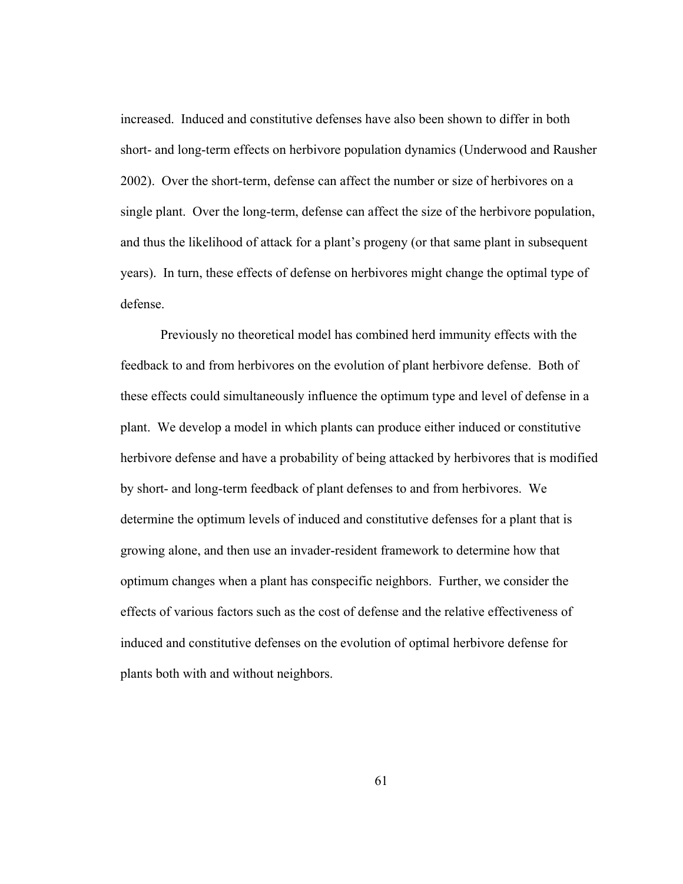increased. Induced and constitutive defenses have also been shown to differ in both short- and long-term effects on herbivore population dynamics (Underwood and Rausher 2002). Over the short-term, defense can affect the number or size of herbivores on a single plant. Over the long-term, defense can affect the size of the herbivore population, and thus the likelihood of attack for a plant's progeny (or that same plant in subsequent years). In turn, these effects of defense on herbivores might change the optimal type of defense.

Previously no theoretical model has combined herd immunity effects with the feedback to and from herbivores on the evolution of plant herbivore defense. Both of these effects could simultaneously influence the optimum type and level of defense in a plant. We develop a model in which plants can produce either induced or constitutive herbivore defense and have a probability of being attacked by herbivores that is modified by short- and long-term feedback of plant defenses to and from herbivores. We determine the optimum levels of induced and constitutive defenses for a plant that is growing alone, and then use an invader-resident framework to determine how that optimum changes when a plant has conspecific neighbors. Further, we consider the effects of various factors such as the cost of defense and the relative effectiveness of induced and constitutive defenses on the evolution of optimal herbivore defense for plants both with and without neighbors.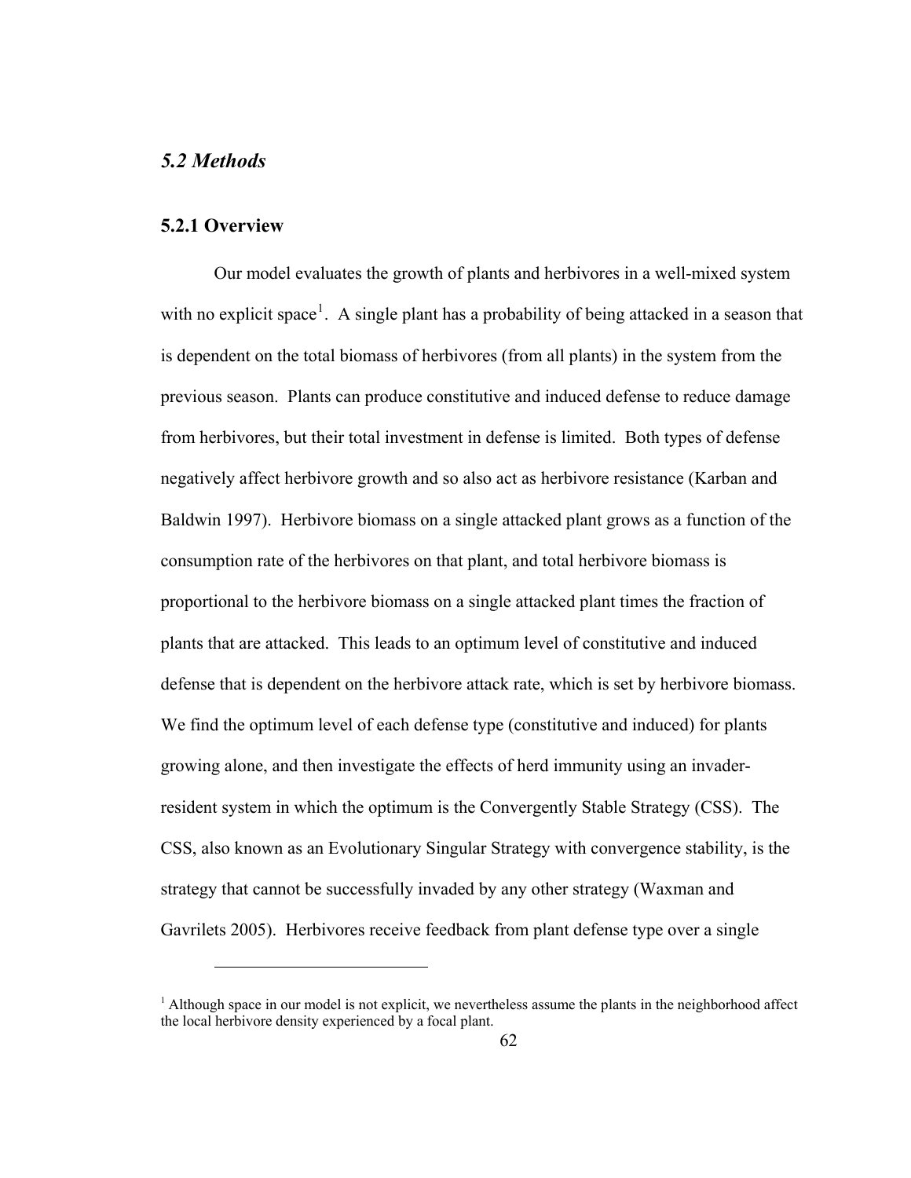## *5.2 Methods*

### 5.2.1 Overview

Our model evaluates the growth of plants and herbivores in a well-mixed system with no explicit space[1]. A single plant has a probability of being attacked in a season that is dependent on the total biomass of herbivores (from all plants) in the system from the previous season. Plants can produce constitutive and induced defense to reduce damage from herbivores, but their total investment in defense is limited. Both types of defense negatively affect herbivore growth and so also act as herbivore resistance (Karban and Baldwin 1997). Herbivore biomass on a single attacked plant grows as a function of the consumption rate of the herbivores on that plant, and total herbivore biomass is proportional to the herbivore biomass on a single attacked plant times the fraction of plants that are attacked. This leads to an optimum level of constitutive and induced defense that is dependent on the herbivore attack rate, which is set by herbivore biomass. We find the optimum level of each defense type (constitutive and induced) for plants growing alone, and then investigate the effects of herd immunity using an invader-resident system in which the optimum is the Convergently Stable Strategy (CSS). The CSS, also known as an Evolutionary Singular Strategy with convergence stability, is the strategy that cannot be successfully invaded by any other strategy (Waxman and Gavrilets 2005). Herbivores receive feedback from plant defense type over a single

[1] Although space in our model is not explicit, we nevertheless assume the plants in the neighborhood affect the local herbivore density experienced by a focal plant.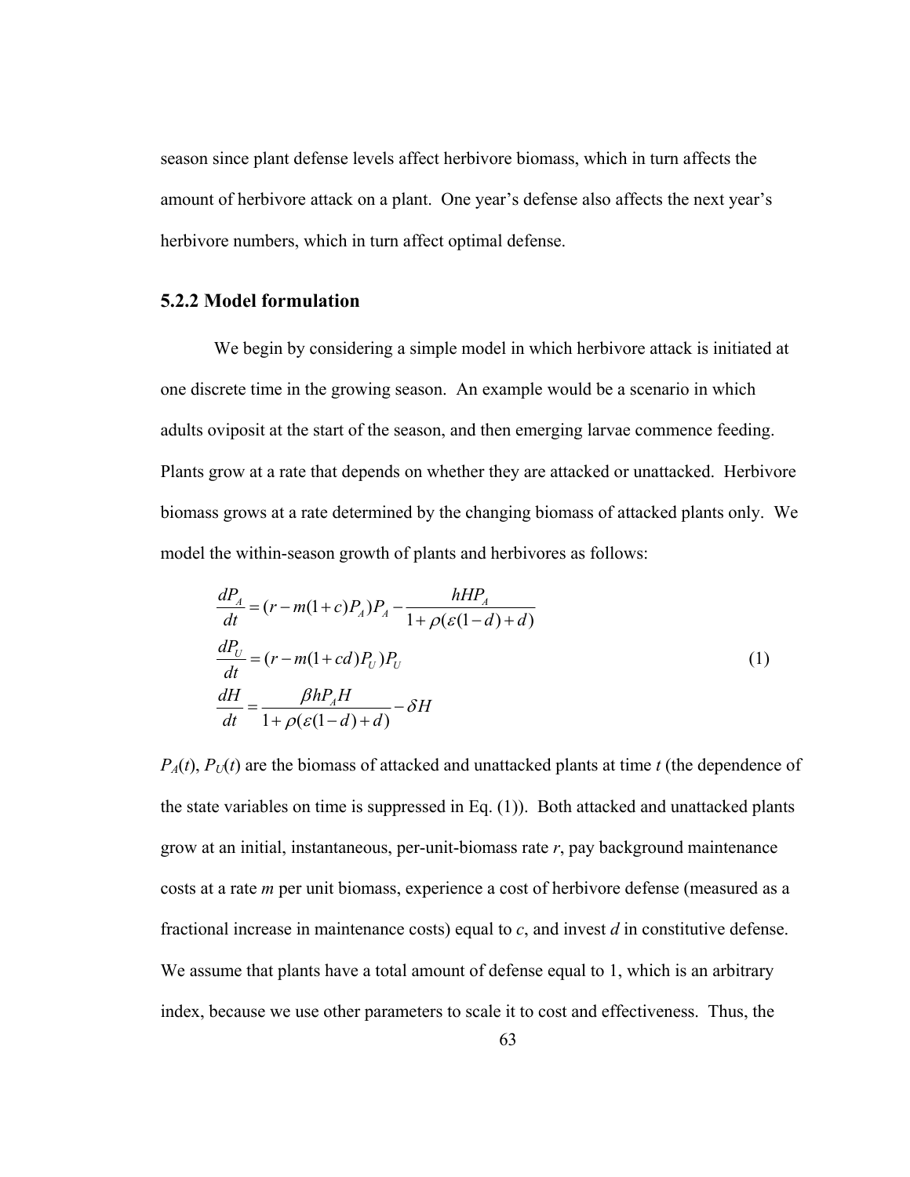season since plant defense levels affect herbivore biomass, which in turn affects the amount of herbivore attack on a plant. One year's defense also affects the next year's herbivore numbers, which in turn affect optimal defense.

### 5.2.2 Model formulation

We begin by considering a simple model in which herbivore attack is initiated at one discrete time in the growing season. An example would be a scenario in which adults oviposit at the start of the season, and then emerging larvae commence feeding. Plants grow at a rate that depends on whether they are attacked or unattacked. Herbivore biomass grows at a rate determined by the changing biomass of attacked plants only. We model the within-season growth of plants and herbivores as follows:

$$
\begin{aligned}
\frac{dP_A}{dt} &= (r - m(1+c)P_A)P_A - \frac{hHP_A}{1+\rho(\varepsilon(1-d)+d)} \\
\frac{dP_U}{dt} &= (r - m(1+cd)P_U)P_U \\
\frac{dH}{dt} &= \frac{\beta h P_A H}{1+\rho(\varepsilon(1-d)+d)} - \delta H
\end{aligned}
\tag{1}
$$

$P_A(t)$, $P_U(t)$ are the biomass of attacked and unattacked plants at time $t$ (the dependence of the state variables on time is suppressed in Eq. (1)). Both attacked and unattacked plants grow at an initial, instantaneous, per-unit-biomass rate $r$, pay background maintenance costs at a rate $m$ per unit biomass, experience a cost of herbivore defense (measured as a fractional increase in maintenance costs) equal to $c$, and invest $d$ in constitutive defense. We assume that plants have a total amount of defense equal to 1, which is an arbitrary index, because we use other parameters to scale it to cost and effectiveness. Thus, the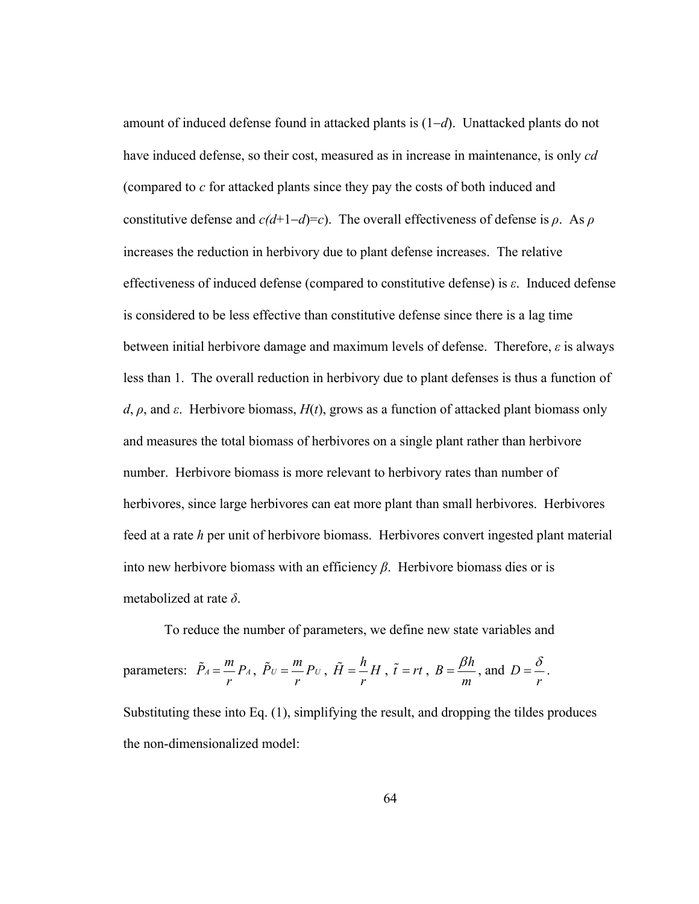amount of induced defense found in attacked plants is $(1-d)$. Unattacked plants do not have induced defense, so their cost, measured as in increase in maintenance, is only $cd$ (compared to $c$ for attacked plants since they pay the costs of both induced and constitutive defense and $c(d+1-d)=c$). The overall effectiveness of defense is $\rho$. As $\rho$ increases the reduction in herbivory due to plant defense increases. The relative effectiveness of induced defense (compared to constitutive defense) is $\varepsilon$. Induced defense is considered to be less effective than constitutive defense since there is a lag time between initial herbivore damage and maximum levels of defense. Therefore, $\varepsilon$ is always less than 1. The overall reduction in herbivory due to plant defenses is thus a function of $d$, $\rho$, and $\varepsilon$. Herbivore biomass, $H(t)$, grows as a function of attacked plant biomass only and measures the total biomass of herbivores on a single plant rather than herbivore number. Herbivore biomass is more relevant to herbivory rates than number of herbivores, since large herbivores can eat more plant than small herbivores. Herbivores feed at a rate $h$ per unit of herbivore biomass. Herbivores convert ingested plant material into new herbivore biomass with an efficiency $\beta$. Herbivore biomass dies or is metabolized at rate $\delta$.

To reduce the number of parameters, we define new state variables and parameters: $\tilde{P}_A = \frac{m}{r} P_A$, $\tilde{P}_U = \frac{m}{r} P_U$, $\tilde{H} = \frac{h}{r} H$, $\tilde{t} = rt$, $B = \frac{\beta h}{m}$, and $D = \frac{\delta}{r}$. Substituting these into Eq. (1), simplifying the result, and dropping the tildes produces the non-dimensionalized model: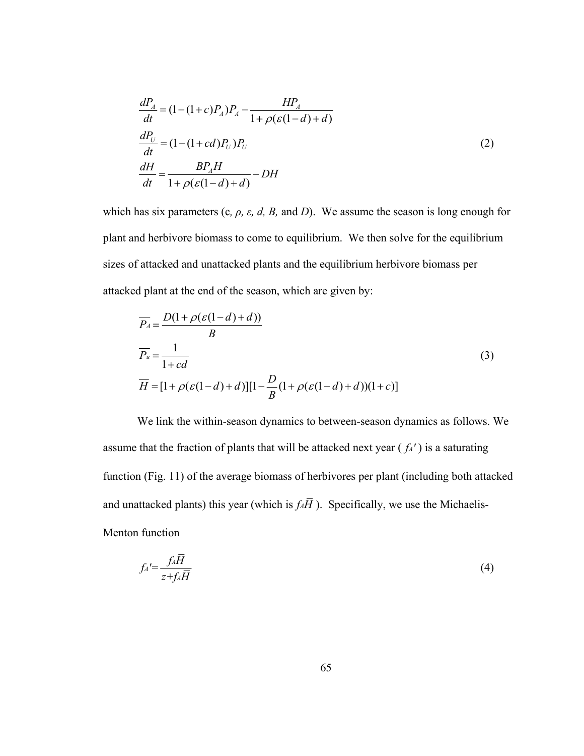$$
\begin{aligned}
\frac{dP_A}{dt} &= (1-(1+c)P_A)P_A - \frac{HP_A}{1+\rho(\varepsilon(1-d)+d)} \\
\frac{dP_U}{dt} &= (1-(1+cd)P_U)P_U \\
\frac{dH}{dt} &= \frac{BP_A H}{1+\rho(\varepsilon(1-d)+d)} - DH
\end{aligned}
\tag{2}
$$

which has six parameters (c*,* *ρ, ε, d, B,* and *D*). We assume the season is long enough for plant and herbivore biomass to come to equilibrium. We then solve for the equilibrium sizes of attacked and unattacked plants and the equilibrium herbivore biomass per attacked plant at the end of the season, which are given by:

$$
\begin{aligned}
\overline{P_A} &= \frac{D(1+\rho(\varepsilon(1-d)+d))}{B} \\
\overline{P_u} &= \frac{1}{1+cd} \\
\overline{H} &= [1+\rho(\varepsilon(1-d)+d)][1-\frac{D}{B}(1+\rho(\varepsilon(1-d)+d))(1+c)]
\end{aligned}
\tag{3}
$$

We link the within-season dynamics to between-season dynamics as follows. We assume that the fraction of plants that will be attacked next year ( $f_A'$ ) is a saturating function (Fig. 11) of the average biomass of herbivores per plant (including both attacked and unattacked plants) this year (which is $f_A\overline{H}$ ). Specifically, we use the Michaelis-Menton function

$$
f_A' = \frac{f_A\overline{H}}{z+f_A\overline{H}}
\tag{4}
$$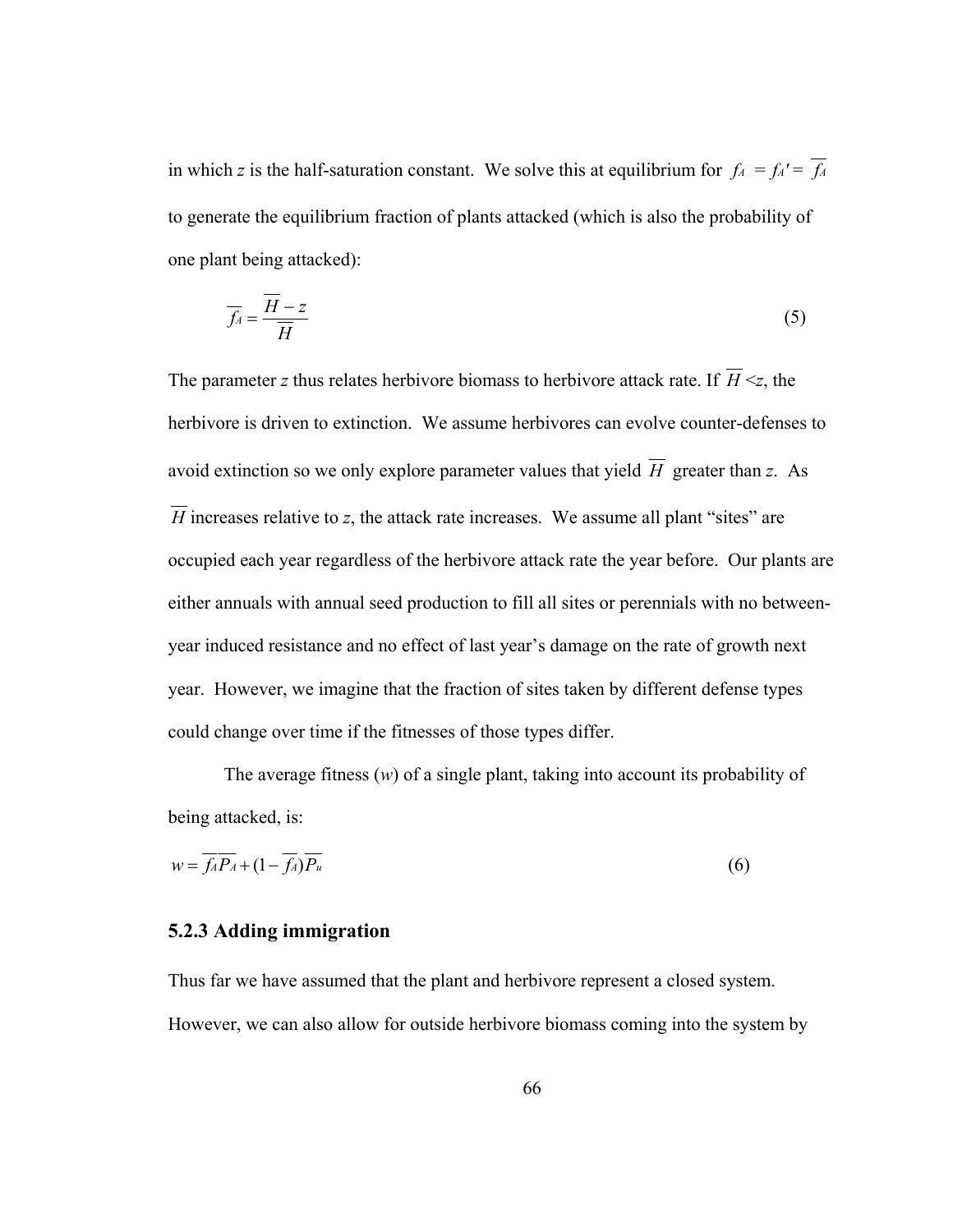in which $z$ is the half-saturation constant. We solve this at equilibrium for $f_A = f_A' = \overline{f_A}$ to generate the equilibrium fraction of plants attacked (which is also the probability of one plant being attacked):

$$\overline{f_A} = \frac{\overline{H} - z}{\overline{H}} \tag{5}$$

The parameter $z$ thus relates herbivore biomass to herbivore attack rate. If $\overline{H} < z$, the herbivore is driven to extinction. We assume herbivores can evolve counter-defenses to avoid extinction so we only explore parameter values that yield $\overline{H}$ greater than $z$. As $\overline{H}$ increases relative to $z$, the attack rate increases. We assume all plant "sites" are occupied each year regardless of the herbivore attack rate the year before. Our plants are either annuals with annual seed production to fill all sites or perennials with no between-year induced resistance and no effect of last year's damage on the rate of growth next year. However, we imagine that the fraction of sites taken by different defense types could change over time if the fitnesses of those types differ.

The average fitness ($w$) of a single plant, taking into account its probability of being attacked, is:

$$w = \overline{f_A}\overline{P_A} + (1 - \overline{f_A})\overline{P_u} \tag{6}$$

### 5.2.3 Adding immigration

Thus far we have assumed that the plant and herbivore represent a closed system. However, we can also allow for outside herbivore biomass coming into the system by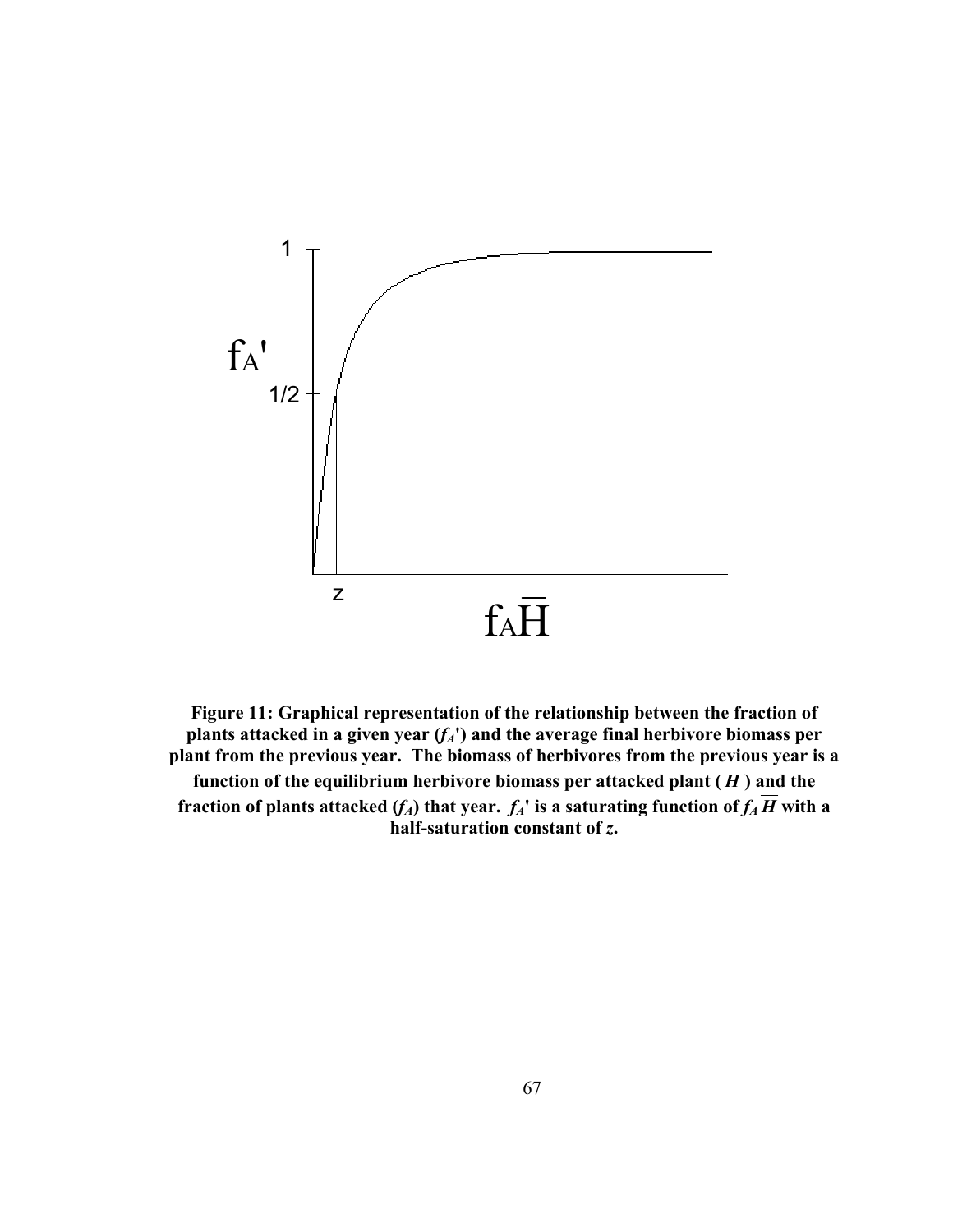1

$f_A'$

1/2

z

$f_A\overline{H}$

**Figure 11: Graphical representation of the relationship between the fraction of plants attacked in a given year ($f_A'$) and the average final herbivore biomass per plant from the previous year. The biomass of herbivores from the previous year is a function of the equilibrium herbivore biomass per attacked plant ($\overline{H}$) and the fraction of plants attacked ($f_A$) that year. $f_A'$ is a saturating function of $f_A\overline{H}$ with a half-saturation constant of $z$.**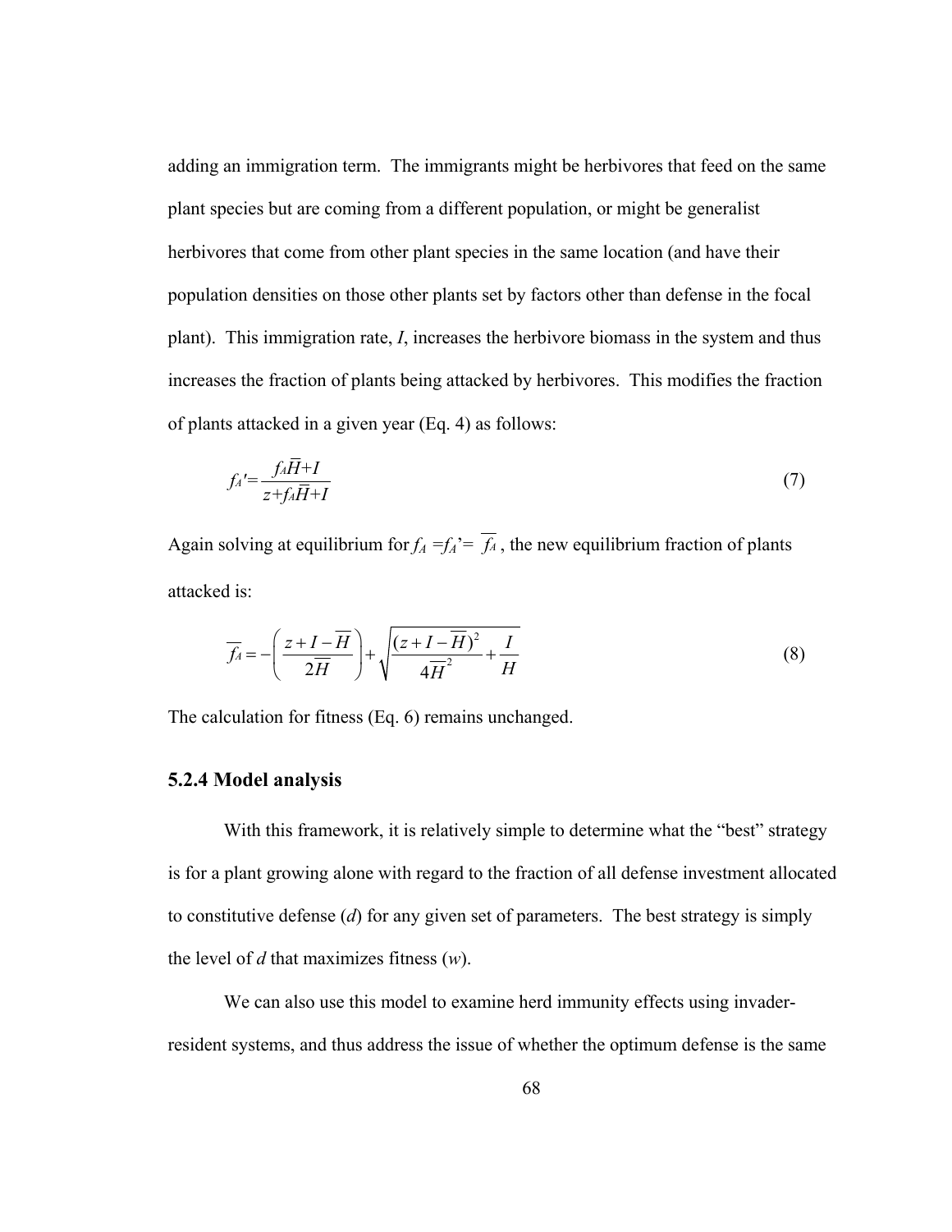adding an immigration term. The immigrants might be herbivores that feed on the same plant species but are coming from a different population, or might be generalist herbivores that come from other plant species in the same location (and have their population densities on those other plants set by factors other than defense in the focal plant). This immigration rate, $I$, increases the herbivore biomass in the system and thus increases the fraction of plants being attacked by herbivores. This modifies the fraction of plants attacked in a given year (Eq. 4) as follows:

$$f_A' = \frac{f_A \overline{H} + I}{z + f_A \overline{H} + I} \tag{7}$$

Again solving at equilibrium for $f_A = f_A' = \overline{f_A}$, the new equilibrium fraction of plants attacked is:

$$\overline{f_A} = -\left(\frac{z + I - \overline{H}}{2\overline{H}}\right) + \sqrt{\frac{(z + I - \overline{H})^2}{4\overline{H}^2} + \frac{I}{H}} \tag{8}$$

The calculation for fitness (Eq. 6) remains unchanged.

### 5.2.4 Model analysis

With this framework, it is relatively simple to determine what the "best" strategy is for a plant growing alone with regard to the fraction of all defense investment allocated to constitutive defense ($d$) for any given set of parameters. The best strategy is simply the level of $d$ that maximizes fitness ($w$).

We can also use this model to examine herd immunity effects using invader-resident systems, and thus address the issue of whether the optimum defense is the same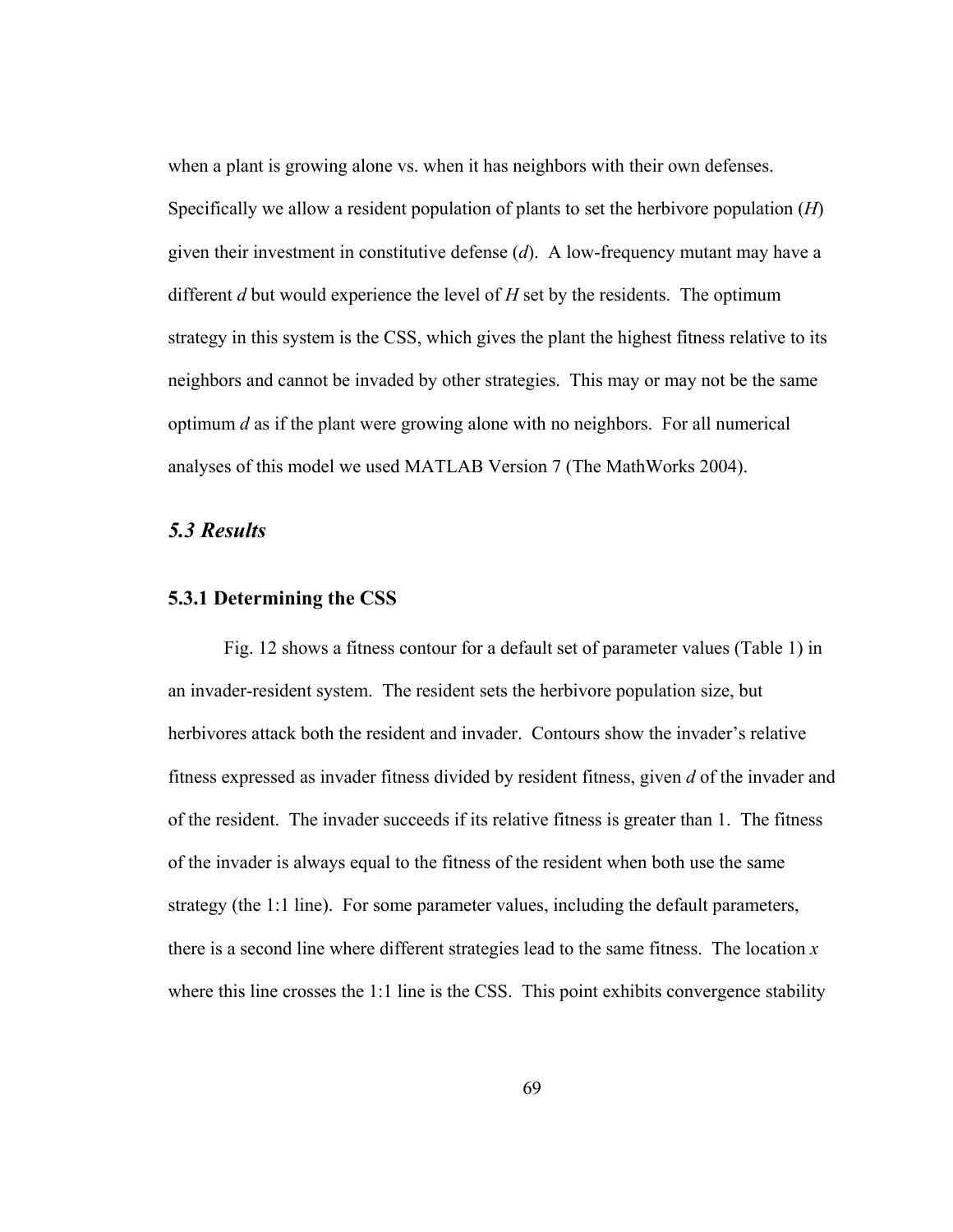when a plant is growing alone vs. when it has neighbors with their own defenses. Specifically we allow a resident population of plants to set the herbivore population ($H$) given their investment in constitutive defense ($d$). A low-frequency mutant may have a different $d$ but would experience the level of $H$ set by the residents. The optimum strategy in this system is the CSS, which gives the plant the highest fitness relative to its neighbors and cannot be invaded by other strategies. This may or may not be the same optimum $d$ as if the plant were growing alone with no neighbors. For all numerical analyses of this model we used MATLAB Version 7 (The MathWorks 2004).

## *5.3 Results*

### 5.3.1 Determining the CSS

Fig. 12 shows a fitness contour for a default set of parameter values (Table 1) in an invader-resident system. The resident sets the herbivore population size, but herbivores attack both the resident and invader. Contours show the invader's relative fitness expressed as invader fitness divided by resident fitness, given $d$ of the invader and of the resident. The invader succeeds if its relative fitness is greater than 1. The fitness of the invader is always equal to the fitness of the resident when both use the same strategy (the 1:1 line). For some parameter values, including the default parameters, there is a second line where different strategies lead to the same fitness. The location $x$ where this line crosses the 1:1 line is the CSS. This point exhibits convergence stability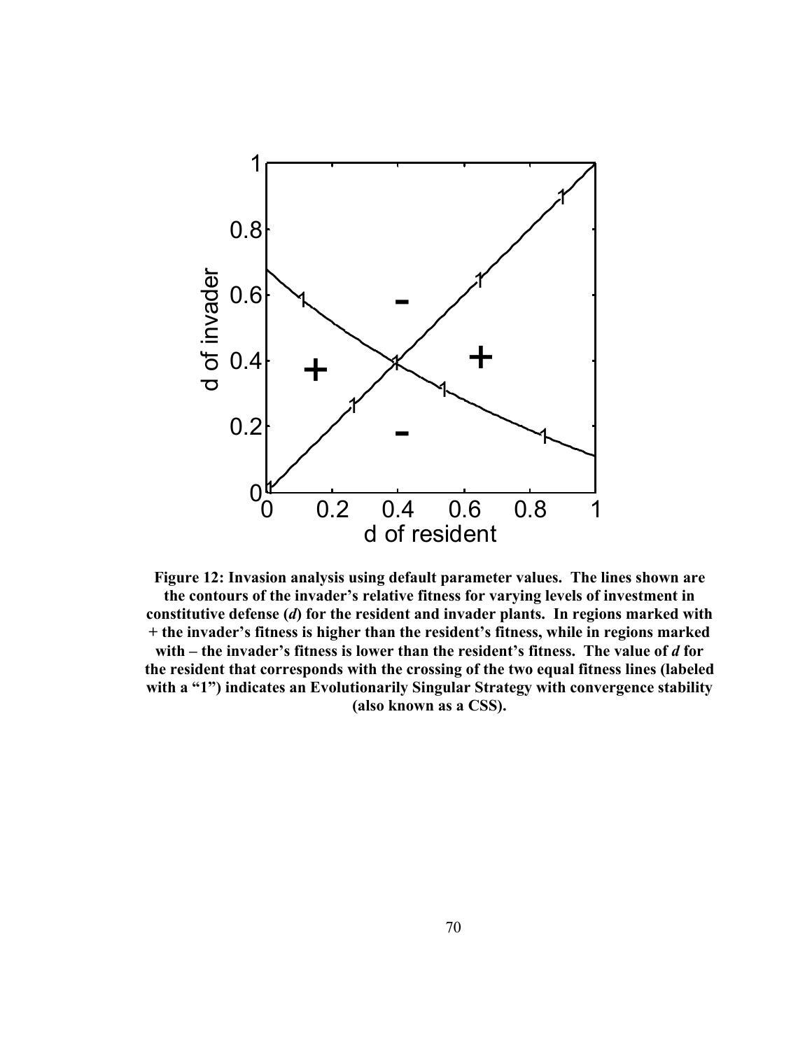1

0.8

0.6

0.4

0.2

0

0

0.2

0.4

0.6

0.8

1

d of invader

d of resident

+

+

-

-

1

1

1

1

1

1

1

1

**Figure 12: Invasion analysis using default parameter values. The lines shown are the contours of the invader's relative fitness for varying levels of investment in constitutive defense (*d*) for the resident and invader plants. In regions marked with + the invader's fitness is higher than the resident's fitness, while in regions marked with – the invader's fitness is lower than the resident's fitness. The value of *d* for the resident that corresponds with the crossing of the two equal fitness lines (labeled with a "1") indicates an Evolutionarily Singular Strategy with convergence stability (also known as a CSS).**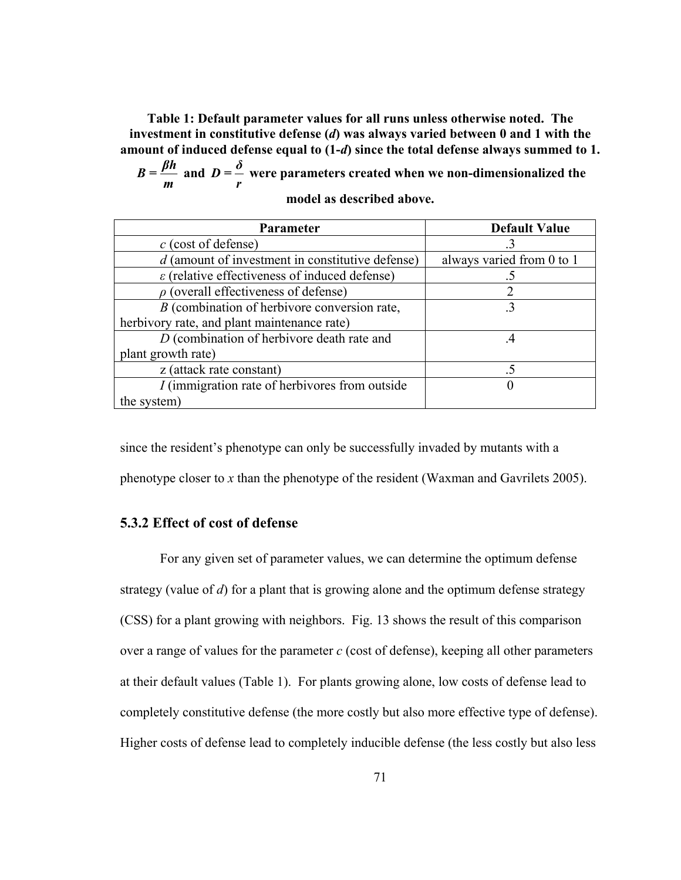**Table 1: Default parameter values for all runs unless otherwise noted. The investment in constitutive defense (*d*) was always varied between 0 and 1 with the amount of induced defense equal to (1-*d*) since the total defense always summed to 1. $B = \frac{\beta h}{m}$ and $D = \frac{\delta}{r}$ were parameters created when we non-dimensionalized the model as described above.**

| Parameter | Default Value |
|---|---|
| *c* (cost of defense) | .3 |
| *d* (amount of investment in constitutive defense) | always varied from 0 to 1 |
| $\varepsilon$ (relative effectiveness of induced defense) | .5 |
| $\rho$ (overall effectiveness of defense) | 2 |
| *B* (combination of herbivore conversion rate, herbivory rate, and plant maintenance rate) | .3 |
| *D* (combination of herbivore death rate and plant growth rate) | .4 |
| z (attack rate constant) | .5 |
| *I* (immigration rate of herbivores from outside the system) | 0 |

since the resident's phenotype can only be successfully invaded by mutants with a phenotype closer to *x* than the phenotype of the resident (Waxman and Gavrilets 2005).

### 5.3.2 Effect of cost of defense

For any given set of parameter values, we can determine the optimum defense strategy (value of *d*) for a plant that is growing alone and the optimum defense strategy (CSS) for a plant growing with neighbors. Fig. 13 shows the result of this comparison over a range of values for the parameter *c* (cost of defense), keeping all other parameters at their default values (Table 1). For plants growing alone, low costs of defense lead to completely constitutive defense (the more costly but also more effective type of defense). Higher costs of defense lead to completely inducible defense (the less costly but also less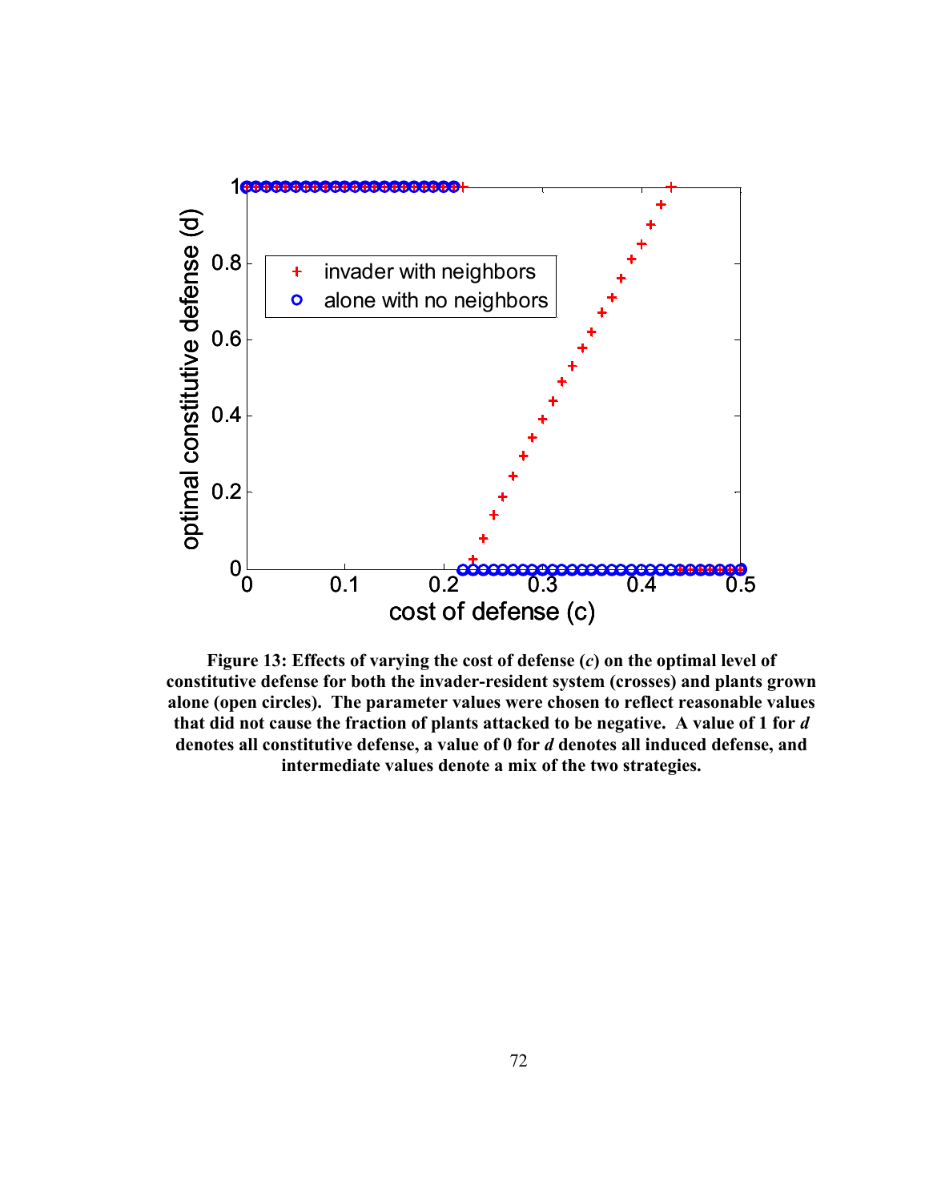optimal constitutive defense (d)

1
0.8
0.6
0.4
0.2
0

0
0.1
0.2
0.3
0.4
0.5

cost of defense (c)

invader with neighbors

alone with no neighbors

**Figure 13: Effects of varying the cost of defense (*c*) on the optimal level of constitutive defense for both the invader-resident system (crosses) and plants grown alone (open circles). The parameter values were chosen to reflect reasonable values that did not cause the fraction of plants attacked to be negative. A value of 1 for *d* denotes all constitutive defense, a value of 0 for *d* denotes all induced defense, and intermediate values denote a mix of the two strategies.**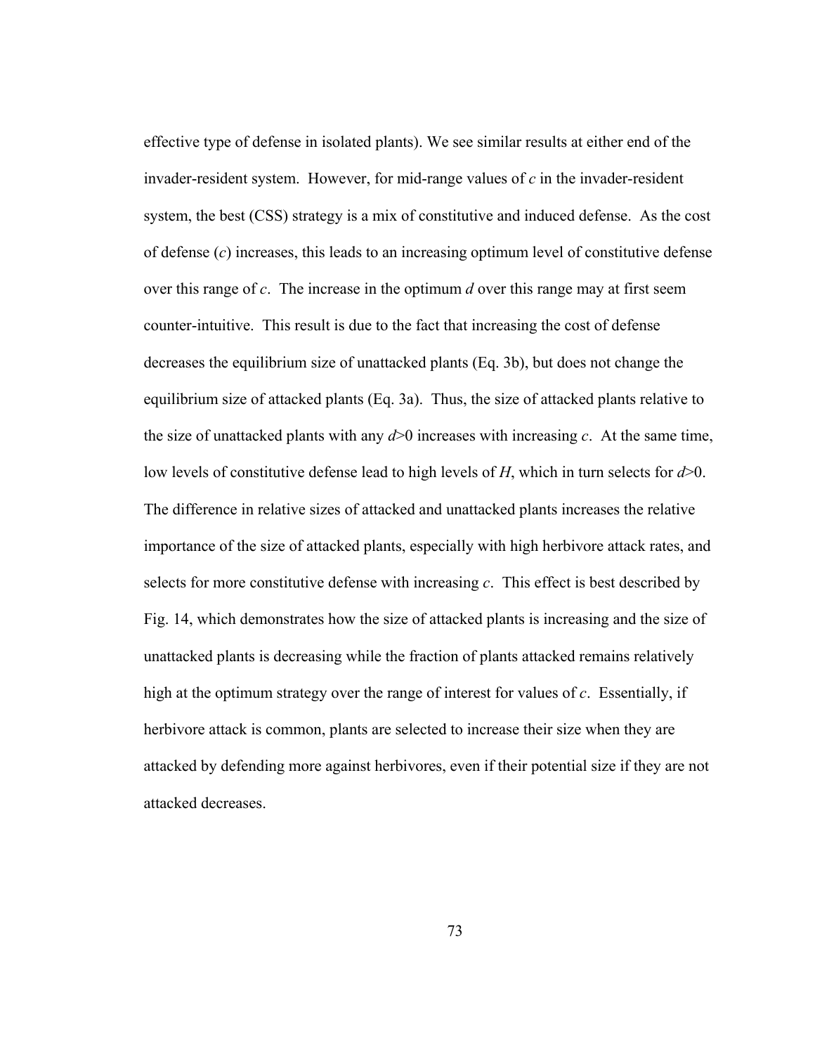effective type of defense in isolated plants). We see similar results at either end of the invader-resident system. However, for mid-range values of $c$ in the invader-resident system, the best (CSS) strategy is a mix of constitutive and induced defense. As the cost of defense ($c$) increases, this leads to an increasing optimum level of constitutive defense over this range of $c$. The increase in the optimum $d$ over this range may at first seem counter-intuitive. This result is due to the fact that increasing the cost of defense decreases the equilibrium size of unattacked plants (Eq. 3b), but does not change the equilibrium size of attacked plants (Eq. 3a). Thus, the size of attacked plants relative to the size of unattacked plants with any $d>0$ increases with increasing $c$. At the same time, low levels of constitutive defense lead to high levels of $H$, which in turn selects for $d>0$. The difference in relative sizes of attacked and unattacked plants increases the relative importance of the size of attacked plants, especially with high herbivore attack rates, and selects for more constitutive defense with increasing $c$. This effect is best described by Fig. 14, which demonstrates how the size of attacked plants is increasing and the size of unattacked plants is decreasing while the fraction of plants attacked remains relatively high at the optimum strategy over the range of interest for values of $c$. Essentially, if herbivore attack is common, plants are selected to increase their size when they are attacked by defending more against herbivores, even if their potential size if they are not attacked decreases.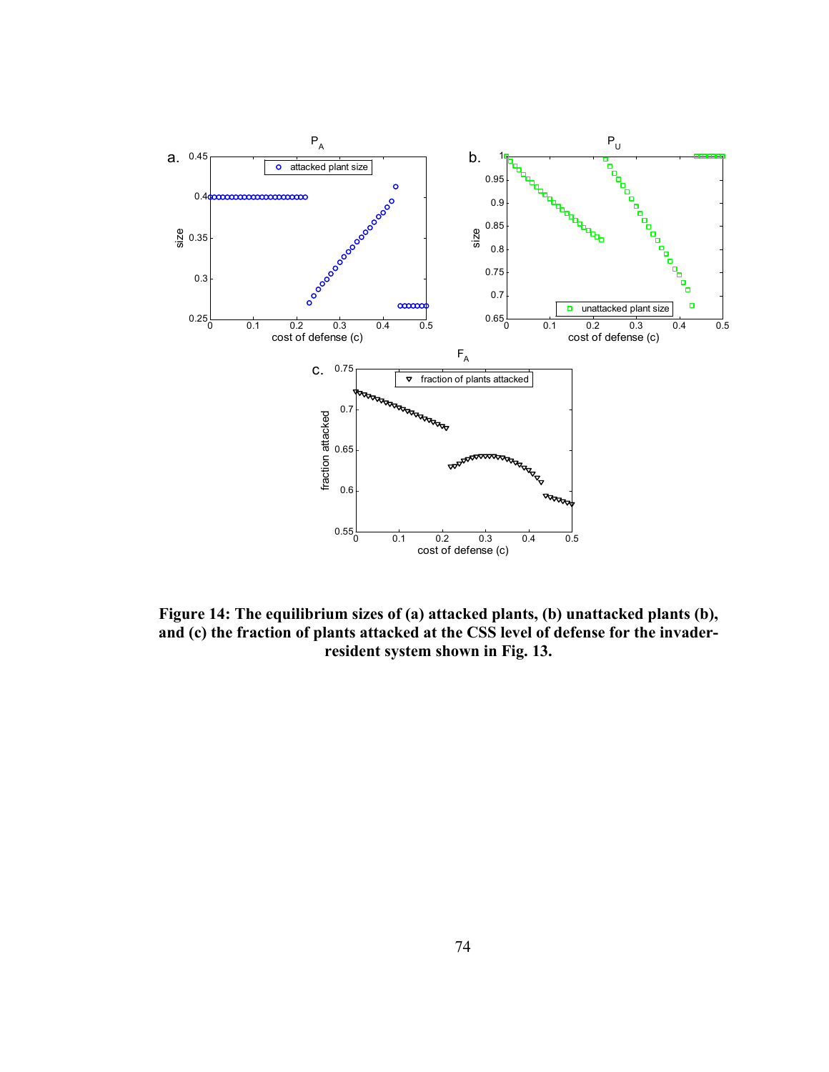a.

$P_A$

attacked plant size

size

0.45
0.4
0.35
0.3
0.25

0
0.1
0.2
0.3
0.4
0.5

cost of defense (c)

b.

$P_U$

unattacked plant size

size

1
0.95
0.9
0.85
0.8
0.75
0.7
0.65

0
0.1
0.2
0.3
0.4
0.5

cost of defense (c)

c.

$F_A$

fraction of plants attacked

fraction attacked

0.75
0.7
0.65
0.6
0.55

0
0.1
0.2
0.3
0.4
0.5

cost of defense (c)

**Figure 14: The equilibrium sizes of (a) attacked plants, (b) unattacked plants (b), and (c) the fraction of plants attacked at the CSS level of defense for the invader-resident system shown in Fig. 13.**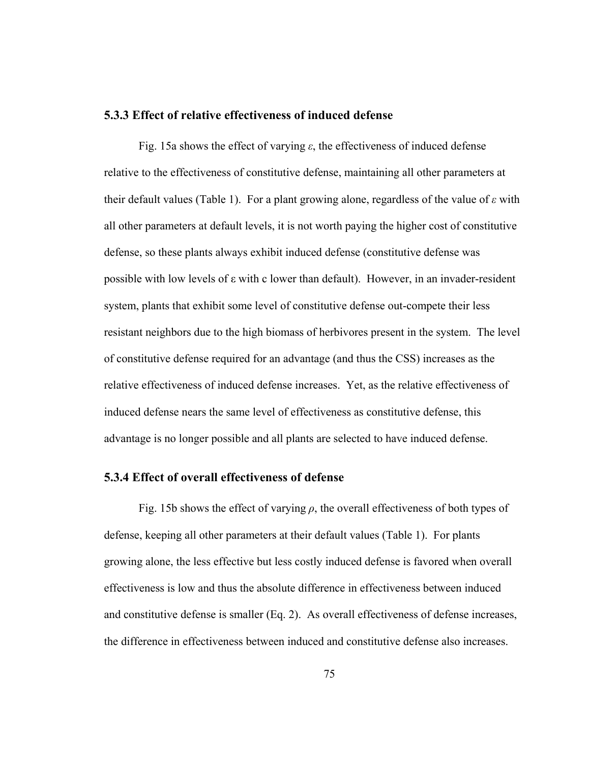### 5.3.3 Effect of relative effectiveness of induced defense

Fig. 15a shows the effect of varying $\varepsilon$, the effectiveness of induced defense relative to the effectiveness of constitutive defense, maintaining all other parameters at their default values (Table 1). For a plant growing alone, regardless of the value of $\varepsilon$ with all other parameters at default levels, it is not worth paying the higher cost of constitutive defense, so these plants always exhibit induced defense (constitutive defense was possible with low levels of $\varepsilon$ with c lower than default). However, in an invader-resident system, plants that exhibit some level of constitutive defense out-compete their less resistant neighbors due to the high biomass of herbivores present in the system. The level of constitutive defense required for an advantage (and thus the CSS) increases as the relative effectiveness of induced defense increases. Yet, as the relative effectiveness of induced defense nears the same level of effectiveness as constitutive defense, this advantage is no longer possible and all plants are selected to have induced defense.

### 5.3.4 Effect of overall effectiveness of defense

Fig. 15b shows the effect of varying $\rho$, the overall effectiveness of both types of defense, keeping all other parameters at their default values (Table 1). For plants growing alone, the less effective but less costly induced defense is favored when overall effectiveness is low and thus the absolute difference in effectiveness between induced and constitutive defense is smaller (Eq. 2). As overall effectiveness of defense increases, the difference in effectiveness between induced and constitutive defense also increases.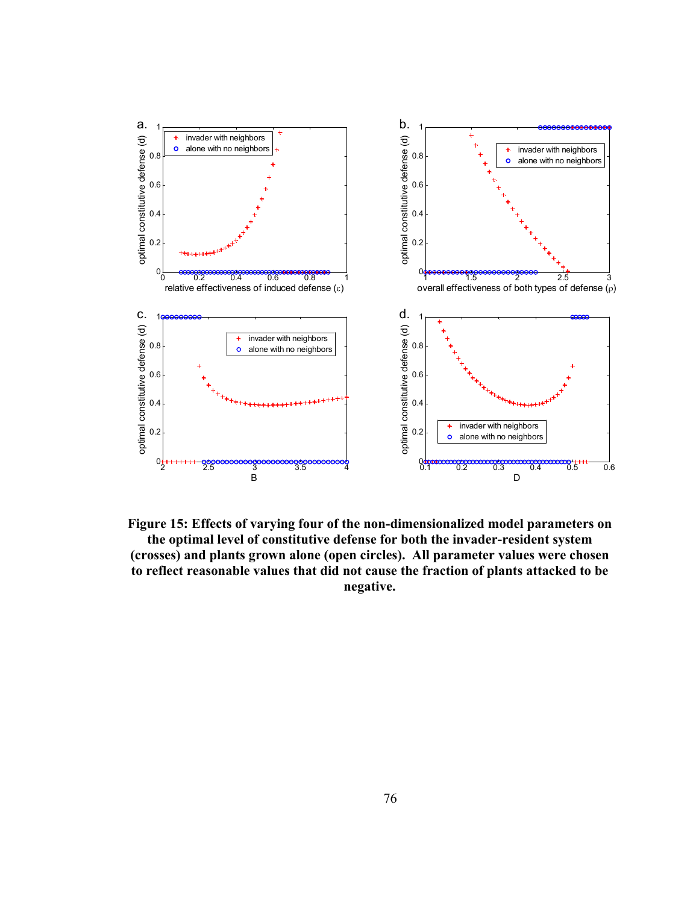a.

optimal constitutive defense (d)

relative effectiveness of induced defense (ε)

+ invader with neighbors

o alone with no neighbors

b.

optimal constitutive defense (d)

overall effectiveness of both types of defense (ρ)

+ invader with neighbors

o alone with no neighbors

c.

optimal constitutive defense (d)

B

+ invader with neighbors

o alone with no neighbors

d.

optimal constitutive defense (d)

D

+ invader with neighbors

o alone with no neighbors

**Figure 15: Effects of varying four of the non-dimensionalized model parameters on the optimal level of constitutive defense for both the invader-resident system (crosses) and plants grown alone (open circles). All parameter values were chosen to reflect reasonable values that did not cause the fraction of plants attacked to be negative.**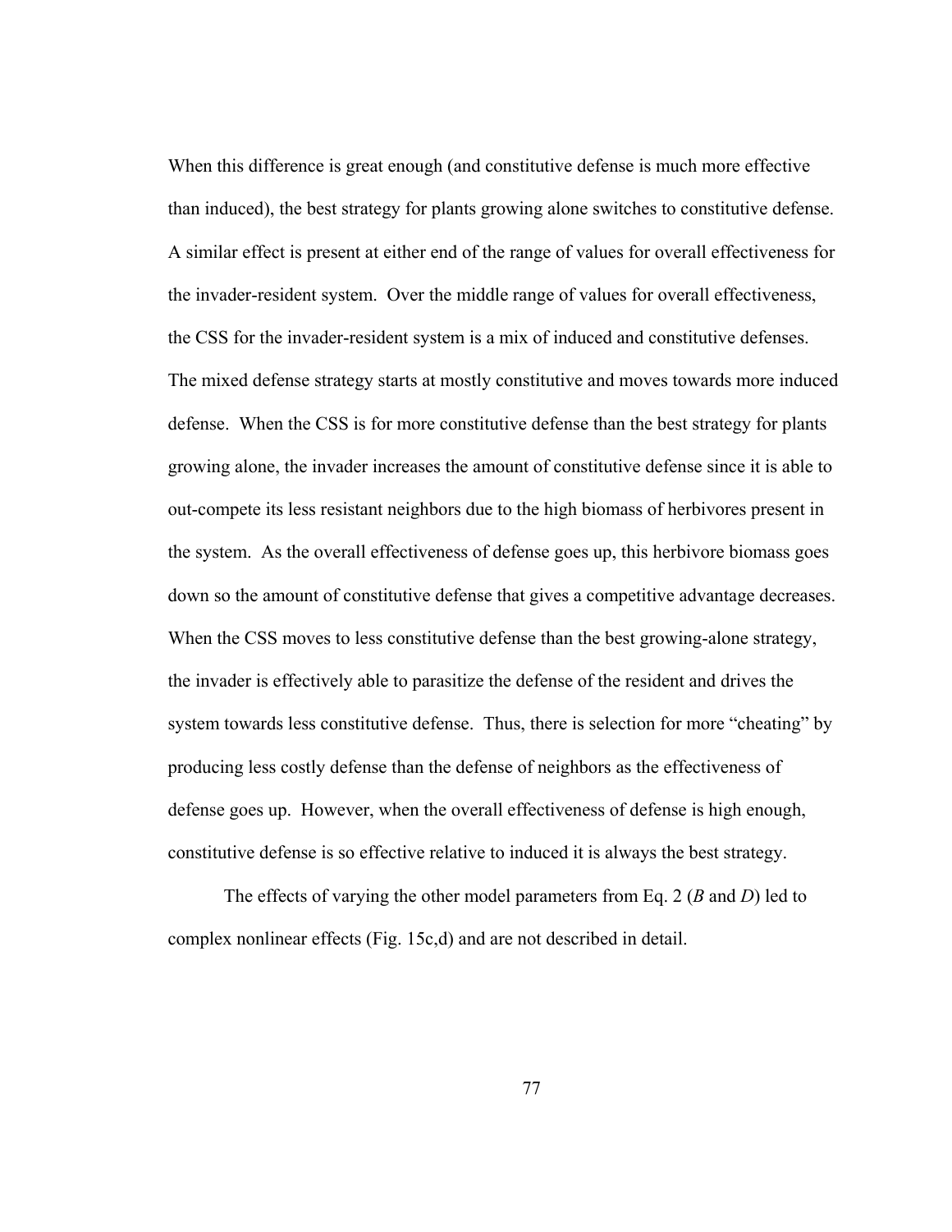When this difference is great enough (and constitutive defense is much more effective than induced), the best strategy for plants growing alone switches to constitutive defense. A similar effect is present at either end of the range of values for overall effectiveness for the invader-resident system. Over the middle range of values for overall effectiveness, the CSS for the invader-resident system is a mix of induced and constitutive defenses. The mixed defense strategy starts at mostly constitutive and moves towards more induced defense. When the CSS is for more constitutive defense than the best strategy for plants growing alone, the invader increases the amount of constitutive defense since it is able to out-compete its less resistant neighbors due to the high biomass of herbivores present in the system. As the overall effectiveness of defense goes up, this herbivore biomass goes down so the amount of constitutive defense that gives a competitive advantage decreases. When the CSS moves to less constitutive defense than the best growing-alone strategy, the invader is effectively able to parasitize the defense of the resident and drives the system towards less constitutive defense. Thus, there is selection for more "cheating" by producing less costly defense than the defense of neighbors as the effectiveness of defense goes up. However, when the overall effectiveness of defense is high enough, constitutive defense is so effective relative to induced it is always the best strategy.

The effects of varying the other model parameters from Eq. 2 (*B* and *D*) led to complex nonlinear effects (Fig. 15c,d) and are not described in detail.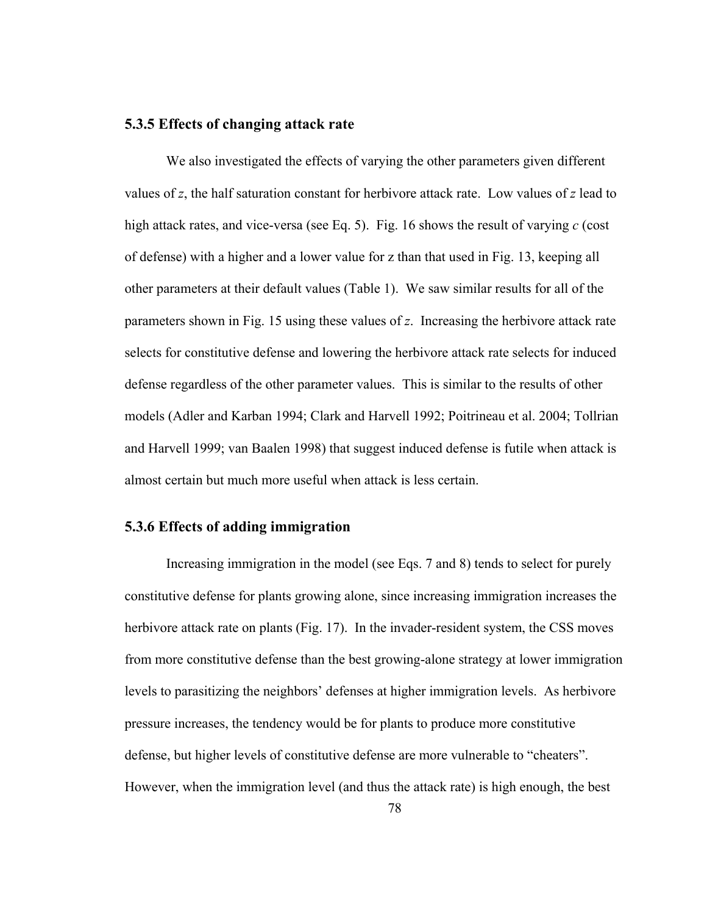### 5.3.5 Effects of changing attack rate

We also investigated the effects of varying the other parameters given different values of $z$, the half saturation constant for herbivore attack rate. Low values of $z$ lead to high attack rates, and vice-versa (see Eq. 5). Fig. 16 shows the result of varying $c$ (cost of defense) with a higher and a lower value for z than that used in Fig. 13, keeping all other parameters at their default values (Table 1). We saw similar results for all of the parameters shown in Fig. 15 using these values of $z$. Increasing the herbivore attack rate selects for constitutive defense and lowering the herbivore attack rate selects for induced defense regardless of the other parameter values. This is similar to the results of other models (Adler and Karban 1994; Clark and Harvell 1992; Poitrineau et al. 2004; Tollrian and Harvell 1999; van Baalen 1998) that suggest induced defense is futile when attack is almost certain but much more useful when attack is less certain.

### 5.3.6 Effects of adding immigration

Increasing immigration in the model (see Eqs. 7 and 8) tends to select for purely constitutive defense for plants growing alone, since increasing immigration increases the herbivore attack rate on plants (Fig. 17). In the invader-resident system, the CSS moves from more constitutive defense than the best growing-alone strategy at lower immigration levels to parasitizing the neighbors' defenses at higher immigration levels. As herbivore pressure increases, the tendency would be for plants to produce more constitutive defense, but higher levels of constitutive defense are more vulnerable to "cheaters". However, when the immigration level (and thus the attack rate) is high enough, the best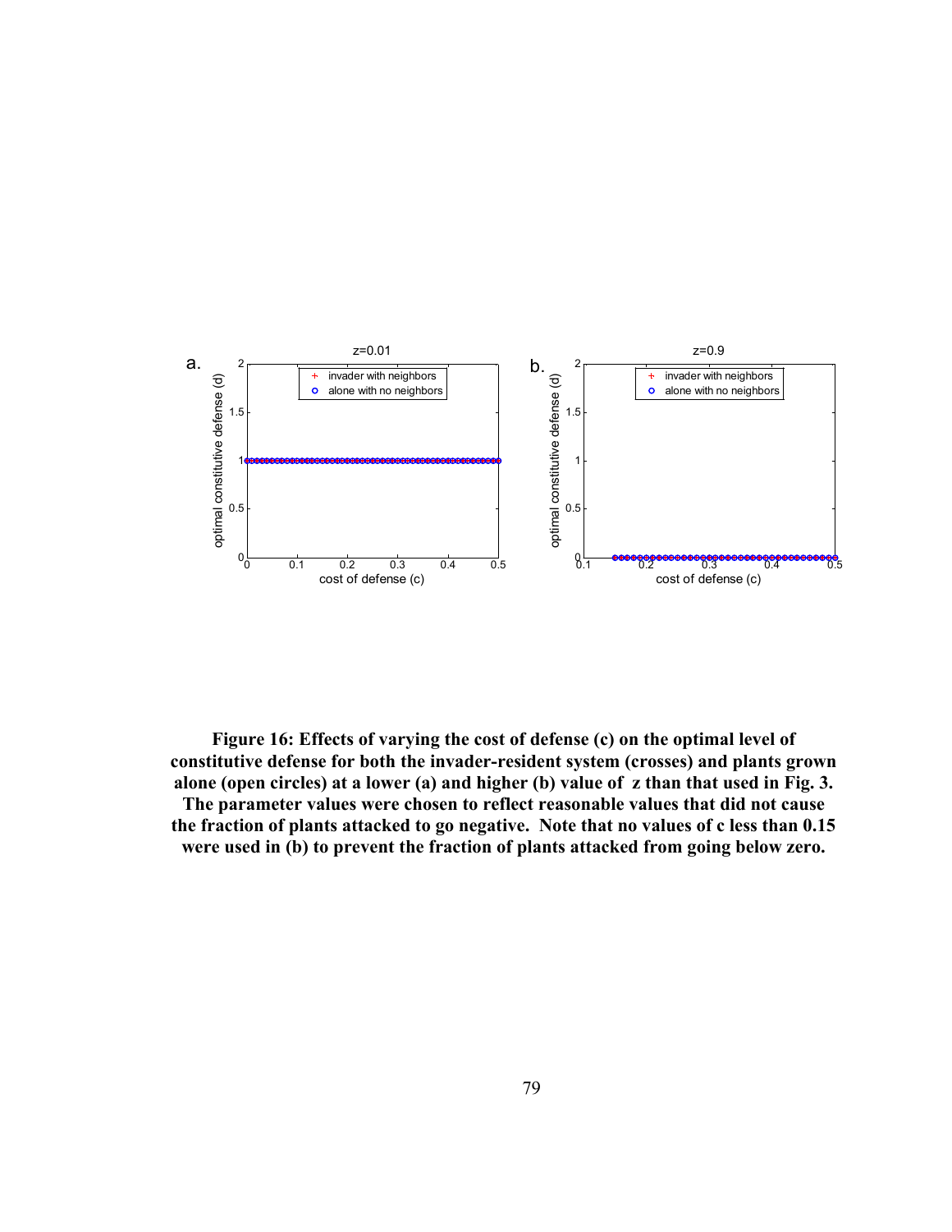a.

z=0.01

optimal constitutive defense (d)

2

1.5

1

0.5

0

0 0.1 0.2 0.3 0.4 0.5

cost of defense (c)

+ invader with neighbors

o alone with no neighbors

b.

z=0.9

optimal constitutive defense (d)

2

1.5

1

0.5

0

0.1 0.2 0.3 0.4 0.5

cost of defense (c)

+ invader with neighbors

o alone with no neighbors

**Figure 16: Effects of varying the cost of defense (c) on the optimal level of constitutive defense for both the invader-resident system (crosses) and plants grown alone (open circles) at a lower (a) and higher (b) value of z than that used in Fig. 3. The parameter values were chosen to reflect reasonable values that did not cause the fraction of plants attacked to go negative. Note that no values of c less than 0.15 were used in (b) to prevent the fraction of plants attacked from going below zero.**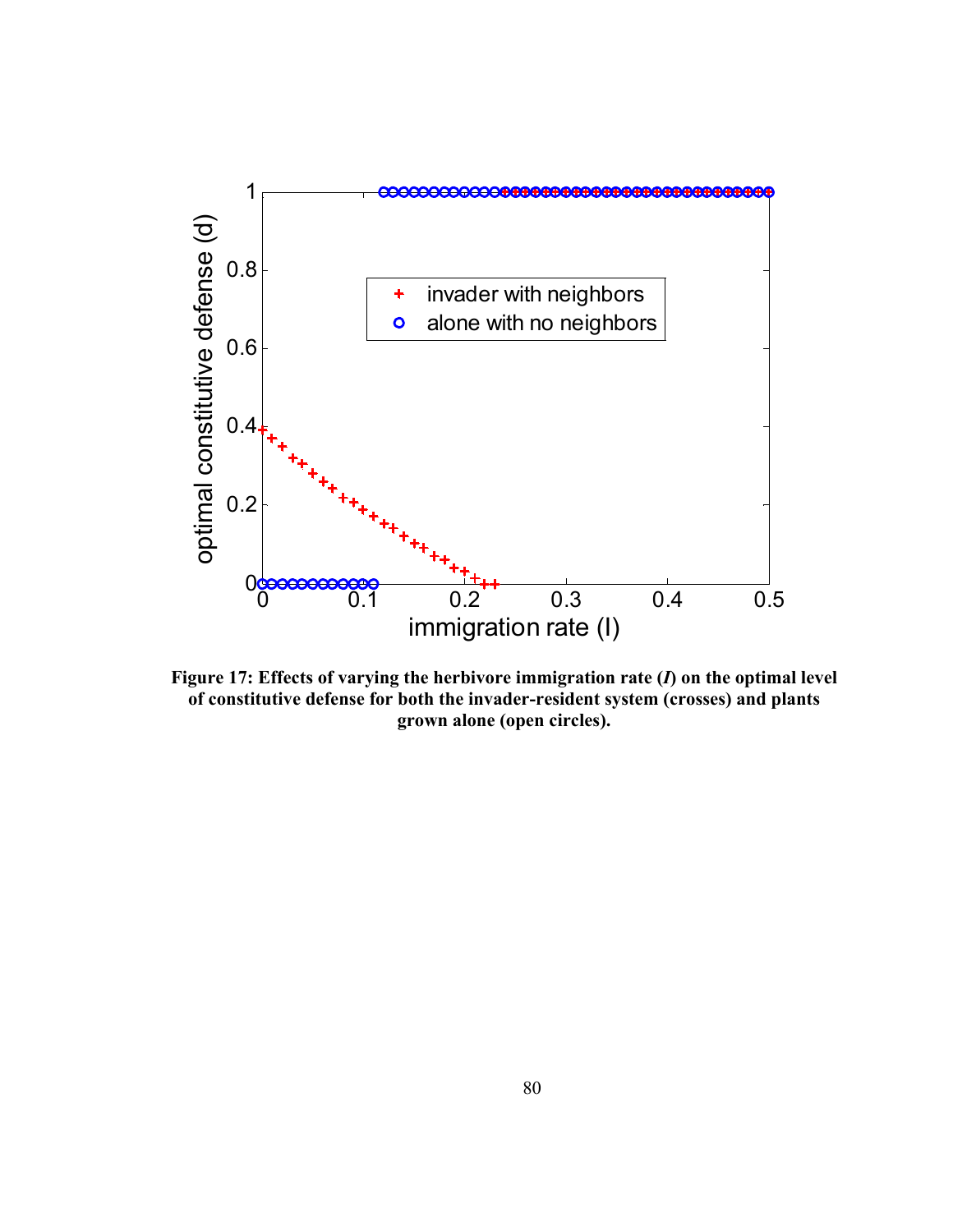optimal constitutive defense (d)

1
0.8
0.6
0.4
0.2
0

0
0.1
0.2
0.3
0.4
0.5

immigration rate (I)

invader with neighbors
alone with no neighbors

**Figure 17: Effects of varying the herbivore immigration rate (*I*) on the optimal level of constitutive defense for both the invader-resident system (crosses) and plants grown alone (open circles).**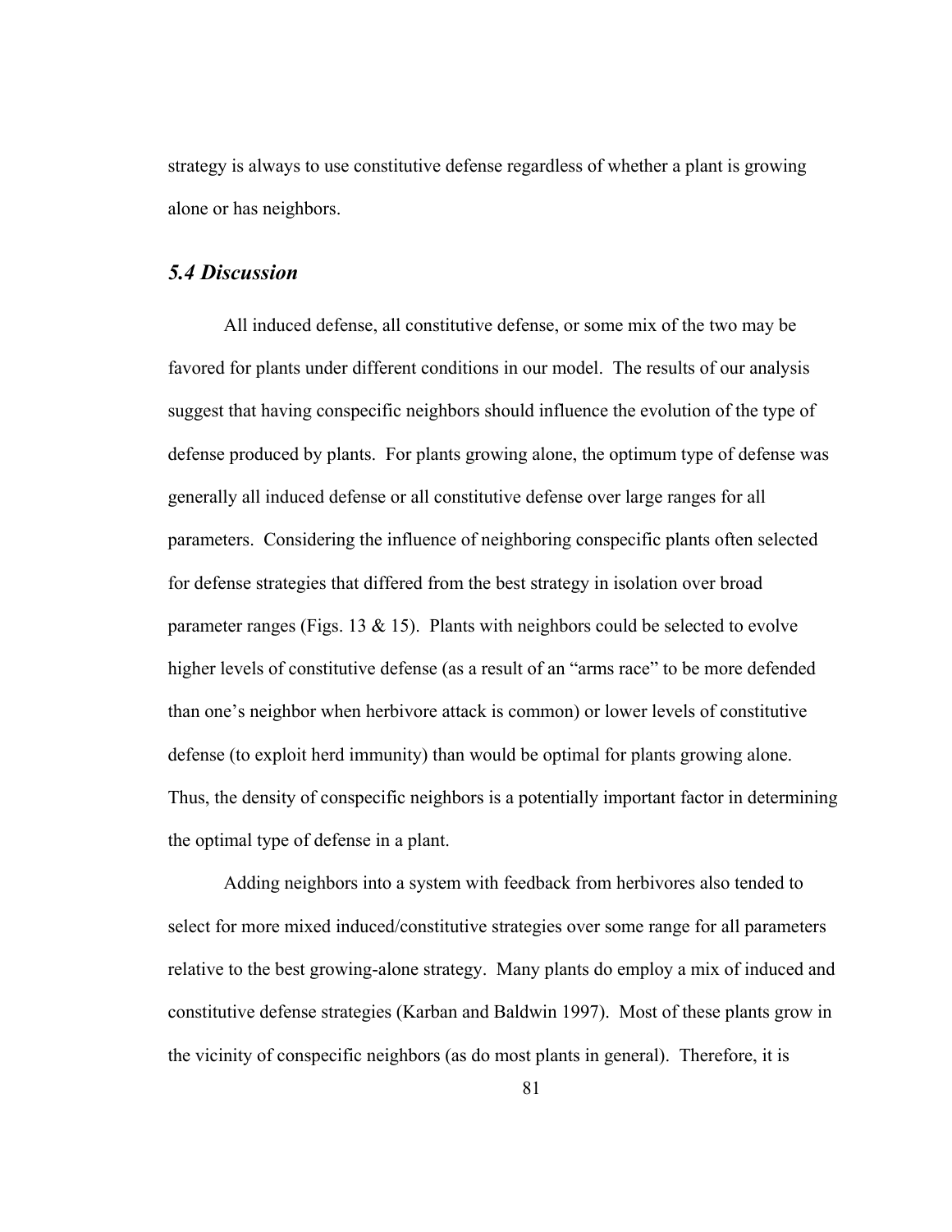strategy is always to use constitutive defense regardless of whether a plant is growing alone or has neighbors.

### *5.4 Discussion*

All induced defense, all constitutive defense, or some mix of the two may be favored for plants under different conditions in our model. The results of our analysis suggest that having conspecific neighbors should influence the evolution of the type of defense produced by plants. For plants growing alone, the optimum type of defense was generally all induced defense or all constitutive defense over large ranges for all parameters. Considering the influence of neighboring conspecific plants often selected for defense strategies that differed from the best strategy in isolation over broad parameter ranges (Figs. 13 & 15). Plants with neighbors could be selected to evolve higher levels of constitutive defense (as a result of an "arms race" to be more defended than one's neighbor when herbivore attack is common) or lower levels of constitutive defense (to exploit herd immunity) than would be optimal for plants growing alone. Thus, the density of conspecific neighbors is a potentially important factor in determining the optimal type of defense in a plant.

Adding neighbors into a system with feedback from herbivores also tended to select for more mixed induced/constitutive strategies over some range for all parameters relative to the best growing-alone strategy. Many plants do employ a mix of induced and constitutive defense strategies (Karban and Baldwin 1997). Most of these plants grow in the vicinity of conspecific neighbors (as do most plants in general). Therefore, it is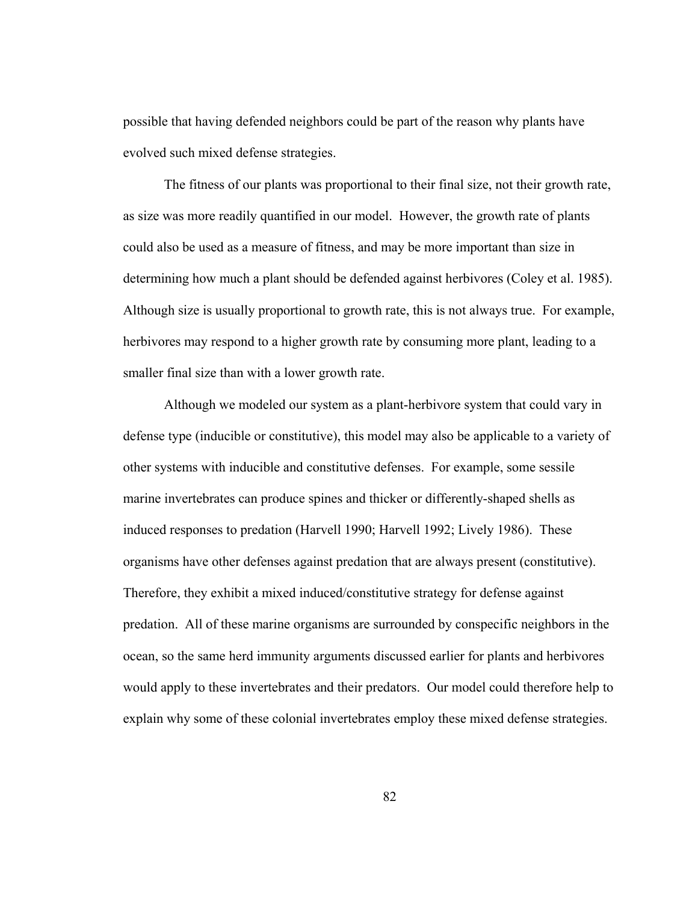possible that having defended neighbors could be part of the reason why plants have evolved such mixed defense strategies.

The fitness of our plants was proportional to their final size, not their growth rate, as size was more readily quantified in our model. However, the growth rate of plants could also be used as a measure of fitness, and may be more important than size in determining how much a plant should be defended against herbivores (Coley et al. 1985). Although size is usually proportional to growth rate, this is not always true. For example, herbivores may respond to a higher growth rate by consuming more plant, leading to a smaller final size than with a lower growth rate.

Although we modeled our system as a plant-herbivore system that could vary in defense type (inducible or constitutive), this model may also be applicable to a variety of other systems with inducible and constitutive defenses. For example, some sessile marine invertebrates can produce spines and thicker or differently-shaped shells as induced responses to predation (Harvell 1990; Harvell 1992; Lively 1986). These organisms have other defenses against predation that are always present (constitutive). Therefore, they exhibit a mixed induced/constitutive strategy for defense against predation. All of these marine organisms are surrounded by conspecific neighbors in the ocean, so the same herd immunity arguments discussed earlier for plants and herbivores would apply to these invertebrates and their predators. Our model could therefore help to explain why some of these colonial invertebrates employ these mixed defense strategies.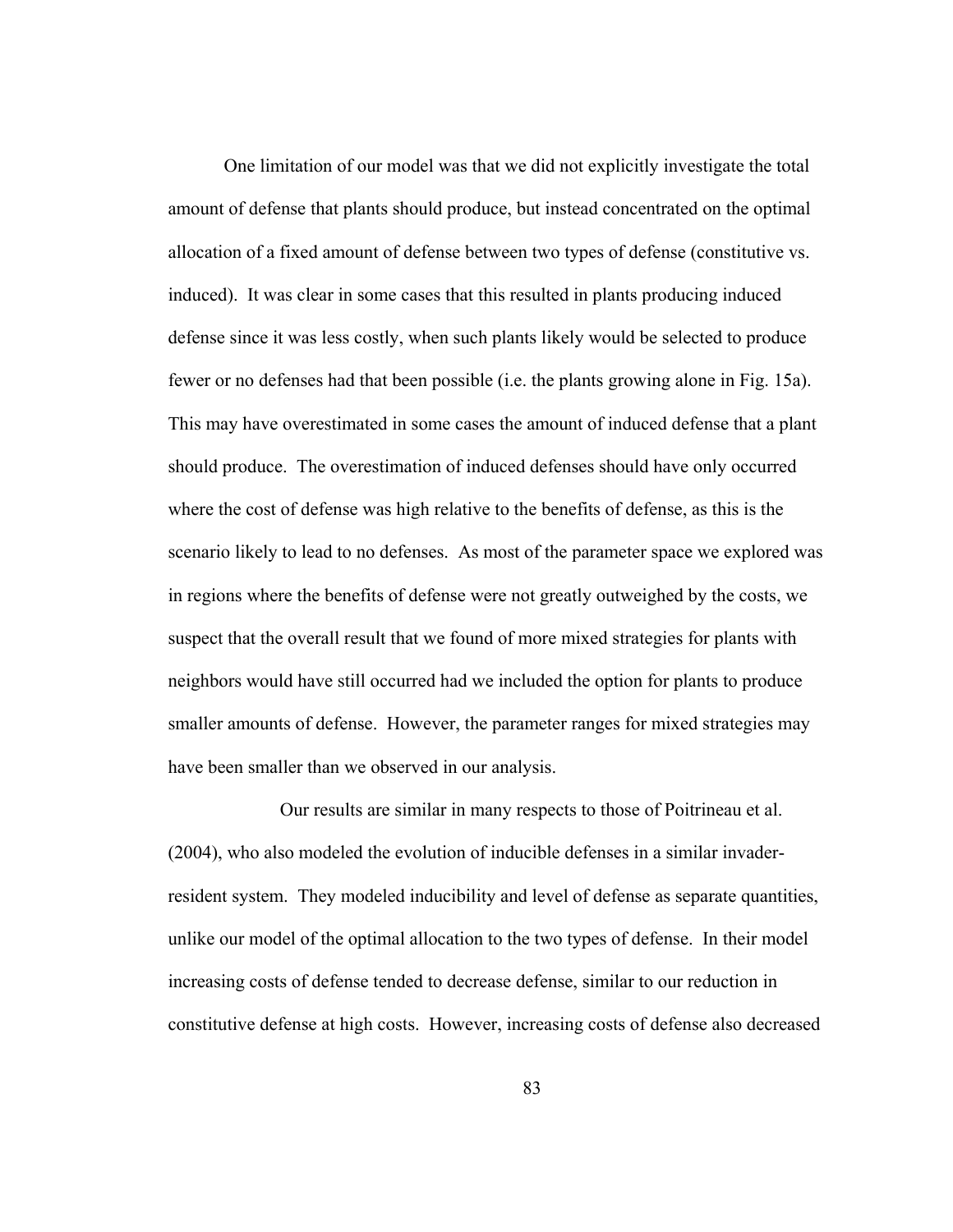One limitation of our model was that we did not explicitly investigate the total amount of defense that plants should produce, but instead concentrated on the optimal allocation of a fixed amount of defense between two types of defense (constitutive vs. induced). It was clear in some cases that this resulted in plants producing induced defense since it was less costly, when such plants likely would be selected to produce fewer or no defenses had that been possible (i.e. the plants growing alone in Fig. 15a). This may have overestimated in some cases the amount of induced defense that a plant should produce. The overestimation of induced defenses should have only occurred where the cost of defense was high relative to the benefits of defense, as this is the scenario likely to lead to no defenses. As most of the parameter space we explored was in regions where the benefits of defense were not greatly outweighed by the costs, we suspect that the overall result that we found of more mixed strategies for plants with neighbors would have still occurred had we included the option for plants to produce smaller amounts of defense. However, the parameter ranges for mixed strategies may have been smaller than we observed in our analysis.

Our results are similar in many respects to those of Poitrineau et al. (2004), who also modeled the evolution of inducible defenses in a similar invader-resident system. They modeled inducibility and level of defense as separate quantities, unlike our model of the optimal allocation to the two types of defense. In their model increasing costs of defense tended to decrease defense, similar to our reduction in constitutive defense at high costs. However, increasing costs of defense also decreased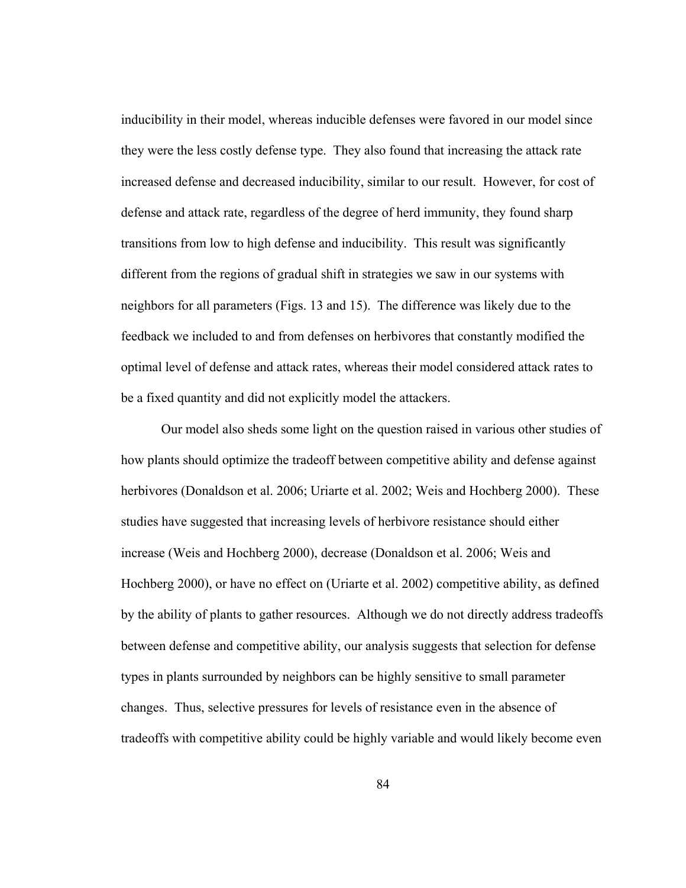inducibility in their model, whereas inducible defenses were favored in our model since they were the less costly defense type. They also found that increasing the attack rate increased defense and decreased inducibility, similar to our result. However, for cost of defense and attack rate, regardless of the degree of herd immunity, they found sharp transitions from low to high defense and inducibility. This result was significantly different from the regions of gradual shift in strategies we saw in our systems with neighbors for all parameters (Figs. 13 and 15). The difference was likely due to the feedback we included to and from defenses on herbivores that constantly modified the optimal level of defense and attack rates, whereas their model considered attack rates to be a fixed quantity and did not explicitly model the attackers.

Our model also sheds some light on the question raised in various other studies of how plants should optimize the tradeoff between competitive ability and defense against herbivores (Donaldson et al. 2006; Uriarte et al. 2002; Weis and Hochberg 2000). These studies have suggested that increasing levels of herbivore resistance should either increase (Weis and Hochberg 2000), decrease (Donaldson et al. 2006; Weis and Hochberg 2000), or have no effect on (Uriarte et al. 2002) competitive ability, as defined by the ability of plants to gather resources. Although we do not directly address tradeoffs between defense and competitive ability, our analysis suggests that selection for defense types in plants surrounded by neighbors can be highly sensitive to small parameter changes. Thus, selective pressures for levels of resistance even in the absence of tradeoffs with competitive ability could be highly variable and would likely become even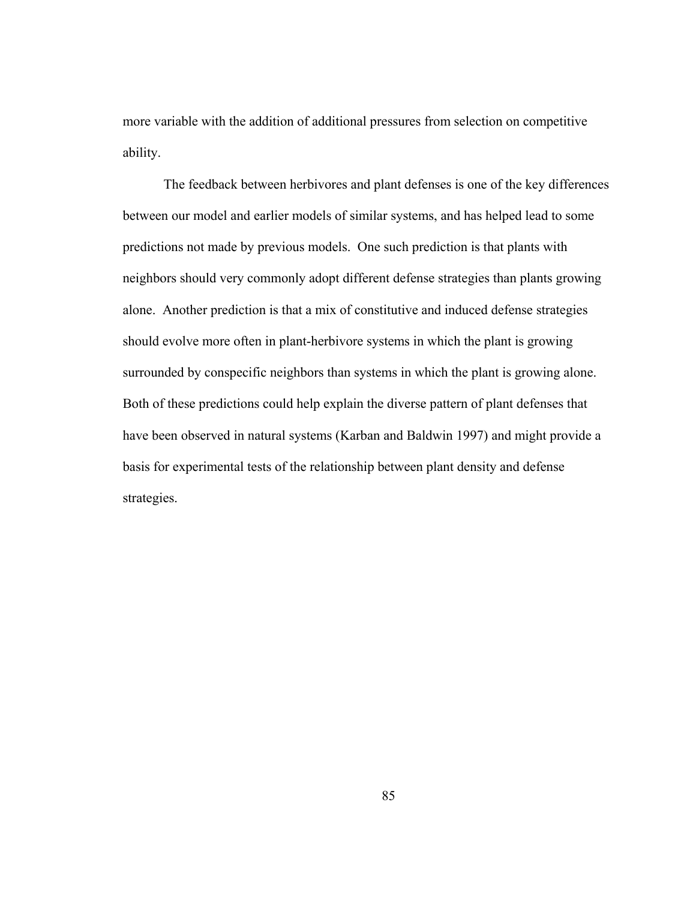more variable with the addition of additional pressures from selection on competitive ability.

The feedback between herbivores and plant defenses is one of the key differences between our model and earlier models of similar systems, and has helped lead to some predictions not made by previous models. One such prediction is that plants with neighbors should very commonly adopt different defense strategies than plants growing alone. Another prediction is that a mix of constitutive and induced defense strategies should evolve more often in plant-herbivore systems in which the plant is growing surrounded by conspecific neighbors than systems in which the plant is growing alone. Both of these predictions could help explain the diverse pattern of plant defenses that have been observed in natural systems (Karban and Baldwin 1997) and might provide a basis for experimental tests of the relationship between plant density and defense strategies.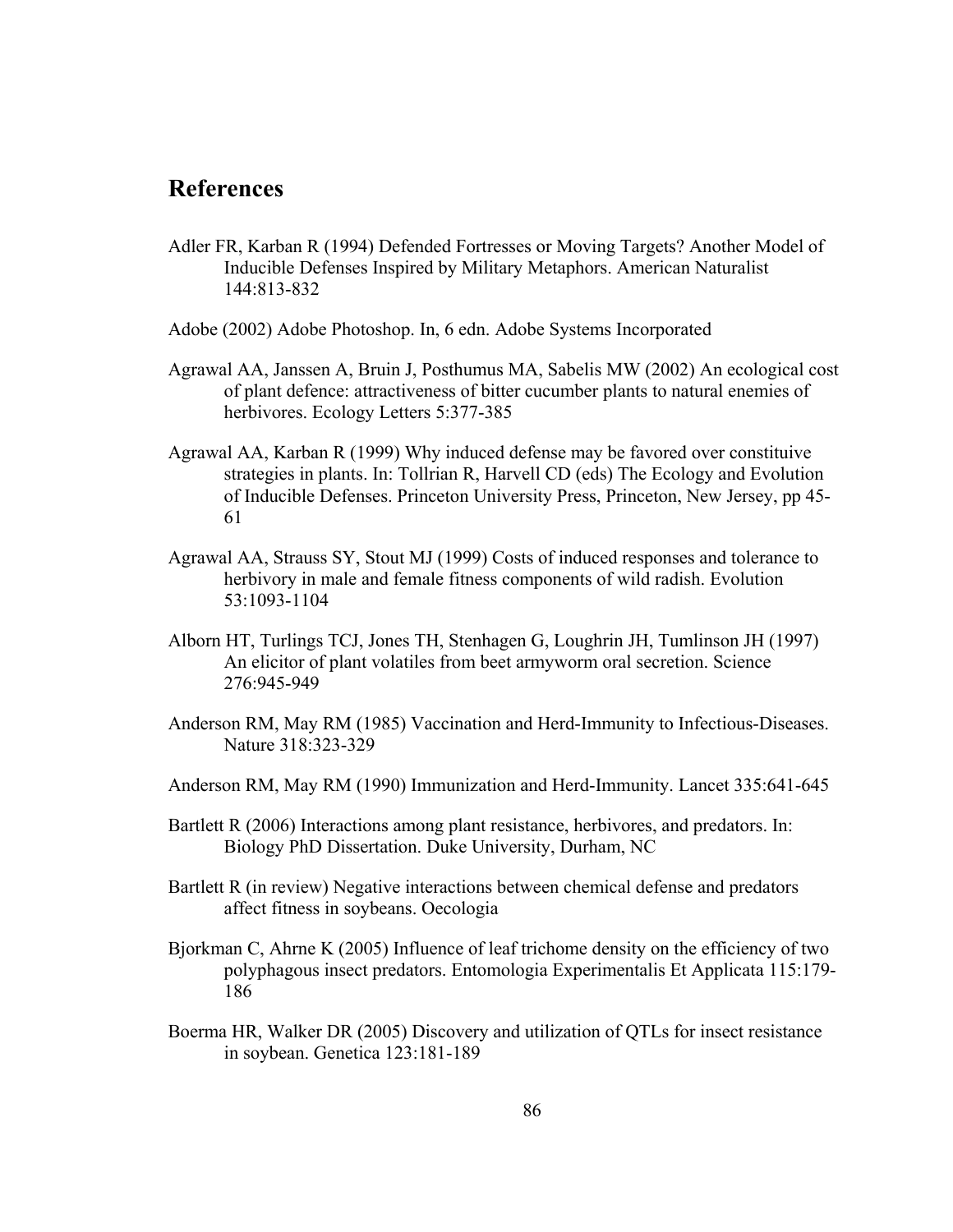# References

Adler FR, Karban R (1994) Defended Fortresses or Moving Targets? Another Model of Inducible Defenses Inspired by Military Metaphors. American Naturalist 144:813-832

Adobe (2002) Adobe Photoshop. In, 6 edn. Adobe Systems Incorporated

Agrawal AA, Janssen A, Bruin J, Posthumus MA, Sabelis MW (2002) An ecological cost of plant defence: attractiveness of bitter cucumber plants to natural enemies of herbivores. Ecology Letters 5:377-385

Agrawal AA, Karban R (1999) Why induced defense may be favored over constituive strategies in plants. In: Tollrian R, Harvell CD (eds) The Ecology and Evolution of Inducible Defenses. Princeton University Press, Princeton, New Jersey, pp 45-61

Agrawal AA, Strauss SY, Stout MJ (1999) Costs of induced responses and tolerance to herbivory in male and female fitness components of wild radish. Evolution 53:1093-1104

Alborn HT, Turlings TCJ, Jones TH, Stenhagen G, Loughrin JH, Tumlinson JH (1997) An elicitor of plant volatiles from beet armyworm oral secretion. Science 276:945-949

Anderson RM, May RM (1985) Vaccination and Herd-Immunity to Infectious-Diseases. Nature 318:323-329

Anderson RM, May RM (1990) Immunization and Herd-Immunity. Lancet 335:641-645

Bartlett R (2006) Interactions among plant resistance, herbivores, and predators. In: Biology PhD Dissertation. Duke University, Durham, NC

Bartlett R (in review) Negative interactions between chemical defense and predators affect fitness in soybeans. Oecologia

Bjorkman C, Ahrne K (2005) Influence of leaf trichome density on the efficiency of two polyphagous insect predators. Entomologia Experimentalis Et Applicata 115:179-186

Boerma HR, Walker DR (2005) Discovery and utilization of QTLs for insect resistance in soybean. Genetica 123:181-189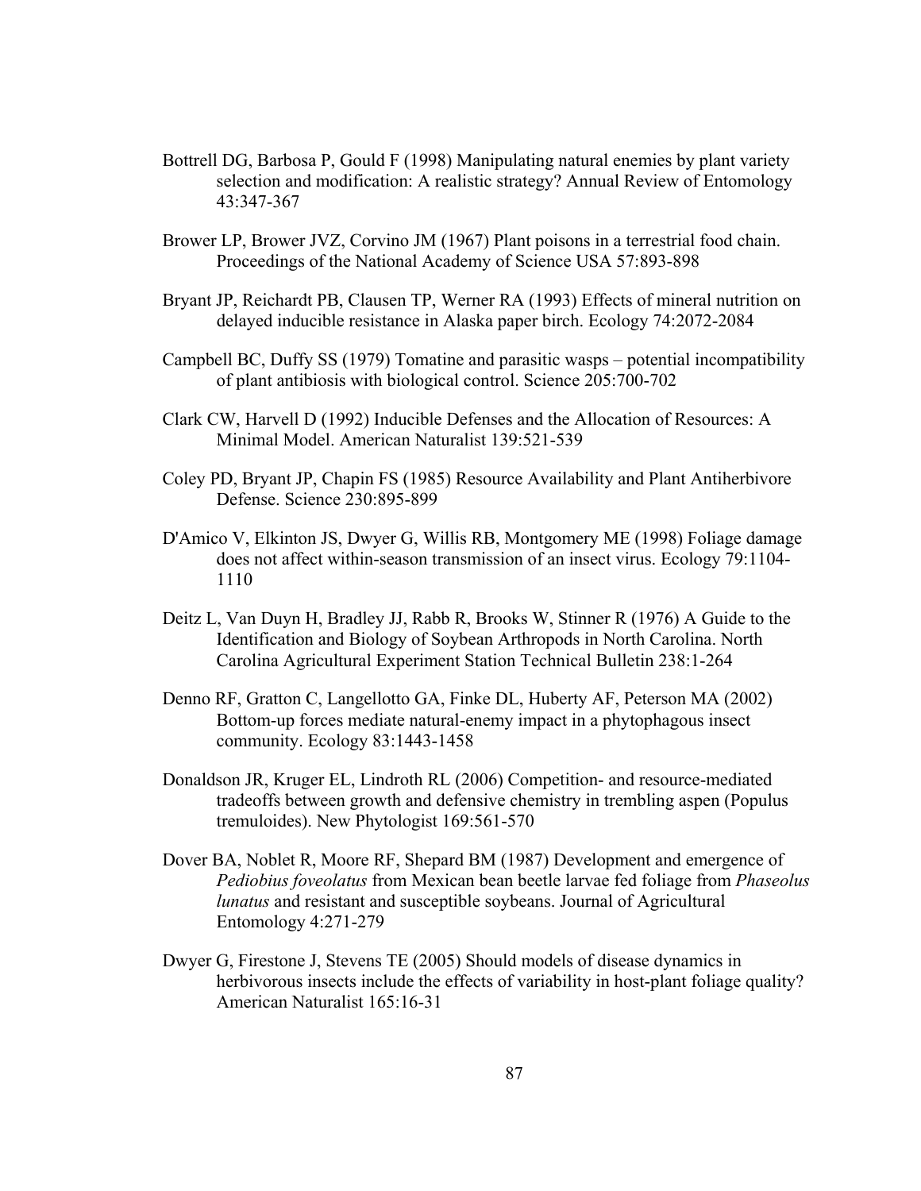Bottrell DG, Barbosa P, Gould F (1998) Manipulating natural enemies by plant variety selection and modification: A realistic strategy? Annual Review of Entomology 43:347-367

Brower LP, Brower JVZ, Corvino JM (1967) Plant poisons in a terrestrial food chain. Proceedings of the National Academy of Science USA 57:893-898

Bryant JP, Reichardt PB, Clausen TP, Werner RA (1993) Effects of mineral nutrition on delayed inducible resistance in Alaska paper birch. Ecology 74:2072-2084

Campbell BC, Duffy SS (1979) Tomatine and parasitic wasps – potential incompatibility of plant antibiosis with biological control. Science 205:700-702

Clark CW, Harvell D (1992) Inducible Defenses and the Allocation of Resources: A Minimal Model. American Naturalist 139:521-539

Coley PD, Bryant JP, Chapin FS (1985) Resource Availability and Plant Antiherbivore Defense. Science 230:895-899

D'Amico V, Elkinton JS, Dwyer G, Willis RB, Montgomery ME (1998) Foliage damage does not affect within-season transmission of an insect virus. Ecology 79:1104-1110

Deitz L, Van Duyn H, Bradley JJ, Rabb R, Brooks W, Stinner R (1976) A Guide to the Identification and Biology of Soybean Arthropods in North Carolina. North Carolina Agricultural Experiment Station Technical Bulletin 238:1-264

Denno RF, Gratton C, Langellotto GA, Finke DL, Huberty AF, Peterson MA (2002) Bottom-up forces mediate natural-enemy impact in a phytophagous insect community. Ecology 83:1443-1458

Donaldson JR, Kruger EL, Lindroth RL (2006) Competition- and resource-mediated tradeoffs between growth and defensive chemistry in trembling aspen (Populus tremuloides). New Phytologist 169:561-570

Dover BA, Noblet R, Moore RF, Shepard BM (1987) Development and emergence of *Pediobius foveolatus* from Mexican bean beetle larvae fed foliage from *Phaseolus lunatus* and resistant and susceptible soybeans. Journal of Agricultural Entomology 4:271-279

Dwyer G, Firestone J, Stevens TE (2005) Should models of disease dynamics in herbivorous insects include the effects of variability in host-plant foliage quality? American Naturalist 165:16-31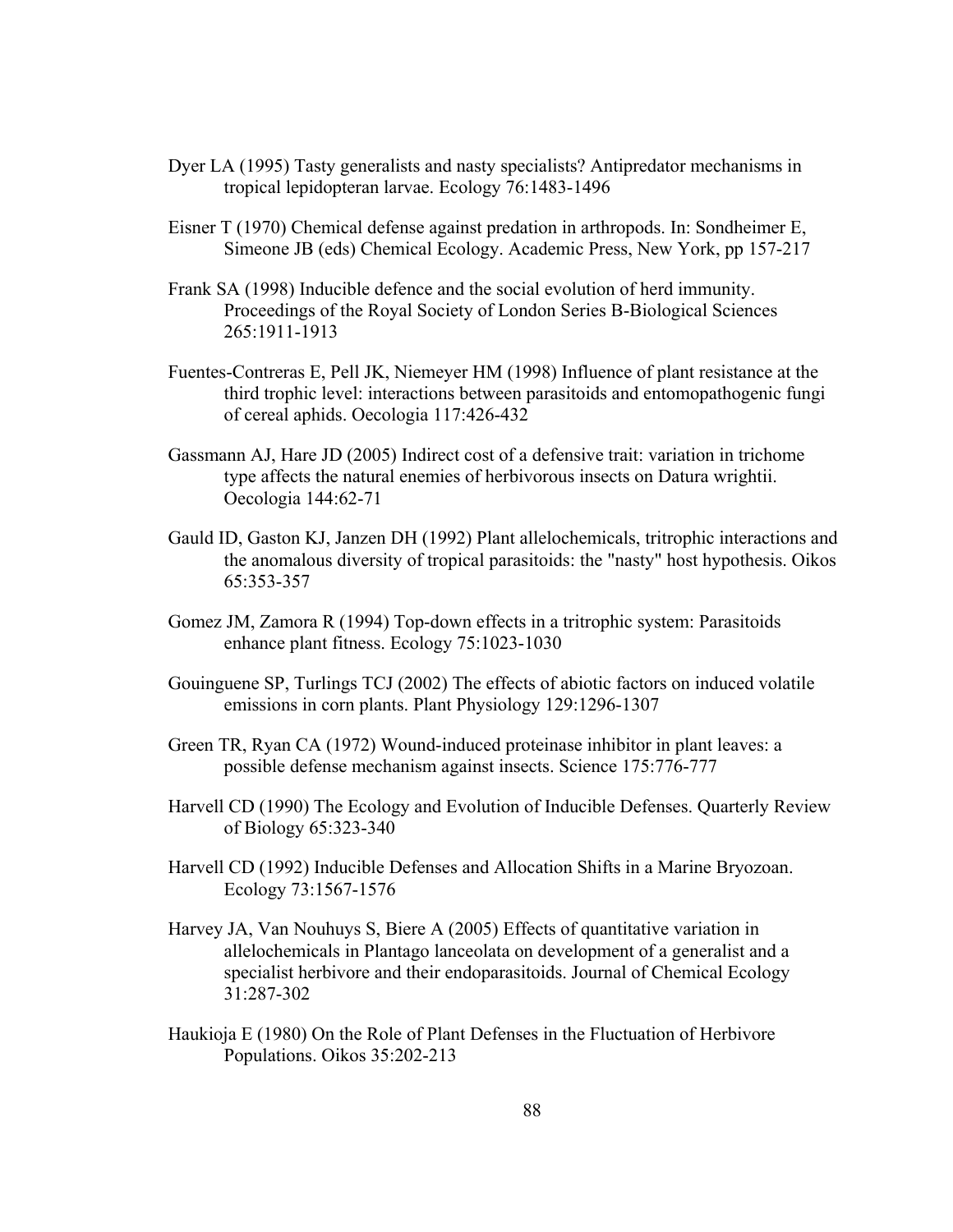Dyer LA (1995) Tasty generalists and nasty specialists? Antipredator mechanisms in tropical lepidopteran larvae. Ecology 76:1483-1496

Eisner T (1970) Chemical defense against predation in arthropods. In: Sondheimer E, Simeone JB (eds) Chemical Ecology. Academic Press, New York, pp 157-217

Frank SA (1998) Inducible defence and the social evolution of herd immunity. Proceedings of the Royal Society of London Series B-Biological Sciences 265:1911-1913

Fuentes-Contreras E, Pell JK, Niemeyer HM (1998) Influence of plant resistance at the third trophic level: interactions between parasitoids and entomopathogenic fungi of cereal aphids. Oecologia 117:426-432

Gassmann AJ, Hare JD (2005) Indirect cost of a defensive trait: variation in trichome type affects the natural enemies of herbivorous insects on Datura wrightii. Oecologia 144:62-71

Gauld ID, Gaston KJ, Janzen DH (1992) Plant allelochemicals, tritrophic interactions and the anomalous diversity of tropical parasitoids: the "nasty" host hypothesis. Oikos 65:353-357

Gomez JM, Zamora R (1994) Top-down effects in a tritrophic system: Parasitoids enhance plant fitness. Ecology 75:1023-1030

Gouinguene SP, Turlings TCJ (2002) The effects of abiotic factors on induced volatile emissions in corn plants. Plant Physiology 129:1296-1307

Green TR, Ryan CA (1972) Wound-induced proteinase inhibitor in plant leaves: a possible defense mechanism against insects. Science 175:776-777

Harvell CD (1990) The Ecology and Evolution of Inducible Defenses. Quarterly Review of Biology 65:323-340

Harvell CD (1992) Inducible Defenses and Allocation Shifts in a Marine Bryozoan. Ecology 73:1567-1576

Harvey JA, Van Nouhuys S, Biere A (2005) Effects of quantitative variation in allelochemicals in Plantago lanceolata on development of a generalist and a specialist herbivore and their endoparasitoids. Journal of Chemical Ecology 31:287-302

Haukioja E (1980) On the Role of Plant Defenses in the Fluctuation of Herbivore Populations. Oikos 35:202-213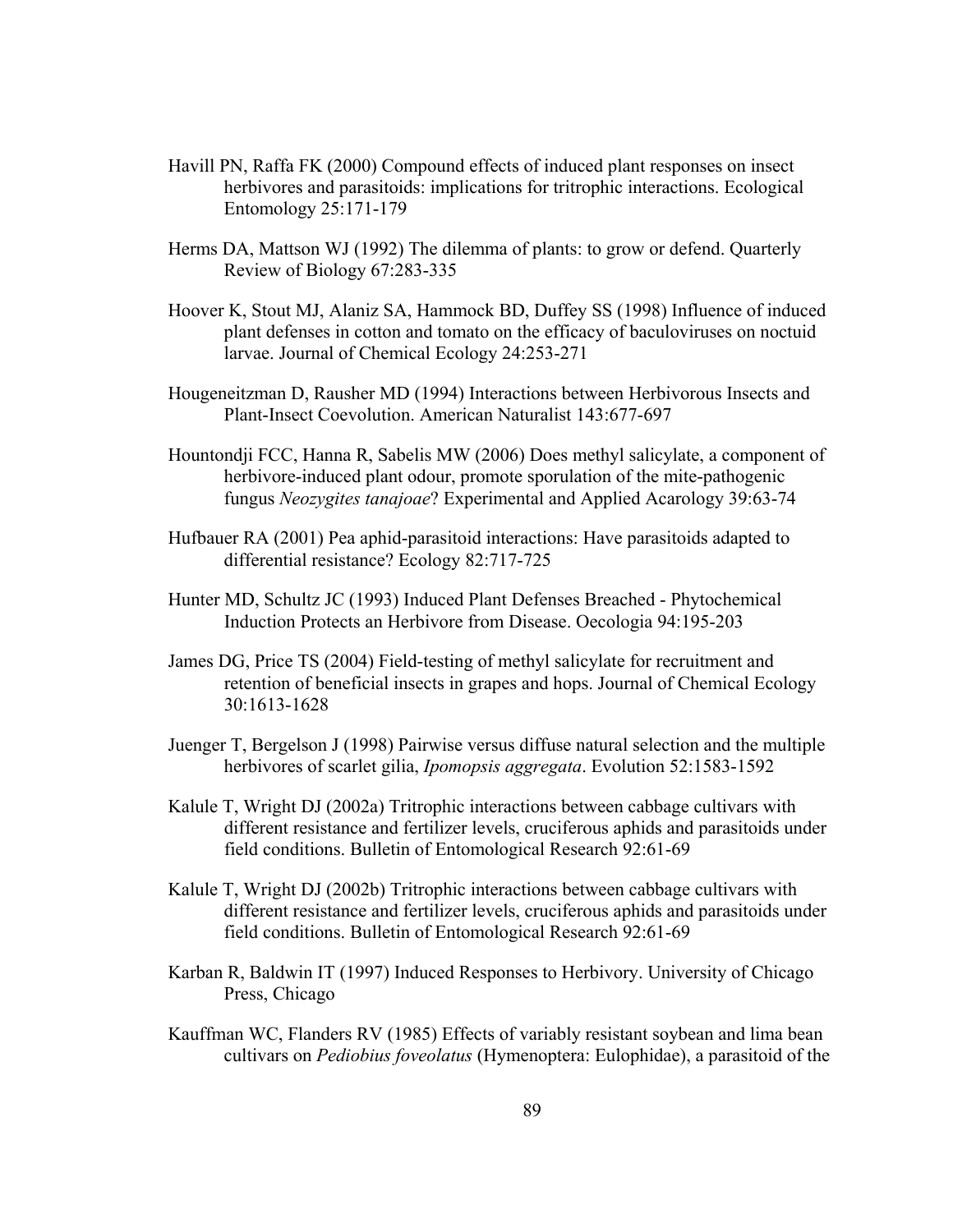Havill PN, Raffa FK (2000) Compound effects of induced plant responses on insect herbivores and parasitoids: implications for tritrophic interactions. Ecological Entomology 25:171-179

Herms DA, Mattson WJ (1992) The dilemma of plants: to grow or defend. Quarterly Review of Biology 67:283-335

Hoover K, Stout MJ, Alaniz SA, Hammock BD, Duffey SS (1998) Influence of induced plant defenses in cotton and tomato on the efficacy of baculoviruses on noctuid larvae. Journal of Chemical Ecology 24:253-271

Hougeneitzman D, Rausher MD (1994) Interactions between Herbivorous Insects and Plant-Insect Coevolution. American Naturalist 143:677-697

Hountondji FCC, Hanna R, Sabelis MW (2006) Does methyl salicylate, a component of herbivore-induced plant odour, promote sporulation of the mite-pathogenic fungus *Neozygites tanajoae*? Experimental and Applied Acarology 39:63-74

Hufbauer RA (2001) Pea aphid-parasitoid interactions: Have parasitoids adapted to differential resistance? Ecology 82:717-725

Hunter MD, Schultz JC (1993) Induced Plant Defenses Breached - Phytochemical Induction Protects an Herbivore from Disease. Oecologia 94:195-203

James DG, Price TS (2004) Field-testing of methyl salicylate for recruitment and retention of beneficial insects in grapes and hops. Journal of Chemical Ecology 30:1613-1628

Juenger T, Bergelson J (1998) Pairwise versus diffuse natural selection and the multiple herbivores of scarlet gilia, *Ipomopsis aggregata*. Evolution 52:1583-1592

Kalule T, Wright DJ (2002a) Tritrophic interactions between cabbage cultivars with different resistance and fertilizer levels, cruciferous aphids and parasitoids under field conditions. Bulletin of Entomological Research 92:61-69

Kalule T, Wright DJ (2002b) Tritrophic interactions between cabbage cultivars with different resistance and fertilizer levels, cruciferous aphids and parasitoids under field conditions. Bulletin of Entomological Research 92:61-69

Karban R, Baldwin IT (1997) Induced Responses to Herbivory. University of Chicago Press, Chicago

Kauffman WC, Flanders RV (1985) Effects of variably resistant soybean and lima bean cultivars on *Pediobius foveolatus* (Hymenoptera: Eulophidae), a parasitoid of the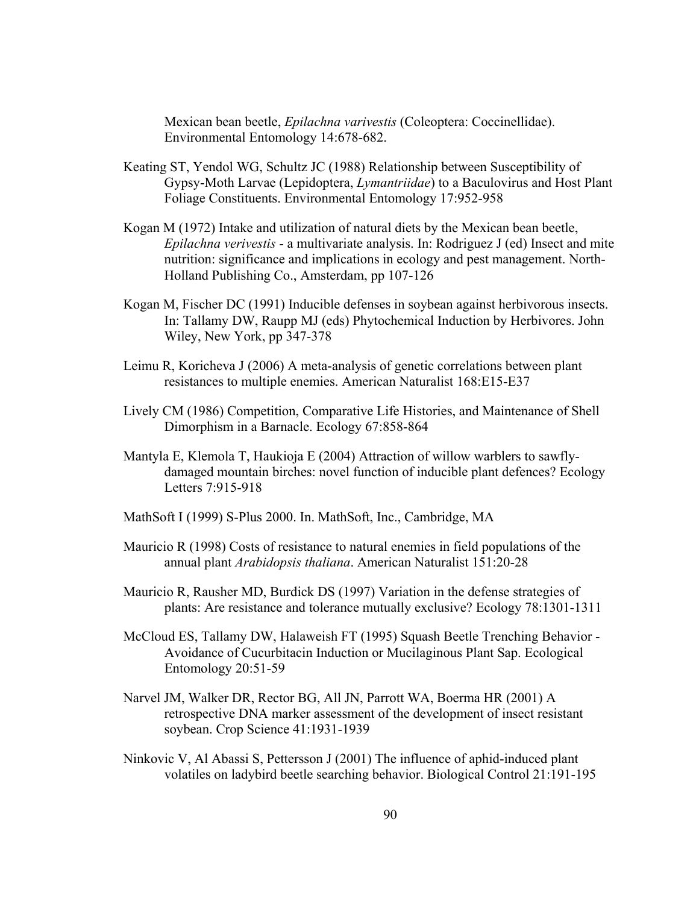Mexican bean beetle, *Epilachna varivestis* (Coleoptera: Coccinellidae). Environmental Entomology 14:678-682.

Keating ST, Yendol WG, Schultz JC (1988) Relationship between Susceptibility of Gypsy-Moth Larvae (Lepidoptera, *Lymantriidae*) to a Baculovirus and Host Plant Foliage Constituents. Environmental Entomology 17:952-958

Kogan M (1972) Intake and utilization of natural diets by the Mexican bean beetle, *Epilachna verivestis* - a multivariate analysis. In: Rodriguez J (ed) Insect and mite nutrition: significance and implications in ecology and pest management. North-Holland Publishing Co., Amsterdam, pp 107-126

Kogan M, Fischer DC (1991) Inducible defenses in soybean against herbivorous insects. In: Tallamy DW, Raupp MJ (eds) Phytochemical Induction by Herbivores. John Wiley, New York, pp 347-378

Leimu R, Koricheva J (2006) A meta-analysis of genetic correlations between plant resistances to multiple enemies. American Naturalist 168:E15-E37

Lively CM (1986) Competition, Comparative Life Histories, and Maintenance of Shell Dimorphism in a Barnacle. Ecology 67:858-864

Mantyla E, Klemola T, Haukioja E (2004) Attraction of willow warblers to sawfly-damaged mountain birches: novel function of inducible plant defences? Ecology Letters 7:915-918

MathSoft I (1999) S-Plus 2000. In. MathSoft, Inc., Cambridge, MA

Mauricio R (1998) Costs of resistance to natural enemies in field populations of the annual plant *Arabidopsis thaliana*. American Naturalist 151:20-28

Mauricio R, Rausher MD, Burdick DS (1997) Variation in the defense strategies of plants: Are resistance and tolerance mutually exclusive? Ecology 78:1301-1311

McCloud ES, Tallamy DW, Halaweish FT (1995) Squash Beetle Trenching Behavior - Avoidance of Cucurbitacin Induction or Mucilaginous Plant Sap. Ecological Entomology 20:51-59

Narvel JM, Walker DR, Rector BG, All JN, Parrott WA, Boerma HR (2001) A retrospective DNA marker assessment of the development of insect resistant soybean. Crop Science 41:1931-1939

Ninkovic V, Al Abassi S, Pettersson J (2001) The influence of aphid-induced plant volatiles on ladybird beetle searching behavior. Biological Control 21:191-195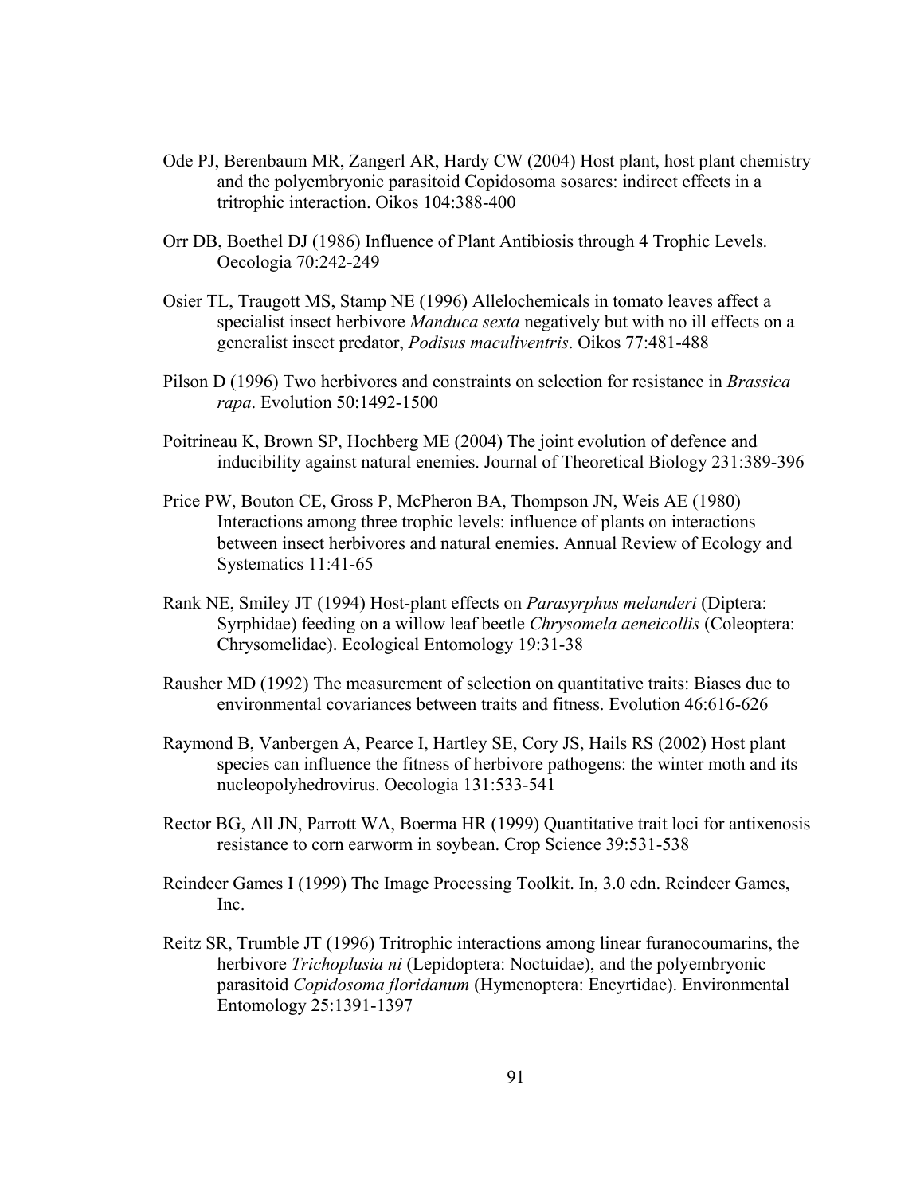Ode PJ, Berenbaum MR, Zangerl AR, Hardy CW (2004) Host plant, host plant chemistry and the polyembryonic parasitoid Copidosoma sosares: indirect effects in a tritrophic interaction. Oikos 104:388-400

Orr DB, Boethel DJ (1986) Influence of Plant Antibiosis through 4 Trophic Levels. Oecologia 70:242-249

Osier TL, Traugott MS, Stamp NE (1996) Allelochemicals in tomato leaves affect a specialist insect herbivore *Manduca sexta* negatively but with no ill effects on a generalist insect predator, *Podisus maculiventris*. Oikos 77:481-488

Pilson D (1996) Two herbivores and constraints on selection for resistance in *Brassica rapa*. Evolution 50:1492-1500

Poitrineau K, Brown SP, Hochberg ME (2004) The joint evolution of defence and inducibility against natural enemies. Journal of Theoretical Biology 231:389-396

Price PW, Bouton CE, Gross P, McPheron BA, Thompson JN, Weis AE (1980) Interactions among three trophic levels: influence of plants on interactions between insect herbivores and natural enemies. Annual Review of Ecology and Systematics 11:41-65

Rank NE, Smiley JT (1994) Host-plant effects on *Parasyrphus melanderi* (Diptera: Syrphidae) feeding on a willow leaf beetle *Chrysomela aeneicollis* (Coleoptera: Chrysomelidae). Ecological Entomology 19:31-38

Rausher MD (1992) The measurement of selection on quantitative traits: Biases due to environmental covariances between traits and fitness. Evolution 46:616-626

Raymond B, Vanbergen A, Pearce I, Hartley SE, Cory JS, Hails RS (2002) Host plant species can influence the fitness of herbivore pathogens: the winter moth and its nucleopolyhedrovirus. Oecologia 131:533-541

Rector BG, All JN, Parrott WA, Boerma HR (1999) Quantitative trait loci for antixenosis resistance to corn earworm in soybean. Crop Science 39:531-538

Reindeer Games I (1999) The Image Processing Toolkit. In, 3.0 edn. Reindeer Games, Inc.

Reitz SR, Trumble JT (1996) Tritrophic interactions among linear furanocoumarins, the herbivore *Trichoplusia ni* (Lepidoptera: Noctuidae), and the polyembryonic parasitoid *Copidosoma floridanum* (Hymenoptera: Encyrtidae). Environmental Entomology 25:1391-1397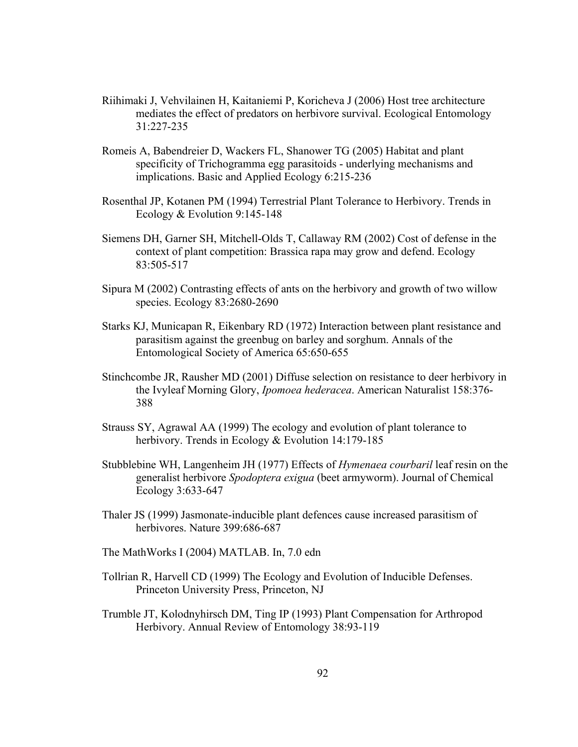Riihimaki J, Vehvilainen H, Kaitaniemi P, Koricheva J (2006) Host tree architecture mediates the effect of predators on herbivore survival. Ecological Entomology 31:227-235

Romeis A, Babendreier D, Wackers FL, Shanower TG (2005) Habitat and plant specificity of Trichogramma egg parasitoids - underlying mechanisms and implications. Basic and Applied Ecology 6:215-236

Rosenthal JP, Kotanen PM (1994) Terrestrial Plant Tolerance to Herbivory. Trends in Ecology & Evolution 9:145-148

Siemens DH, Garner SH, Mitchell-Olds T, Callaway RM (2002) Cost of defense in the context of plant competition: Brassica rapa may grow and defend. Ecology 83:505-517

Sipura M (2002) Contrasting effects of ants on the herbivory and growth of two willow species. Ecology 83:2680-2690

Starks KJ, Municapan R, Eikenbary RD (1972) Interaction between plant resistance and parasitism against the greenbug on barley and sorghum. Annals of the Entomological Society of America 65:650-655

Stinchcombe JR, Rausher MD (2001) Diffuse selection on resistance to deer herbivory in the Ivyleaf Morning Glory, *Ipomoea hederacea*. American Naturalist 158:376-388

Strauss SY, Agrawal AA (1999) The ecology and evolution of plant tolerance to herbivory. Trends in Ecology & Evolution 14:179-185

Stubblebine WH, Langenheim JH (1977) Effects of *Hymenaea courbaril* leaf resin on the generalist herbivore *Spodoptera exigua* (beet armyworm). Journal of Chemical Ecology 3:633-647

Thaler JS (1999) Jasmonate-inducible plant defences cause increased parasitism of herbivores. Nature 399:686-687

The MathWorks I (2004) MATLAB. In, 7.0 edn

Tollrian R, Harvell CD (1999) The Ecology and Evolution of Inducible Defenses. Princeton University Press, Princeton, NJ

Trumble JT, Kolodnyhirsch DM, Ting IP (1993) Plant Compensation for Arthropod Herbivory. Annual Review of Entomology 38:93-119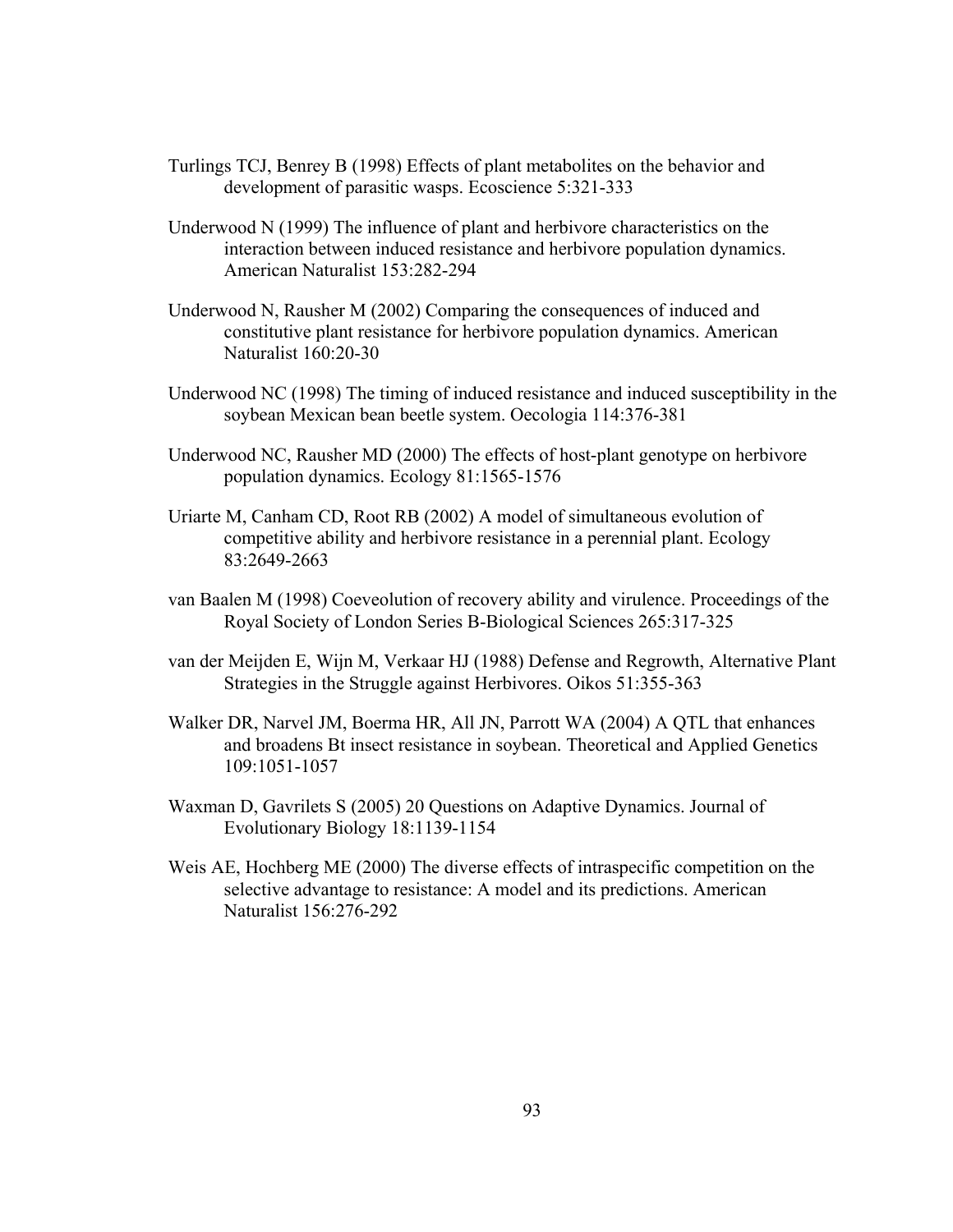Turlings TCJ, Benrey B (1998) Effects of plant metabolites on the behavior and development of parasitic wasps. Ecoscience 5:321-333

Underwood N (1999) The influence of plant and herbivore characteristics on the interaction between induced resistance and herbivore population dynamics. American Naturalist 153:282-294

Underwood N, Rausher M (2002) Comparing the consequences of induced and constitutive plant resistance for herbivore population dynamics. American Naturalist 160:20-30

Underwood NC (1998) The timing of induced resistance and induced susceptibility in the soybean Mexican bean beetle system. Oecologia 114:376-381

Underwood NC, Rausher MD (2000) The effects of host-plant genotype on herbivore population dynamics. Ecology 81:1565-1576

Uriarte M, Canham CD, Root RB (2002) A model of simultaneous evolution of competitive ability and herbivore resistance in a perennial plant. Ecology 83:2649-2663

van Baalen M (1998) Coeveolution of recovery ability and virulence. Proceedings of the Royal Society of London Series B-Biological Sciences 265:317-325

van der Meijden E, Wijn M, Verkaar HJ (1988) Defense and Regrowth, Alternative Plant Strategies in the Struggle against Herbivores. Oikos 51:355-363

Walker DR, Narvel JM, Boerma HR, All JN, Parrott WA (2004) A QTL that enhances and broadens Bt insect resistance in soybean. Theoretical and Applied Genetics 109:1051-1057

Waxman D, Gavrilets S (2005) 20 Questions on Adaptive Dynamics. Journal of Evolutionary Biology 18:1139-1154

Weis AE, Hochberg ME (2000) The diverse effects of intraspecific competition on the selective advantage to resistance: A model and its predictions. American Naturalist 156:276-292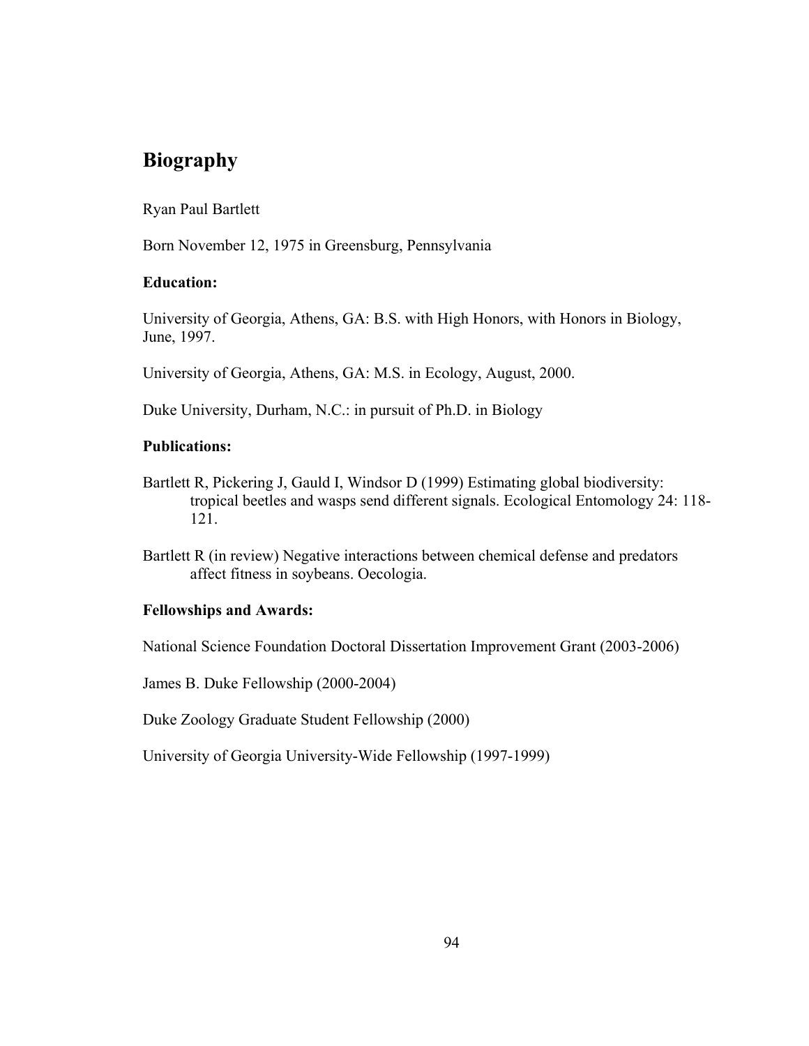# Biography

Ryan Paul Bartlett

Born November 12, 1975 in Greensburg, Pennsylvania

### Education:

University of Georgia, Athens, GA: B.S. with High Honors, with Honors in Biology, June, 1997.

University of Georgia, Athens, GA: M.S. in Ecology, August, 2000.

Duke University, Durham, N.C.: in pursuit of Ph.D. in Biology

### Publications:

Bartlett R, Pickering J, Gauld I, Windsor D (1999) Estimating global biodiversity: tropical beetles and wasps send different signals. Ecological Entomology 24: 118-121.

Bartlett R (in review) Negative interactions between chemical defense and predators affect fitness in soybeans. Oecologia.

### Fellowships and Awards:

National Science Foundation Doctoral Dissertation Improvement Grant (2003-2006)

James B. Duke Fellowship (2000-2004)

Duke Zoology Graduate Student Fellowship (2000)

University of Georgia University-Wide Fellowship (1997-1999)